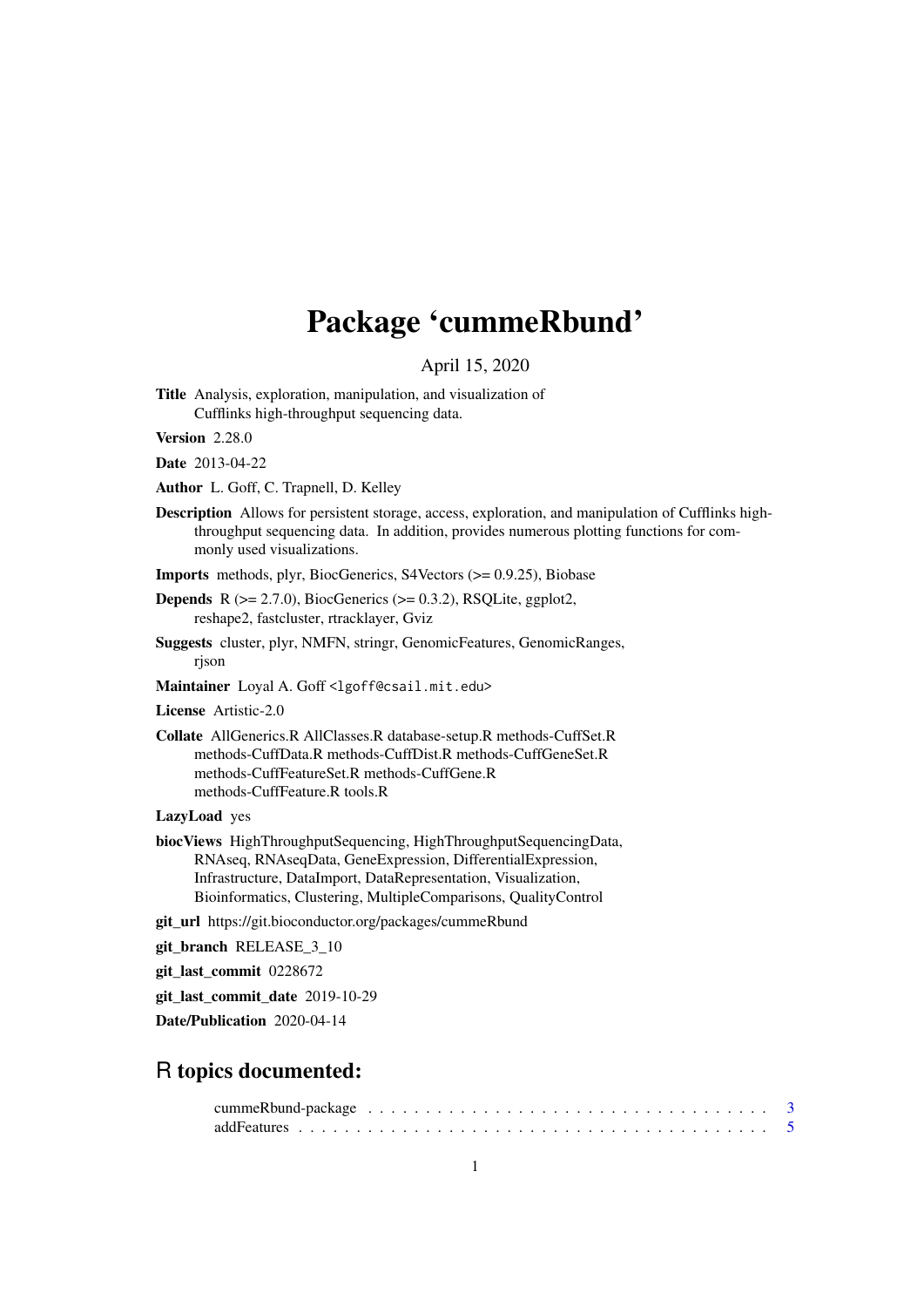# Package 'cummeRbund'

April 15, 2020

**Title** Analysis, exploration, manipulation, and visualization of Cufflinks high-throughput sequencing data.

**Version** 2.28.0

**Date** 2013-04-22

**Author** L. Goff, C. Trapnell, D. Kelley

**Description** Allows for persistent storage, access, exploration, and manipulation of Cufflinks high-throughput sequencing data. In addition, provides numerous plotting functions for commonly used visualizations.

**Imports** methods, plyr, BiocGenerics, S4Vectors (>= 0.9.25), Biobase

**Depends** R (>= 2.7.0), BiocGenerics (>= 0.3.2), RSQLite, ggplot2, reshape2, fastcluster, rtracklayer, Gviz

**Suggests** cluster, plyr, NMFN, stringr, GenomicFeatures, GenomicRanges, rjson

**Maintainer** Loyal A. Goff <lgoff@csail.mit.edu>

**License** Artistic-2.0

**Collate** AllGenerics.R AllClasses.R database-setup.R methods-CuffSet.R methods-CuffData.R methods-CuffDist.R methods-CuffGeneSet.R methods-CuffFeatureSet.R methods-CuffGene.R methods-CuffFeature.R tools.R

**LazyLoad** yes

**biocViews** HighThroughputSequencing, HighThroughputSequencingData, RNAseq, RNAseqData, GeneExpression, DifferentialExpression, Infrastructure, DataImport, DataRepresentation, Visualization, Bioinformatics, Clustering, MultipleComparisons, QualityControl

**git_url** https://git.bioconductor.org/packages/cummeRbund

**git_branch** RELEASE_3_10

**git_last_commit** 0228672

**git_last_commit_date** 2019-10-29

**Date/Publication** 2020-04-14

## R topics documented:

cummeRbund-package . . . . . . . . . . . . . . . . . . . . . . . . . . . . . . . . . . . 3
addFeatures . . . . . . . . . . . . . . . . . . . . . . . . . . . . . . . . . . . . . . . . 5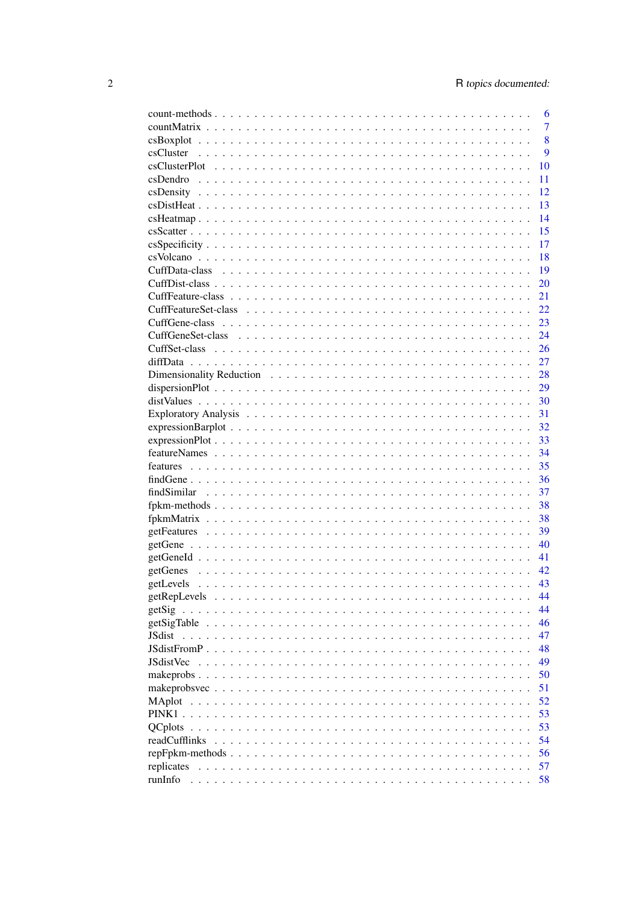count-methods . . . . . . . . . . . . . . . . . . . . . . . . . . . . . . . . . . . . . . 6
countMatrix . . . . . . . . . . . . . . . . . . . . . . . . . . . . . . . . . . . . . . 7
csBoxplot . . . . . . . . . . . . . . . . . . . . . . . . . . . . . . . . . . . . . . 8
csCluster . . . . . . . . . . . . . . . . . . . . . . . . . . . . . . . . . . . . . . 9
csClusterPlot . . . . . . . . . . . . . . . . . . . . . . . . . . . . . . . . . . . . . . 10
csDendro . . . . . . . . . . . . . . . . . . . . . . . . . . . . . . . . . . . . . . 11
csDensity . . . . . . . . . . . . . . . . . . . . . . . . . . . . . . . . . . . . . . 12
csDistHeat . . . . . . . . . . . . . . . . . . . . . . . . . . . . . . . . . . . . . . 13
csHeatmap . . . . . . . . . . . . . . . . . . . . . . . . . . . . . . . . . . . . . . 14
csScatter . . . . . . . . . . . . . . . . . . . . . . . . . . . . . . . . . . . . . . 15
csSpecificity . . . . . . . . . . . . . . . . . . . . . . . . . . . . . . . . . . . . . . 17
csVolcano . . . . . . . . . . . . . . . . . . . . . . . . . . . . . . . . . . . . . . 18
CuffData-class . . . . . . . . . . . . . . . . . . . . . . . . . . . . . . . . . . . . . . 19
CuffDist-class . . . . . . . . . . . . . . . . . . . . . . . . . . . . . . . . . . . . . . 20
CuffFeature-class . . . . . . . . . . . . . . . . . . . . . . . . . . . . . . . . . . . . . . 21
CuffFeatureSet-class . . . . . . . . . . . . . . . . . . . . . . . . . . . . . . . . . . . . . . 22
CuffGene-class . . . . . . . . . . . . . . . . . . . . . . . . . . . . . . . . . . . . . . 23
CuffGeneSet-class . . . . . . . . . . . . . . . . . . . . . . . . . . . . . . . . . . . . . . 24
CuffSet-class . . . . . . . . . . . . . . . . . . . . . . . . . . . . . . . . . . . . . . 26
diffData . . . . . . . . . . . . . . . . . . . . . . . . . . . . . . . . . . . . . . 27
Dimensionality Reduction . . . . . . . . . . . . . . . . . . . . . . . . . . . . . . . . . . . . . . 28
dispersionPlot . . . . . . . . . . . . . . . . . . . . . . . . . . . . . . . . . . . . . . 29
distValues . . . . . . . . . . . . . . . . . . . . . . . . . . . . . . . . . . . . . . 30
Exploratory Analysis . . . . . . . . . . . . . . . . . . . . . . . . . . . . . . . . . . . . . . 31
expressionBarplot . . . . . . . . . . . . . . . . . . . . . . . . . . . . . . . . . . . . . . 32
expressionPlot . . . . . . . . . . . . . . . . . . . . . . . . . . . . . . . . . . . . . . 33
featureNames . . . . . . . . . . . . . . . . . . . . . . . . . . . . . . . . . . . . . . 34
features . . . . . . . . . . . . . . . . . . . . . . . . . . . . . . . . . . . . . . 35
findGene . . . . . . . . . . . . . . . . . . . . . . . . . . . . . . . . . . . . . . 36
findSimilar . . . . . . . . . . . . . . . . . . . . . . . . . . . . . . . . . . . . . . 37
fpkm-methods . . . . . . . . . . . . . . . . . . . . . . . . . . . . . . . . . . . . . . 38
fpkmMatrix . . . . . . . . . . . . . . . . . . . . . . . . . . . . . . . . . . . . . . 38
getFeatures . . . . . . . . . . . . . . . . . . . . . . . . . . . . . . . . . . . . . . 39
getGene . . . . . . . . . . . . . . . . . . . . . . . . . . . . . . . . . . . . . . 40
getGeneId . . . . . . . . . . . . . . . . . . . . . . . . . . . . . . . . . . . . . . 41
getGenes . . . . . . . . . . . . . . . . . . . . . . . . . . . . . . . . . . . . . . 42
getLevels . . . . . . . . . . . . . . . . . . . . . . . . . . . . . . . . . . . . . . 43
getRepLevels . . . . . . . . . . . . . . . . . . . . . . . . . . . . . . . . . . . . . . 44
getSig . . . . . . . . . . . . . . . . . . . . . . . . . . . . . . . . . . . . . . 44
getSigTable . . . . . . . . . . . . . . . . . . . . . . . . . . . . . . . . . . . . . . 46
JSdist . . . . . . . . . . . . . . . . . . . . . . . . . . . . . . . . . . . . . . 47
JSdistFromP . . . . . . . . . . . . . . . . . . . . . . . . . . . . . . . . . . . . . . 48
JSdistVec . . . . . . . . . . . . . . . . . . . . . . . . . . . . . . . . . . . . . . 49
makeprobs . . . . . . . . . . . . . . . . . . . . . . . . . . . . . . . . . . . . . . 50
makeprobsvec . . . . . . . . . . . . . . . . . . . . . . . . . . . . . . . . . . . . . . 51
MAplot . . . . . . . . . . . . . . . . . . . . . . . . . . . . . . . . . . . . . . 52
PINK1 . . . . . . . . . . . . . . . . . . . . . . . . . . . . . . . . . . . . . . 53
QCplots . . . . . . . . . . . . . . . . . . . . . . . . . . . . . . . . . . . . . . 53
readCufflinks . . . . . . . . . . . . . . . . . . . . . . . . . . . . . . . . . . . . . . 54
repFpkm-methods . . . . . . . . . . . . . . . . . . . . . . . . . . . . . . . . . . . . . . 56
replicates . . . . . . . . . . . . . . . . . . . . . . . . . . . . . . . . . . . . . . 57
runInfo . . . . . . . . . . . . . . . . . . . . . . . . . . . . . . . . . . . . . . 58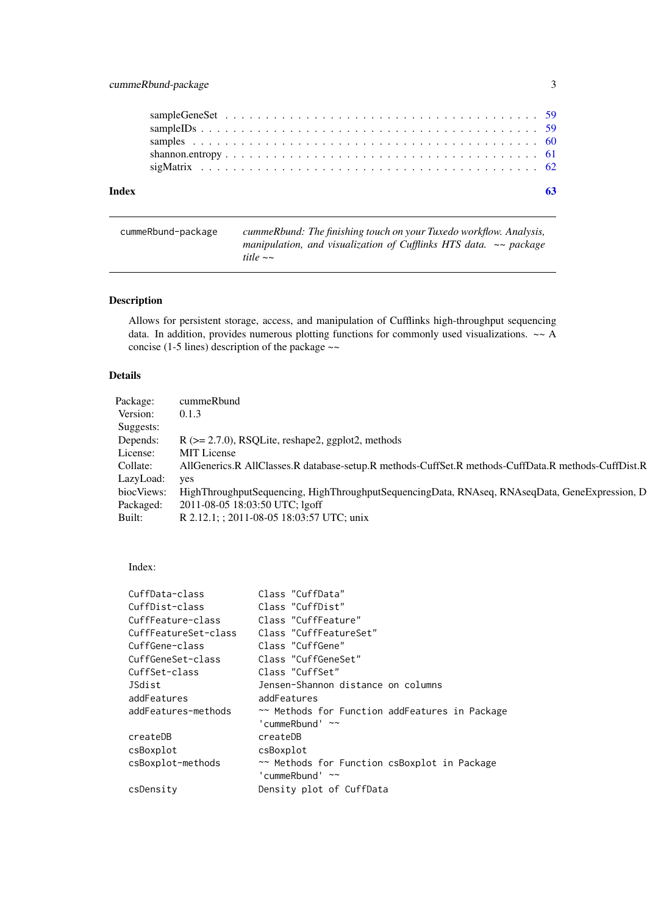sampleGeneSet . . . . . . . . . . . . . . . . . . . . . . . . . . . . . . . . . . . . . . 59
sampleIDs . . . . . . . . . . . . . . . . . . . . . . . . . . . . . . . . . . . . . . . . 59
samples . . . . . . . . . . . . . . . . . . . . . . . . . . . . . . . . . . . . . . . . . 60
shannon.entropy . . . . . . . . . . . . . . . . . . . . . . . . . . . . . . . . . . . . . 61
sigMatrix . . . . . . . . . . . . . . . . . . . . . . . . . . . . . . . . . . . . . . . . 62

**Index** **63**

---

`cummeRbund-package` *cummeRbund: The finishing touch on your Tuxedo workflow. Analysis, manipulation, and visualization of Cufflinks HTS data. ~~ package title ~~*

---

## Description

Allows for persistent storage, access, and manipulation of Cufflinks high-throughput sequencing data. In addition, provides numerous plotting functions for commonly used visualizations. ~~ A concise (1-5 lines) description of the package ~~

## Details

| | |
|---|---|
| Package: | cummeRbund |
| Version: | 0.1.3 |
| Suggests: | |
| Depends: | R (>= 2.7.0), RSQLite, reshape2, ggplot2, methods |
| License: | MIT License |
| Collate: | AllGenerics.R AllClasses.R database-setup.R methods-CuffSet.R methods-CuffData.R methods-CuffDist.R |
| LazyLoad: | yes |
| biocViews: | HighThroughputSequencing, HighThroughputSequencingData, RNAseq, RNAseqData, GeneExpression, D |
| Packaged: | 2011-08-05 18:03:50 UTC; lgoff |
| Built: | R 2.12.1; ; 2011-08-05 18:03:57 UTC; unix |

Index:

```
CuffData-class          Class "CuffData"
CuffDist-class          Class "CuffDist"
CuffFeature-class       Class "CuffFeature"
CuffFeatureSet-class    Class "CuffFeatureSet"
CuffGene-class          Class "CuffGene"
CuffGeneSet-class       Class "CuffGeneSet"
CuffSet-class           Class "CuffSet"
JSdist                  Jensen-Shannon distance on columns
addFeatures             addFeatures
addFeatures-methods     ~~ Methods for Function addFeatures in Package
                        'cummeRbund' ~~
createDB                createDB
csBoxplot               csBoxplot
csBoxplot-methods       ~~ Methods for Function csBoxplot in Package
                        'cummeRbund' ~~
csDensity               Density plot of CuffData
```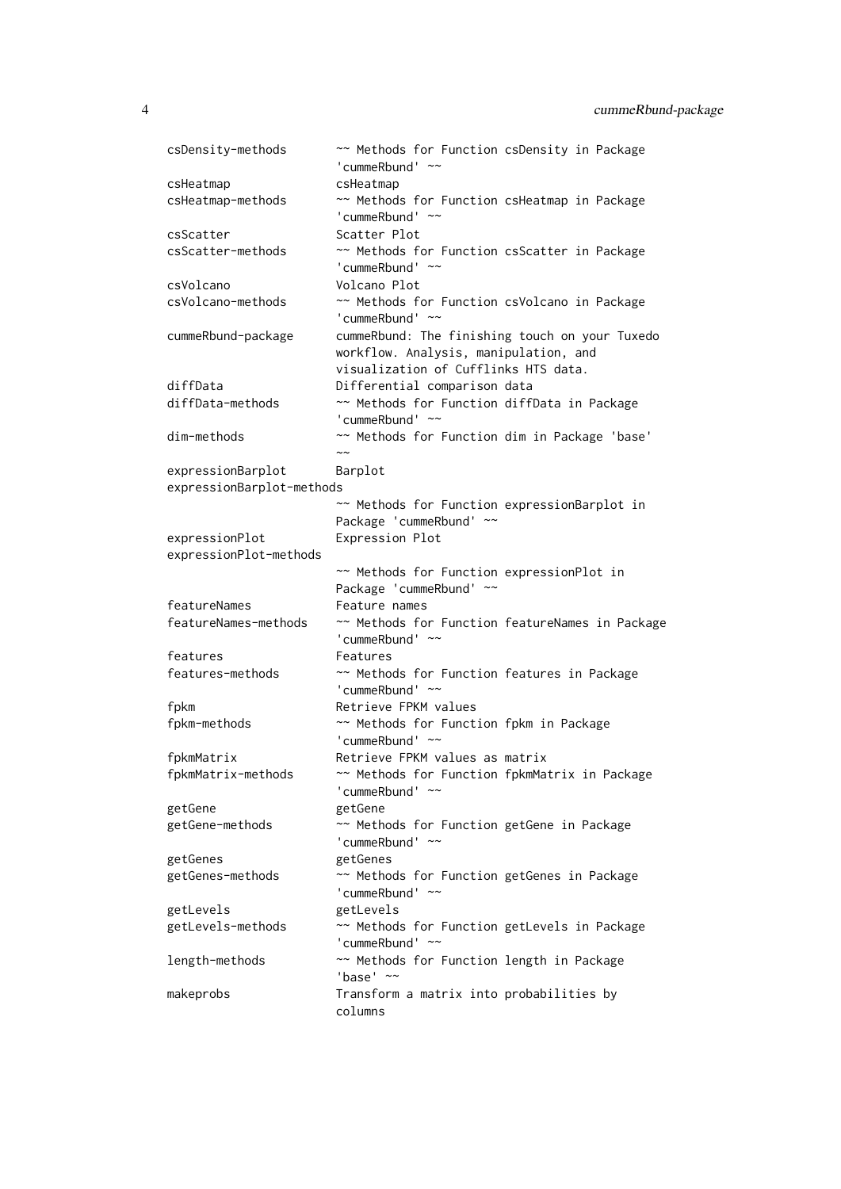| | |
|---|---|
| csDensity-methods | ~~ Methods for Function csDensity in Package 'cummeRbund' ~~ |
| csHeatmap | csHeatmap |
| csHeatmap-methods | ~~ Methods for Function csHeatmap in Package 'cummeRbund' ~~ |
| csScatter | Scatter Plot |
| csScatter-methods | ~~ Methods for Function csScatter in Package 'cummeRbund' ~~ |
| csVolcano | Volcano Plot |
| csVolcano-methods | ~~ Methods for Function csVolcano in Package 'cummeRbund' ~~ |
| cummeRbund-package | cummeRbund: The finishing touch on your Tuxedo workflow. Analysis, manipulation, and visualization of Cufflinks HTS data. |
| diffData | Differential comparison data |
| diffData-methods | ~~ Methods for Function diffData in Package 'cummeRbund' ~~ |
| dim-methods | ~~ Methods for Function dim in Package 'base' ~~ |
| expressionBarplot | Barplot |
| expressionBarplot-methods | ~~ Methods for Function expressionBarplot in Package 'cummeRbund' ~~ |
| expressionPlot | Expression Plot |
| expressionPlot-methods | ~~ Methods for Function expressionPlot in Package 'cummeRbund' ~~ |
| featureNames | Feature names |
| featureNames-methods | ~~ Methods for Function featureNames in Package 'cummeRbund' ~~ |
| features | Features |
| features-methods | ~~ Methods for Function features in Package 'cummeRbund' ~~ |
| fpkm | Retrieve FPKM values |
| fpkm-methods | ~~ Methods for Function fpkm in Package 'cummeRbund' ~~ |
| fpkmMatrix | Retrieve FPKM values as matrix |
| fpkmMatrix-methods | ~~ Methods for Function fpkmMatrix in Package 'cummeRbund' ~~ |
| getGene | getGene |
| getGene-methods | ~~ Methods for Function getGene in Package 'cummeRbund' ~~ |
| getGenes | getGenes |
| getGenes-methods | ~~ Methods for Function getGenes in Package 'cummeRbund' ~~ |
| getLevels | getLevels |
| getLevels-methods | ~~ Methods for Function getLevels in Package 'cummeRbund' ~~ |
| length-methods | ~~ Methods for Function length in Package 'base' ~~ |
| makeprobs | Transform a matrix into probabilities by columns |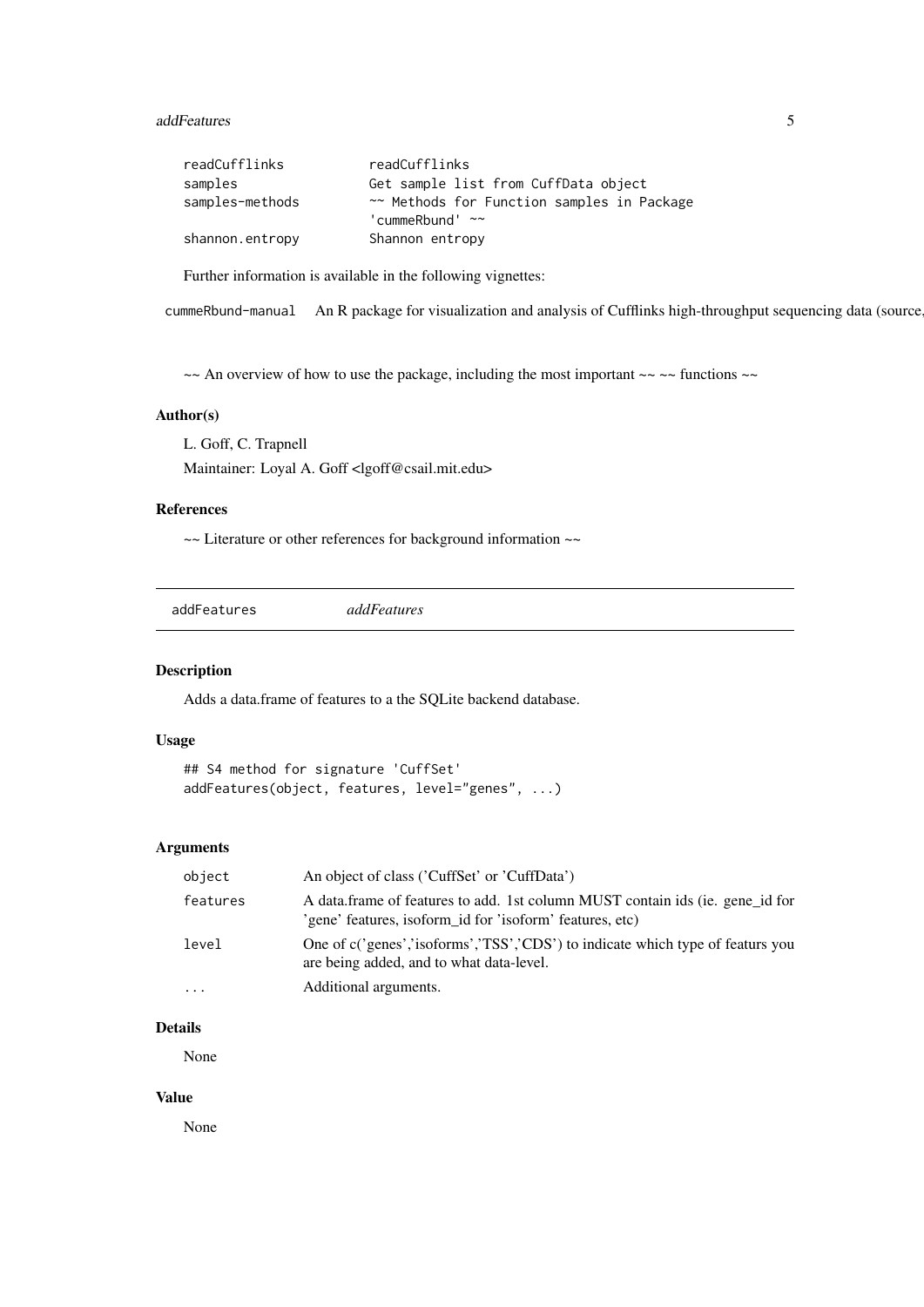| | |
|---|---|
| readCufflinks | readCufflinks |
| samples | Get sample list from CuffData object |
| samples-methods | ~~ Methods for Function samples in Package 'cummeRbund' ~~ |
| shannon.entropy | Shannon entropy |

Further information is available in the following vignettes:

| | |
|---|---|
| cummeRbund-manual | An R package for visualization and analysis of Cufflinks high-throughput sequencing data (source, |

~~ An overview of how to use the package, including the most important ~~ ~~ functions ~~

### Author(s)

L. Goff, C. Trapnell

Maintainer: Loyal A. Goff <lgoff@csail.mit.edu>

### References

~~ Literature or other references for background information ~~

---

## addFeatures *addFeatures*

---

### Description

Adds a data.frame of features to a the SQLite backend database.

### Usage

```
## S4 method for signature 'CuffSet'
addFeatures(object, features, level="genes", ...)
```

### Arguments

| | |
|---|---|
| object | An object of class ('CuffSet' or 'CuffData') |
| features | A data.frame of features to add. 1st column MUST contain ids (ie. gene_id for 'gene' features, isoform_id for 'isoform' features, etc) |
| level | One of c('genes','isoforms','TSS','CDS') to indicate which type of featurs you are being added, and to what data-level. |
| ... | Additional arguments. |

### Details

None

### Value

None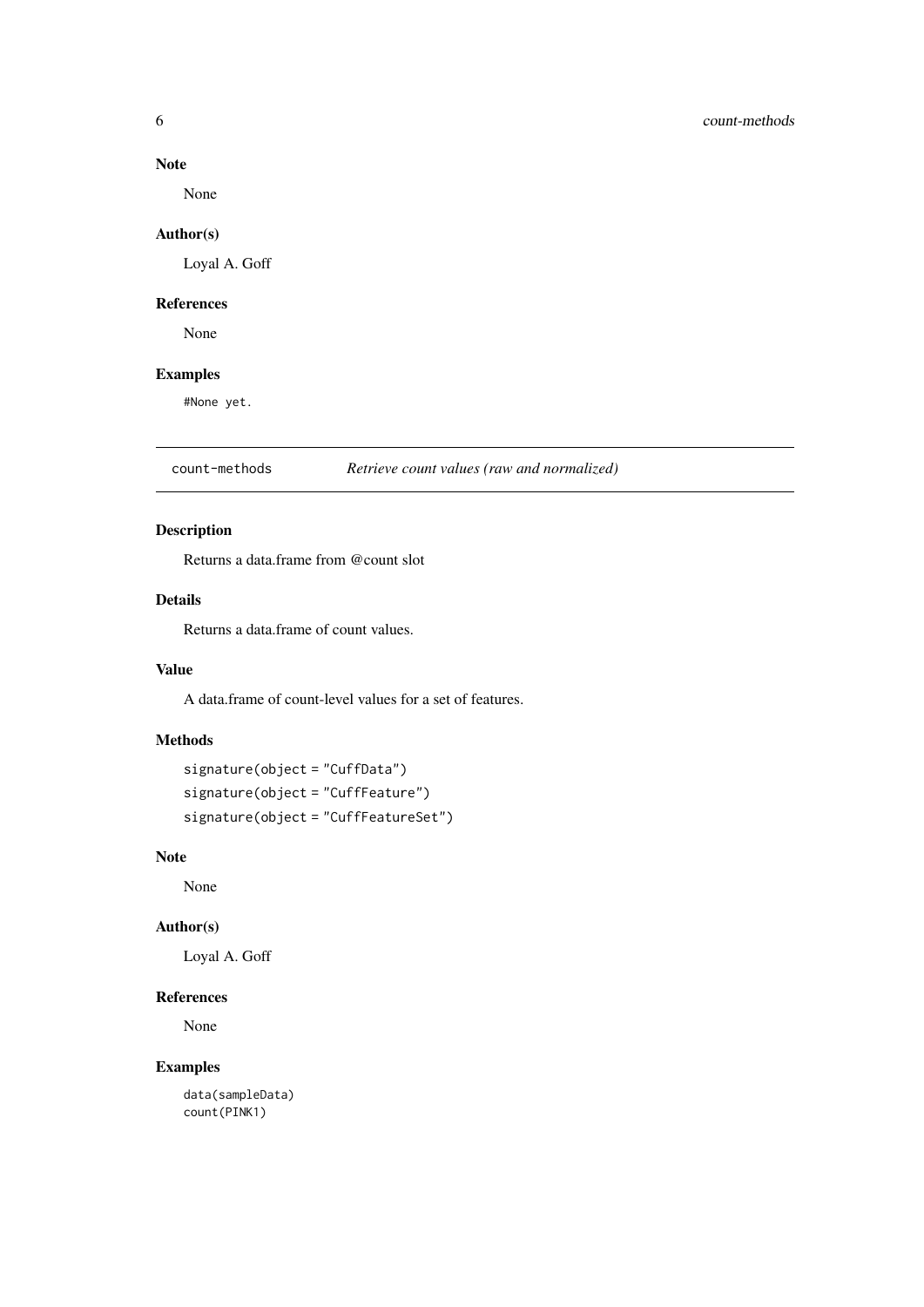### Note

None

### Author(s)

Loyal A. Goff

### References

None

### Examples

```
#None yet.
```

---

## count-methods — *Retrieve count values (raw and normalized)*

### Description

Returns a data.frame from @count slot

### Details

Returns a data.frame of count values.

### Value

A data.frame of count-level values for a set of features.

### Methods

```
signature(object = "CuffData")
signature(object = "CuffFeature")
signature(object = "CuffFeatureSet")
```

### Note

None

### Author(s)

Loyal A. Goff

### References

None

### Examples

```
data(sampleData)
count(PINK1)
```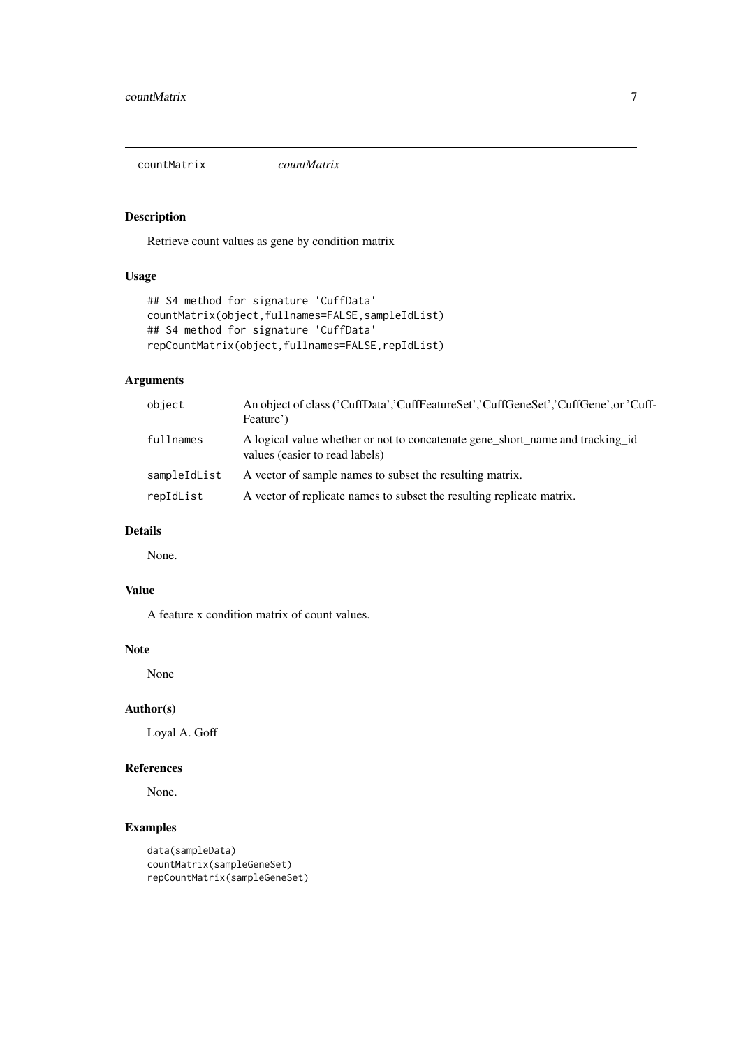# countMatrix *countMatrix*

## Description

Retrieve count values as gene by condition matrix

## Usage

```
## S4 method for signature 'CuffData'
countMatrix(object,fullnames=FALSE,sampleIdList)
## S4 method for signature 'CuffData'
repCountMatrix(object,fullnames=FALSE,repIdList)
```

## Arguments

| | |
|---|---|
| `object` | An object of class ('CuffData','CuffFeatureSet','CuffGeneSet','CuffGene',or 'CuffFeature') |
| `fullnames` | A logical value whether or not to concatenate gene_short_name and tracking_id values (easier to read labels) |
| `sampleIdList` | A vector of sample names to subset the resulting matrix. |
| `repIdList` | A vector of replicate names to subset the resulting replicate matrix. |

## Details

None.

## Value

A feature x condition matrix of count values.

## Note

None

## Author(s)

Loyal A. Goff

## References

None.

## Examples

```
data(sampleData)
countMatrix(sampleGeneSet)
repCountMatrix(sampleGeneSet)
```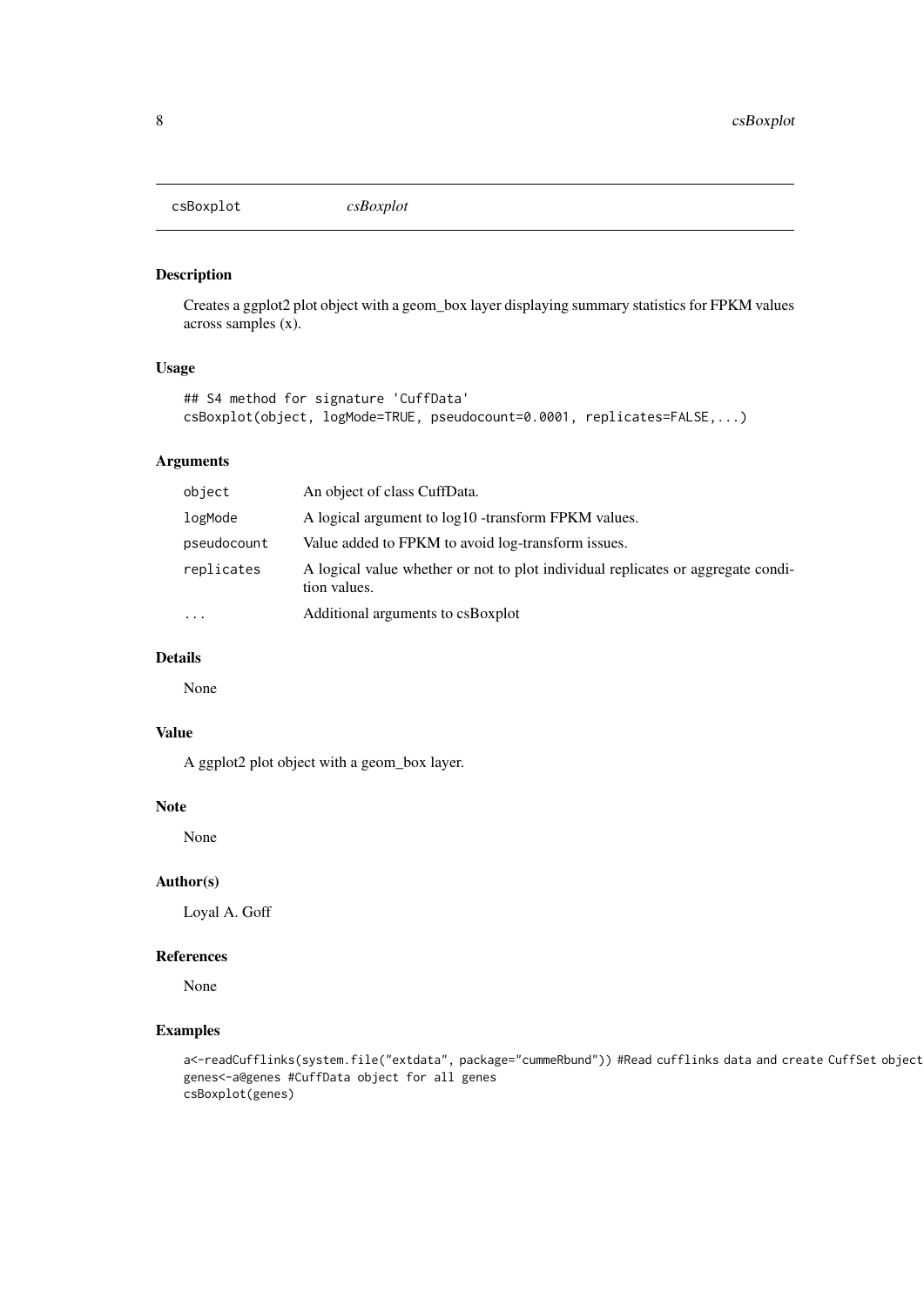# csBoxplot

*csBoxplot*

## Description

Creates a ggplot2 plot object with a geom_box layer displaying summary statistics for FPKM values across samples (x).

## Usage

```
## S4 method for signature 'CuffData'
csBoxplot(object, logMode=TRUE, pseudocount=0.0001, replicates=FALSE,...)
```

## Arguments

| | |
|---|---|
| `object` | An object of class CuffData. |
| `logMode` | A logical argument to log10 -transform FPKM values. |
| `pseudocount` | Value added to FPKM to avoid log-transform issues. |
| `replicates` | A logical value whether or not to plot individual replicates or aggregate condition values. |
| `...` | Additional arguments to csBoxplot |

## Details

None

## Value

A ggplot2 plot object with a geom_box layer.

## Note

None

## Author(s)

Loyal A. Goff

## References

None

## Examples

```
a<-readCufflinks(system.file("extdata", package="cummeRbund")) #Read cufflinks data and create CuffSet object
genes<-a@genes #CuffData object for all genes
csBoxplot(genes)
```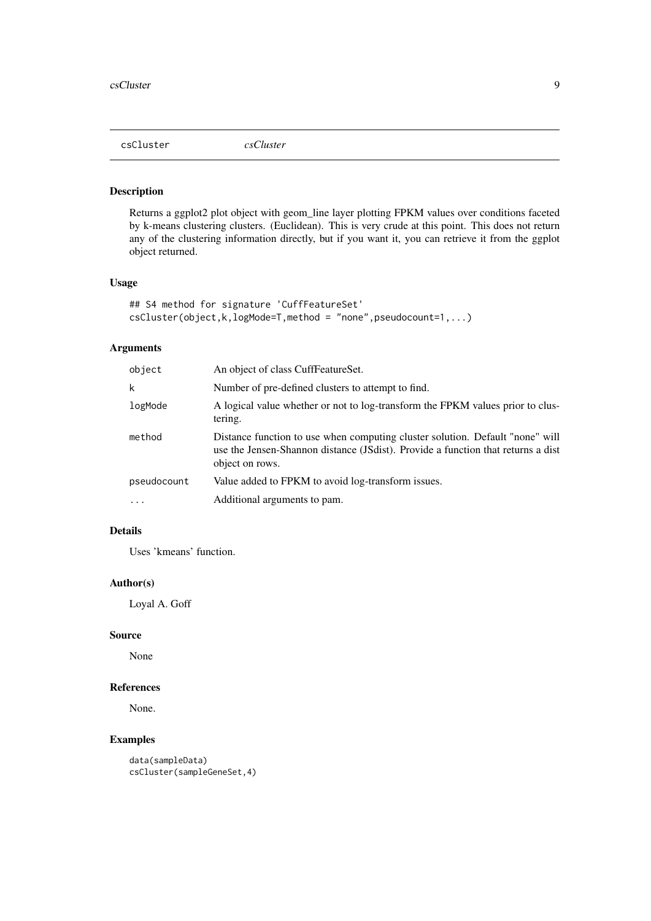# csCluster — *csCluster*

## Description

Returns a ggplot2 plot object with geom_line layer plotting FPKM values over conditions faceted by k-means clustering clusters. (Euclidean). This is very crude at this point. This does not return any of the clustering information directly, but if you want it, you can retrieve it from the ggplot object returned.

## Usage

```
## S4 method for signature 'CuffFeatureSet'
csCluster(object,k,logMode=T,method = "none",pseudocount=1,...)
```

## Arguments

| Argument | Description |
|---|---|
| object | An object of class CuffFeatureSet. |
| k | Number of pre-defined clusters to attempt to find. |
| logMode | A logical value whether or not to log-transform the FPKM values prior to clustering. |
| method | Distance function to use when computing cluster solution. Default "none" will use the Jensen-Shannon distance (JSdist). Provide a function that returns a dist object on rows. |
| pseudocount | Value added to FPKM to avoid log-transform issues. |
| ... | Additional arguments to pam. |

## Details

Uses 'kmeans' function.

## Author(s)

Loyal A. Goff

## Source

None

## References

None.

## Examples

```
data(sampleData)
csCluster(sampleGeneSet,4)
```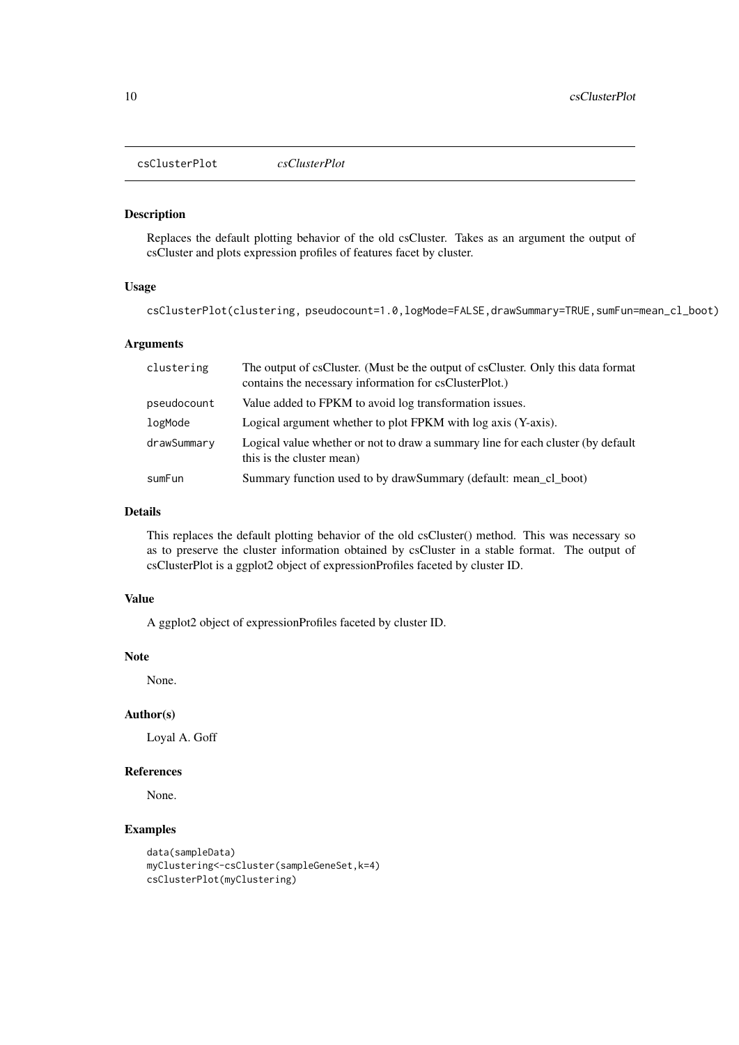# csClusterPlot    *csClusterPlot*

## Description

Replaces the default plotting behavior of the old csCluster. Takes as an argument the output of csCluster and plots expression profiles of features facet by cluster.

## Usage

```
csClusterPlot(clustering, pseudocount=1.0,logMode=FALSE,drawSummary=TRUE,sumFun=mean_cl_boot)
```

## Arguments

| | |
|---|---|
| clustering | The output of csCluster. (Must be the output of csCluster. Only this data format contains the necessary information for csClusterPlot.) |
| pseudocount | Value added to FPKM to avoid log transformation issues. |
| logMode | Logical argument whether to plot FPKM with log axis (Y-axis). |
| drawSummary | Logical value whether or not to draw a summary line for each cluster (by default this is the cluster mean) |
| sumFun | Summary function used to by drawSummary (default: mean_cl_boot) |

## Details

This replaces the default plotting behavior of the old csCluster() method. This was necessary so as to preserve the cluster information obtained by csCluster in a stable format. The output of csClusterPlot is a ggplot2 object of expressionProfiles faceted by cluster ID.

## Value

A ggplot2 object of expressionProfiles faceted by cluster ID.

## Note

None.

## Author(s)

Loyal A. Goff

## References

None.

## Examples

```
data(sampleData)
myClustering<-csCluster(sampleGeneSet,k=4)
csClusterPlot(myClustering)
```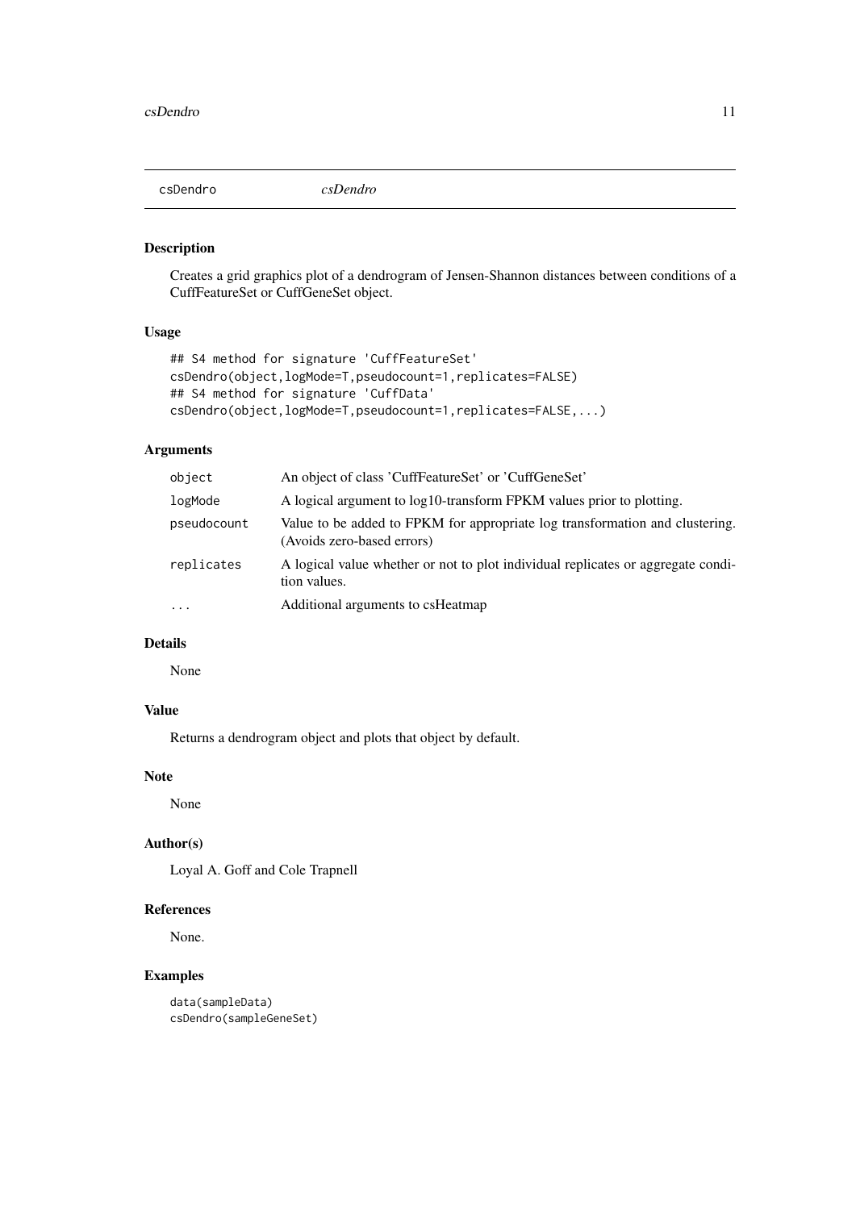csDendro *csDendro*

## Description

Creates a grid graphics plot of a dendrogram of Jensen-Shannon distances between conditions of a CuffFeatureSet or CuffGeneSet object.

## Usage

```
## S4 method for signature 'CuffFeatureSet'
csDendro(object,logMode=T,pseudocount=1,replicates=FALSE)
## S4 method for signature 'CuffData'
csDendro(object,logMode=T,pseudocount=1,replicates=FALSE,...)
```

## Arguments

| | |
|---|---|
| `object` | An object of class 'CuffFeatureSet' or 'CuffGeneSet' |
| `logMode` | A logical argument to log10-transform FPKM values prior to plotting. |
| `pseudocount` | Value to be added to FPKM for appropriate log transformation and clustering. (Avoids zero-based errors) |
| `replicates` | A logical value whether or not to plot individual replicates or aggregate condition values. |
| `...` | Additional arguments to csHeatmap |

## Details

None

## Value

Returns a dendrogram object and plots that object by default.

## Note

None

## Author(s)

Loyal A. Goff and Cole Trapnell

## References

None.

## Examples

```
data(sampleData)
csDendro(sampleGeneSet)
```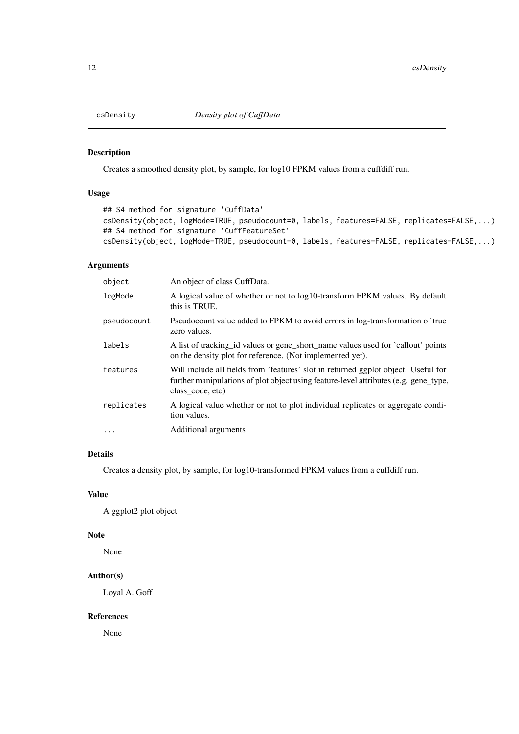# csDensity *Density plot of CuffData*

## Description

Creates a smoothed density plot, by sample, for log10 FPKM values from a cuffdiff run.

## Usage

```
## S4 method for signature 'CuffData'
csDensity(object, logMode=TRUE, pseudocount=0, labels, features=FALSE, replicates=FALSE,...)
## S4 method for signature 'CuffFeatureSet'
csDensity(object, logMode=TRUE, pseudocount=0, labels, features=FALSE, replicates=FALSE,...)
```

## Arguments

| | |
|---|---|
| `object` | An object of class CuffData. |
| `logMode` | A logical value of whether or not to log10-transform FPKM values. By default this is TRUE. |
| `pseudocount` | Pseudocount value added to FPKM to avoid errors in log-transformation of true zero values. |
| `labels` | A list of tracking_id values or gene_short_name values used for 'callout' points on the density plot for reference. (Not implemented yet). |
| `features` | Will include all fields from 'features' slot in returned ggplot object. Useful for further manipulations of plot object using feature-level attributes (e.g. gene_type, class_code, etc) |
| `replicates` | A logical value whether or not to plot individual replicates or aggregate condition values. |
| `...` | Additional arguments |

## Details

Creates a density plot, by sample, for log10-transformed FPKM values from a cuffdiff run.

## Value

A ggplot2 plot object

## Note

None

## Author(s)

Loyal A. Goff

## References

None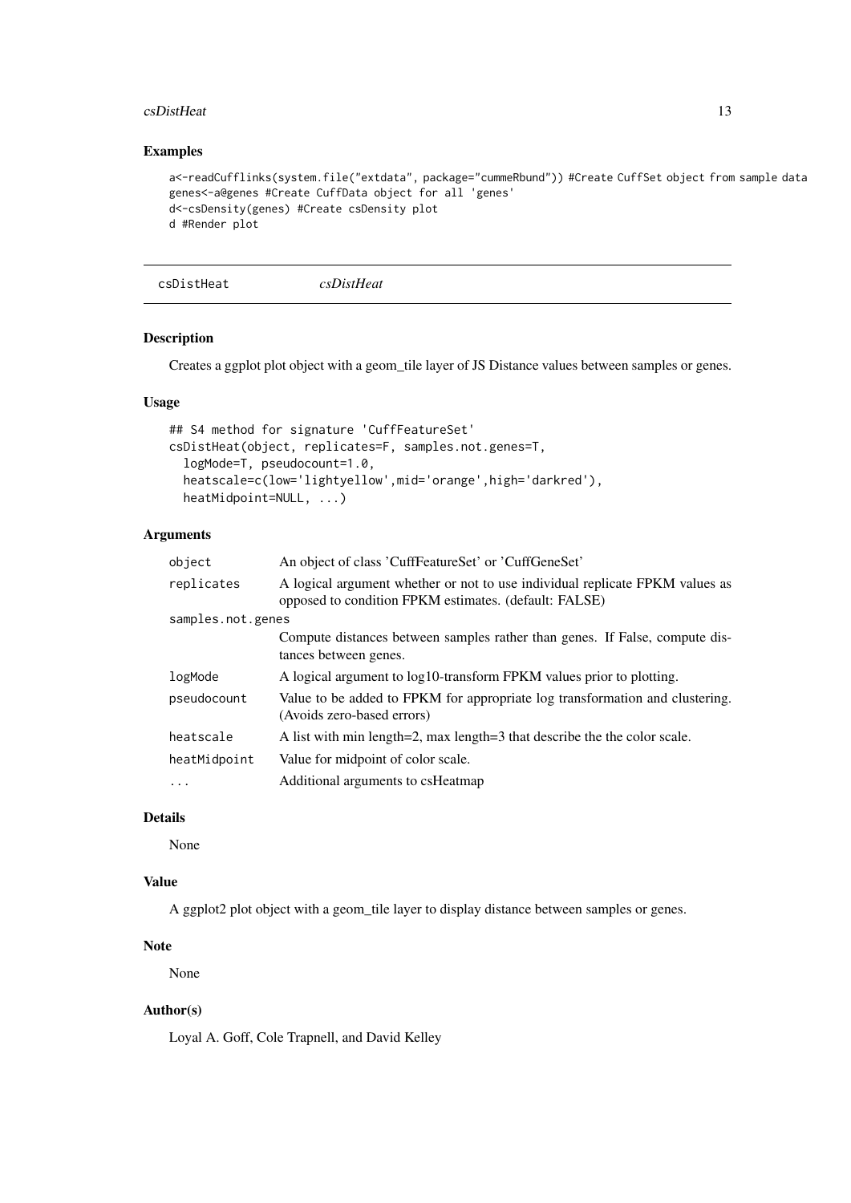## Examples

```
a<-readCufflinks(system.file("extdata", package="cummeRbund")) #Create CuffSet object from sample data
genes<-a@genes #Create CuffData object for all 'genes'
d<-csDensity(genes) #Create csDensity plot
d #Render plot
```

---

# csDistHeat *csDistHeat*

---

### Description

Creates a ggplot plot object with a geom_tile layer of JS Distance values between samples or genes.

### Usage

```
## S4 method for signature 'CuffFeatureSet'
csDistHeat(object, replicates=F, samples.not.genes=T,
  logMode=T, pseudocount=1.0,
  heatscale=c(low='lightyellow',mid='orange',high='darkred'),
  heatMidpoint=NULL, ...)
```

### Arguments

| | |
|---|---|
| `object` | An object of class 'CuffFeatureSet' or 'CuffGeneSet' |
| `replicates` | A logical argument whether or not to use individual replicate FPKM values as opposed to condition FPKM estimates. (default: FALSE) |
| `samples.not.genes` | Compute distances between samples rather than genes. If False, compute distances between genes. |
| `logMode` | A logical argument to log10-transform FPKM values prior to plotting. |
| `pseudocount` | Value to be added to FPKM for appropriate log transformation and clustering. (Avoids zero-based errors) |
| `heatscale` | A list with min length=2, max length=3 that describe the the color scale. |
| `heatMidpoint` | Value for midpoint of color scale. |
| `...` | Additional arguments to csHeatmap |

### Details

None

### Value

A ggplot2 plot object with a geom_tile layer to display distance between samples or genes.

### Note

None

### Author(s)

Loyal A. Goff, Cole Trapnell, and David Kelley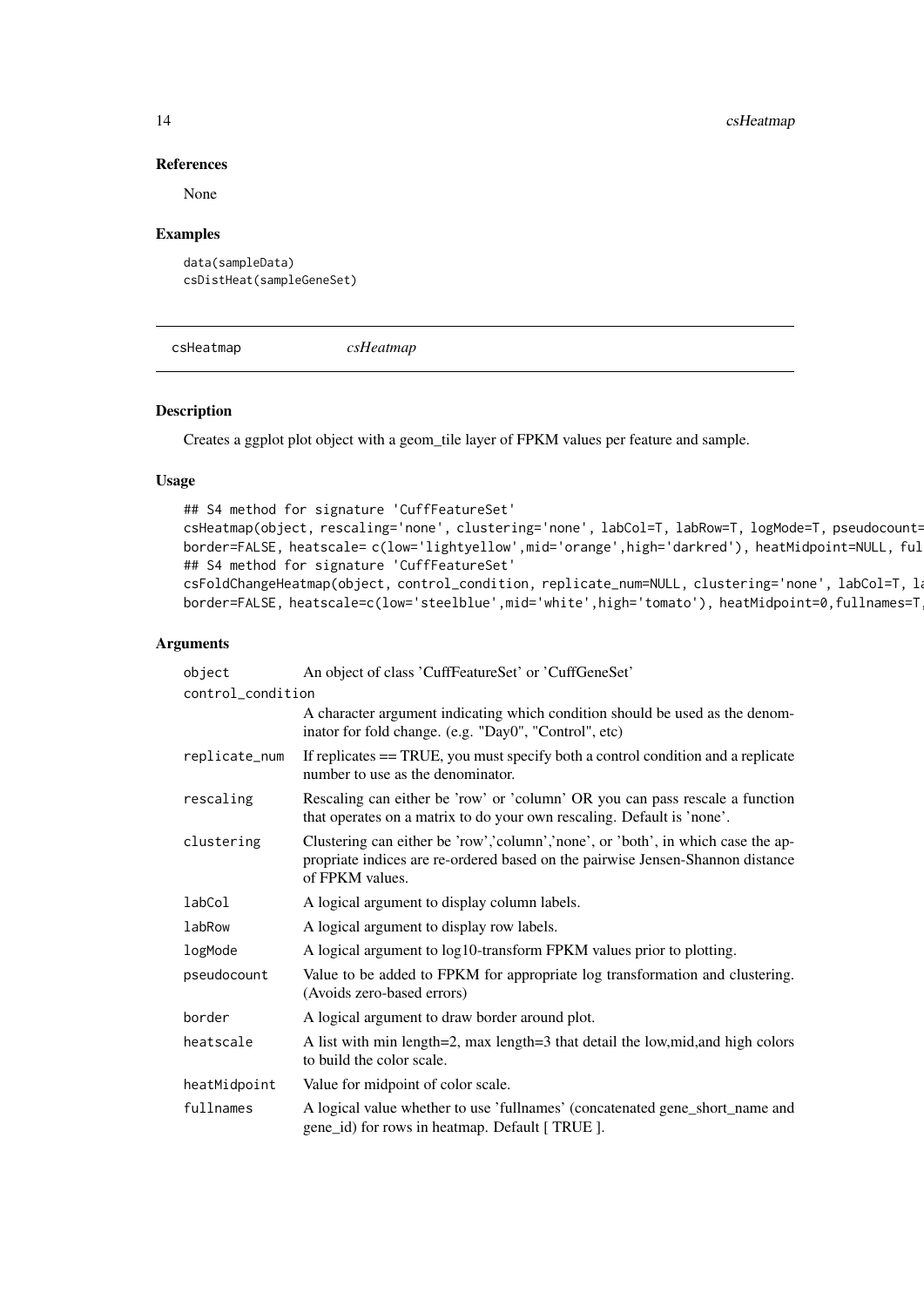### References

None

### Examples

```
data(sampleData)
csDistHeat(sampleGeneSet)
```

---

## csHeatmap *csHeatmap*

---

### Description

Creates a ggplot plot object with a geom_tile layer of FPKM values per feature and sample.

### Usage

```
## S4 method for signature 'CuffFeatureSet'
csHeatmap(object, rescaling='none', clustering='none', labCol=T, labRow=T, logMode=T, pseudocount=
border=FALSE, heatscale= c(low='lightyellow',mid='orange',high='darkred'), heatMidpoint=NULL, ful
## S4 method for signature 'CuffFeatureSet'
csFoldChangeHeatmap(object, control_condition, replicate_num=NULL, clustering='none', labCol=T, la
border=FALSE, heatscale=c(low='steelblue',mid='white',high='tomato'), heatMidpoint=0,fullnames=T,
```

### Arguments

| | |
|---|---|
| object | An object of class 'CuffFeatureSet' or 'CuffGeneSet' |
| control_condition | A character argument indicating which condition should be used as the denominator for fold change. (e.g. "Day0", "Control", etc) |
| replicate_num | If replicates == TRUE, you must specify both a control condition and a replicate number to use as the denominator. |
| rescaling | Rescaling can either be 'row' or 'column' OR you can pass rescale a function that operates on a matrix to do your own rescaling. Default is 'none'. |
| clustering | Clustering can either be 'row','column','none', or 'both', in which case the appropriate indices are re-ordered based on the pairwise Jensen-Shannon distance of FPKM values. |
| labCol | A logical argument to display column labels. |
| labRow | A logical argument to display row labels. |
| logMode | A logical argument to log10-transform FPKM values prior to plotting. |
| pseudocount | Value to be added to FPKM for appropriate log transformation and clustering. (Avoids zero-based errors) |
| border | A logical argument to draw border around plot. |
| heatscale | A list with min length=2, max length=3 that detail the low,mid,and high colors to build the color scale. |
| heatMidpoint | Value for midpoint of color scale. |
| fullnames | A logical value whether to use 'fullnames' (concatenated gene_short_name and gene_id) for rows in heatmap. Default [ TRUE ]. |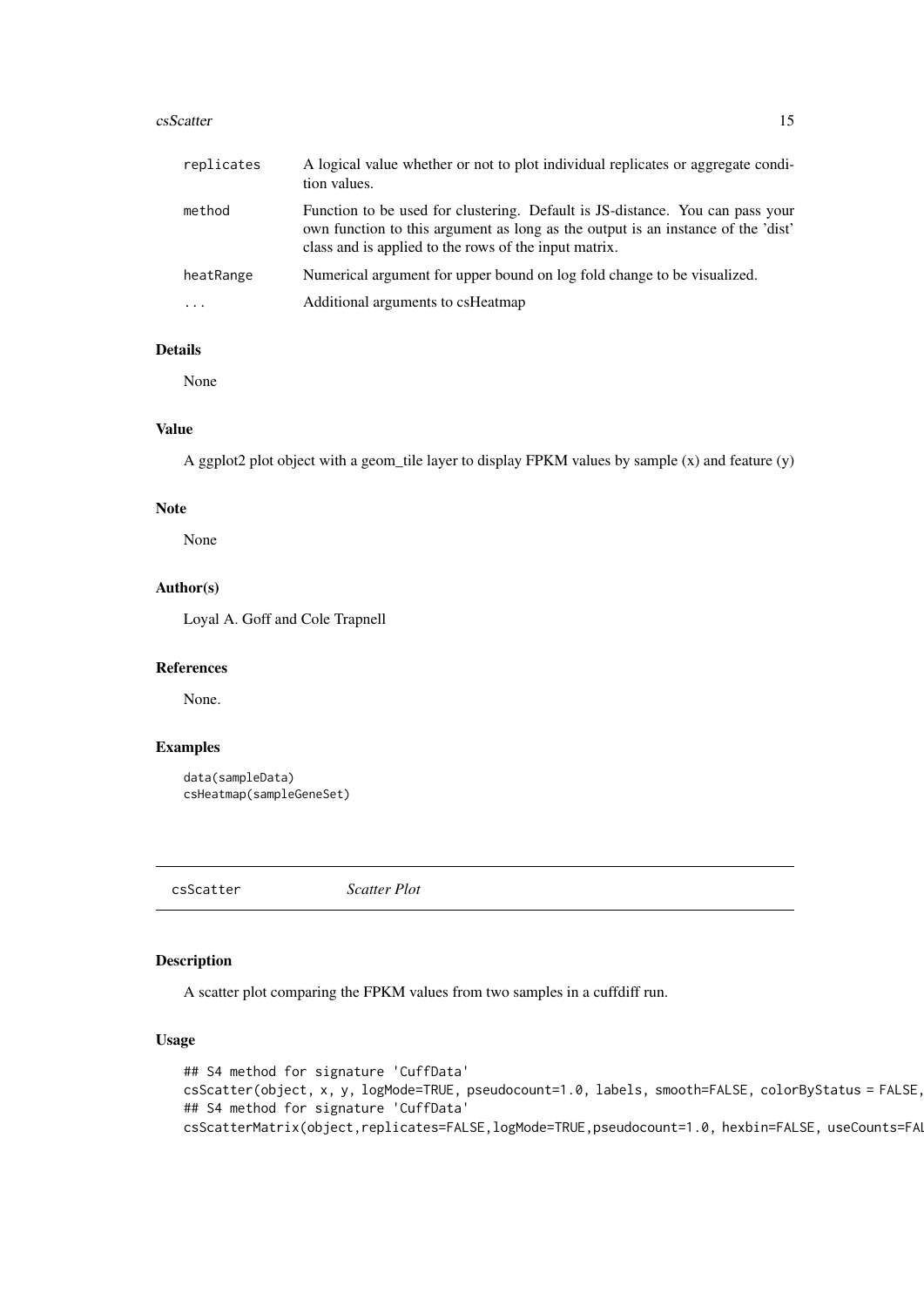| | |
|---|---|
| replicates | A logical value whether or not to plot individual replicates or aggregate condition values. |
| method | Function to be used for clustering. Default is JS-distance. You can pass your own function to this argument as long as the output is an instance of the 'dist' class and is applied to the rows of the input matrix. |
| heatRange | Numerical argument for upper bound on log fold change to be visualized. |
| ... | Additional arguments to csHeatmap |

### Details

None

### Value

A ggplot2 plot object with a geom_tile layer to display FPKM values by sample (x) and feature (y)

### Note

None

### Author(s)

Loyal A. Goff and Cole Trapnell

### References

None.

### Examples

```
data(sampleData)
csHeatmap(sampleGeneSet)
```

---

## csScatter *Scatter Plot*

---

### Description

A scatter plot comparing the FPKM values from two samples in a cuffdiff run.

### Usage

```
## S4 method for signature 'CuffData'
csScatter(object, x, y, logMode=TRUE, pseudocount=1.0, labels, smooth=FALSE, colorByStatus = FALSE,
## S4 method for signature 'CuffData'
csScatterMatrix(object,replicates=FALSE,logMode=TRUE,pseudocount=1.0, hexbin=FALSE, useCounts=FAL
```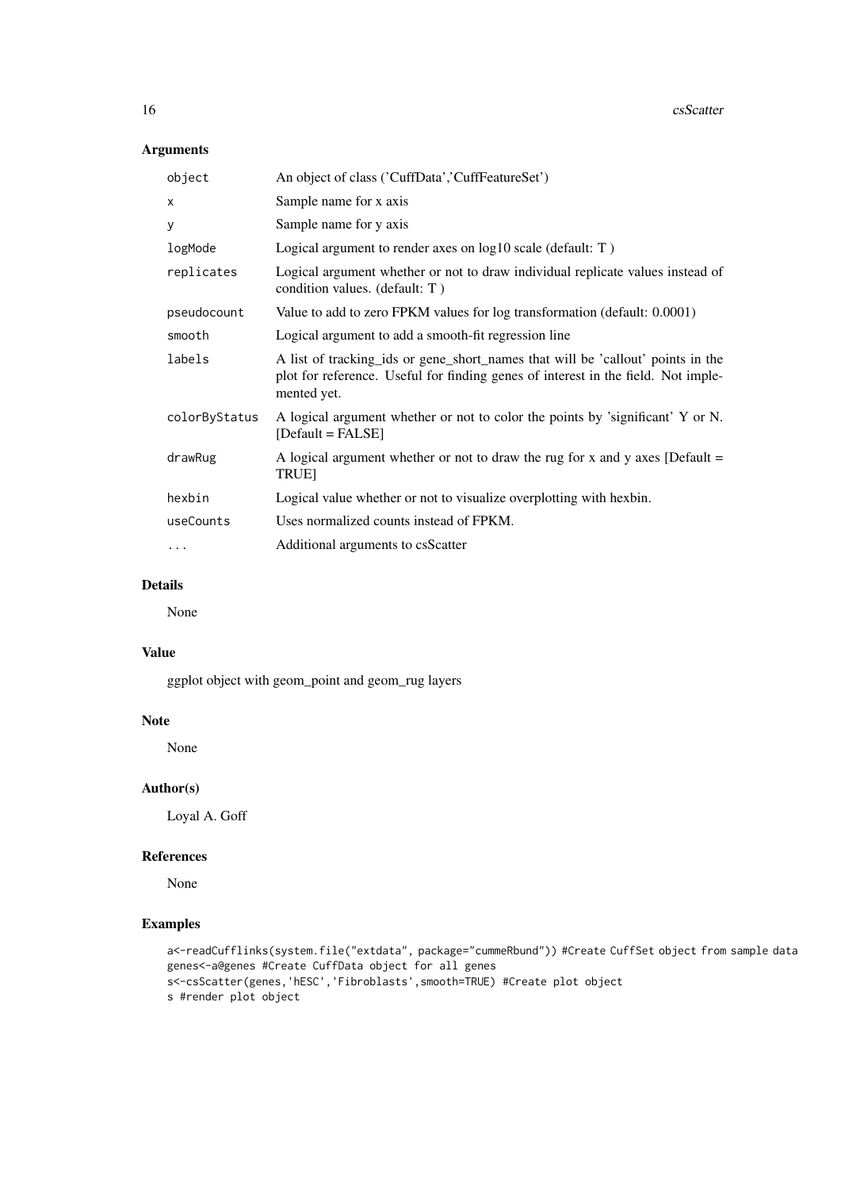### Arguments

| | |
|---|---|
| object | An object of class ('CuffData','CuffFeatureSet') |
| x | Sample name for x axis |
| y | Sample name for y axis |
| logMode | Logical argument to render axes on log10 scale (default: T ) |
| replicates | Logical argument whether or not to draw individual replicate values instead of condition values. (default: T ) |
| pseudocount | Value to add to zero FPKM values for log transformation (default: 0.0001) |
| smooth | Logical argument to add a smooth-fit regression line |
| labels | A list of tracking_ids or gene_short_names that will be 'callout' points in the plot for reference. Useful for finding genes of interest in the field. Not implemented yet. |
| colorByStatus | A logical argument whether or not to color the points by 'significant' Y or N. [Default = FALSE] |
| drawRug | A logical argument whether or not to draw the rug for x and y axes [Default = TRUE] |
| hexbin | Logical value whether or not to visualize overplotting with hexbin. |
| useCounts | Uses normalized counts instead of FPKM. |
| ... | Additional arguments to csScatter |

### Details

None

### Value

ggplot object with geom_point and geom_rug layers

### Note

None

### Author(s)

Loyal A. Goff

### References

None

### Examples

```
a<-readCufflinks(system.file("extdata", package="cummeRbund")) #Create CuffSet object from sample data
genes<-a@genes #Create CuffData object for all genes
s<-csScatter(genes,'hESC','Fibroblasts',smooth=TRUE) #Create plot object
s #render plot object
```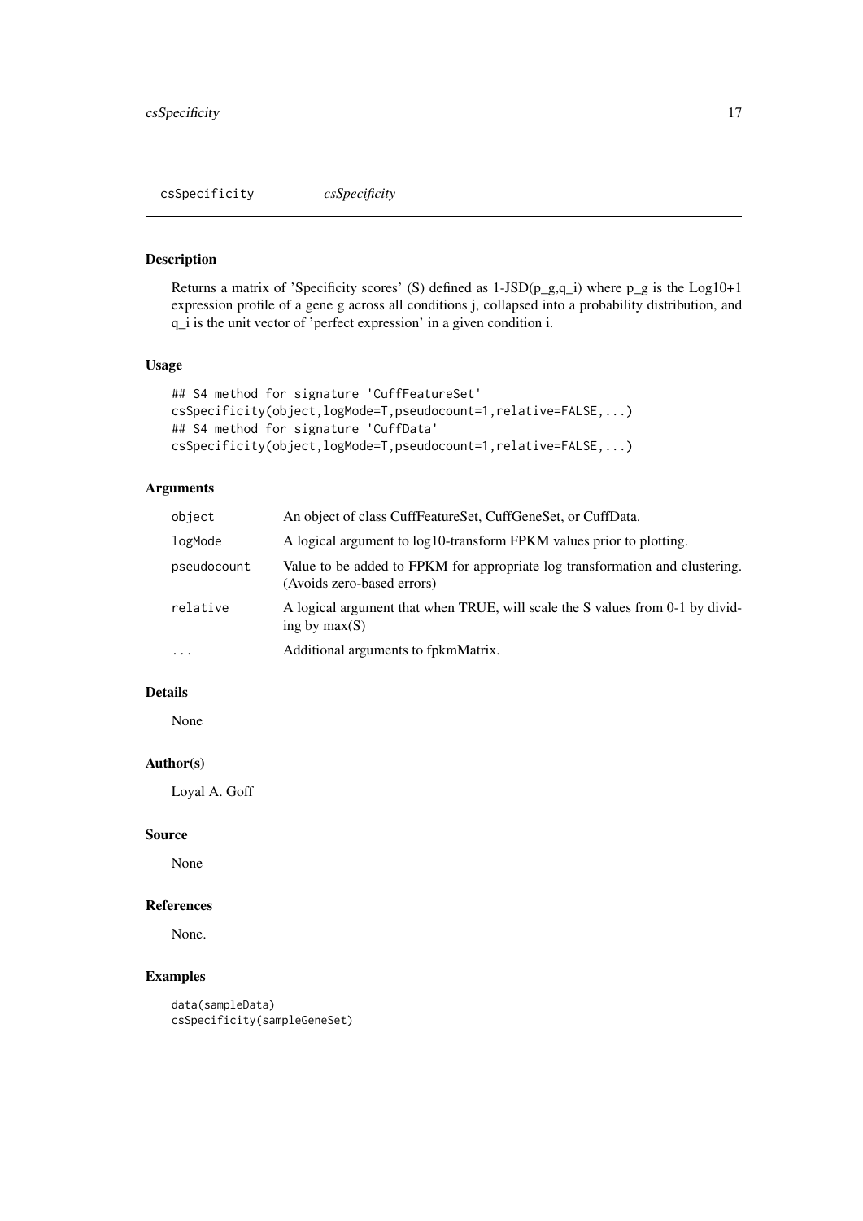csSpecificity *csSpecificity*

## Description

Returns a matrix of 'Specificity scores' (S) defined as 1-JSD(p_g,q_i) where p_g is the Log10+1 expression profile of a gene g across all conditions j, collapsed into a probability distribution, and q_i is the unit vector of 'perfect expression' in a given condition i.

## Usage

```
## S4 method for signature 'CuffFeatureSet'
csSpecificity(object,logMode=T,pseudocount=1,relative=FALSE,...)
## S4 method for signature 'CuffData'
csSpecificity(object,logMode=T,pseudocount=1,relative=FALSE,...)
```

## Arguments

| | |
|---|---|
| `object` | An object of class CuffFeatureSet, CuffGeneSet, or CuffData. |
| `logMode` | A logical argument to log10-transform FPKM values prior to plotting. |
| `pseudocount` | Value to be added to FPKM for appropriate log transformation and clustering. (Avoids zero-based errors) |
| `relative` | A logical argument that when TRUE, will scale the S values from 0-1 by dividing by max(S) |
| `...` | Additional arguments to fpkmMatrix. |

## Details

None

## Author(s)

Loyal A. Goff

## Source

None

## References

None.

## Examples

```
data(sampleData)
csSpecificity(sampleGeneSet)
```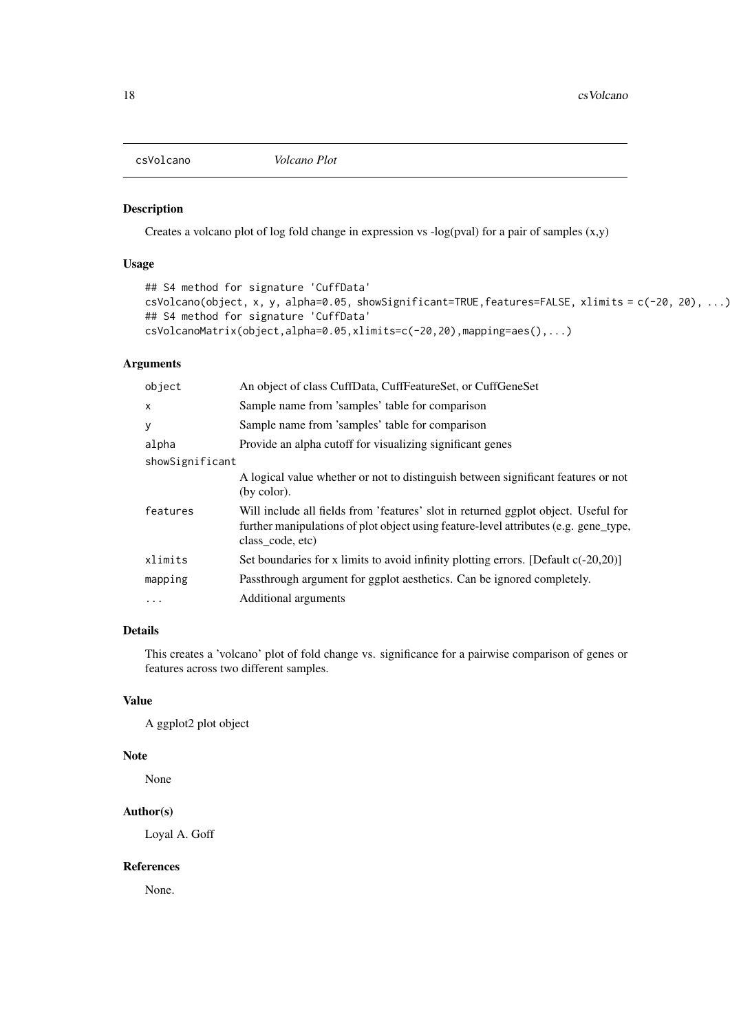csVolcano *Volcano Plot*

## Description

Creates a volcano plot of log fold change in expression vs -log(pval) for a pair of samples (x,y)

## Usage

```
## S4 method for signature 'CuffData'
csVolcano(object, x, y, alpha=0.05, showSignificant=TRUE,features=FALSE, xlimits = c(-20, 20), ...)
## S4 method for signature 'CuffData'
csVolcanoMatrix(object,alpha=0.05,xlimits=c(-20,20),mapping=aes(),...)
```

## Arguments

| | |
|---|---|
| `object` | An object of class CuffData, CuffFeatureSet, or CuffGeneSet |
| `x` | Sample name from 'samples' table for comparison |
| `y` | Sample name from 'samples' table for comparison |
| `alpha` | Provide an alpha cutoff for visualizing significant genes |
| `showSignificant` | A logical value whether or not to distinguish between significant features or not (by color). |
| `features` | Will include all fields from 'features' slot in returned ggplot object. Useful for further manipulations of plot object using feature-level attributes (e.g. gene_type, class_code, etc) |
| `xlimits` | Set boundaries for x limits to avoid infinity plotting errors. [Default c(-20,20)] |
| `mapping` | Passthrough argument for ggplot aesthetics. Can be ignored completely. |
| `...` | Additional arguments |

## Details

This creates a 'volcano' plot of fold change vs. significance for a pairwise comparison of genes or features across two different samples.

## Value

A ggplot2 plot object

## Note

None

## Author(s)

Loyal A. Goff

## References

None.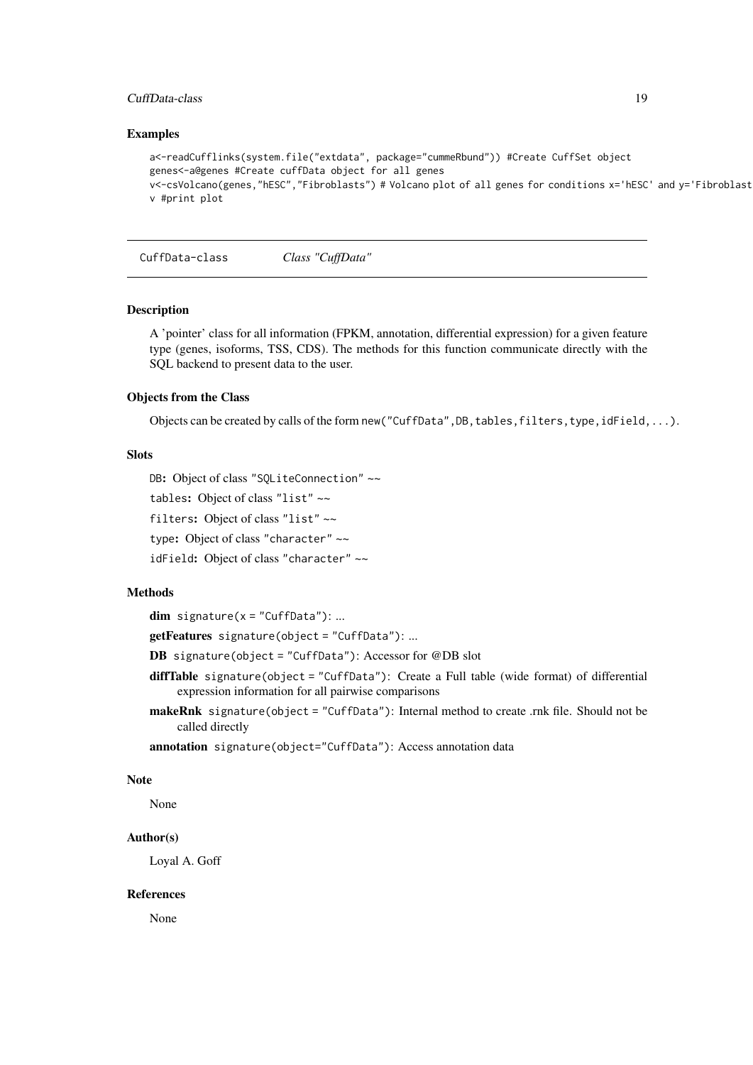## Examples

```
a<-readCufflinks(system.file("extdata", package="cummeRbund")) #Create CuffSet object
genes<-a@genes #Create cuffData object for all genes
v<-csVolcano(genes,"hESC","Fibroblasts") # Volcano plot of all genes for conditions x='hESC' and y='Fibroblast
v #print plot
```

---

CuffData-class *Class "CuffData"*

---

## Description

A 'pointer' class for all information (FPKM, annotation, differential expression) for a given feature type (genes, isoforms, TSS, CDS). The methods for this function communicate directly with the SQL backend to present data to the user.

## Objects from the Class

Objects can be created by calls of the form `new("CuffData",DB,tables,filters,type,idField,...)`.

## Slots

`DB`: Object of class `"SQLiteConnection"` ~~

`tables`: Object of class `"list"` ~~

`filters`: Object of class `"list"` ~~

`type`: Object of class `"character"` ~~

`idField`: Object of class `"character"` ~~

## Methods

**dim** `signature(x = "CuffData")`: ...

**getFeatures** `signature(object = "CuffData")`: ...

**DB** `signature(object = "CuffData")`: Accessor for @DB slot

**diffTable** `signature(object = "CuffData")`: Create a Full table (wide format) of differential expression information for all pairwise comparisons

**makeRnk** `signature(object = "CuffData")`: Internal method to create .rnk file. Should not be called directly

**annotation** `signature(object="CuffData")`: Access annotation data

## Note

None

## Author(s)

Loyal A. Goff

## References

None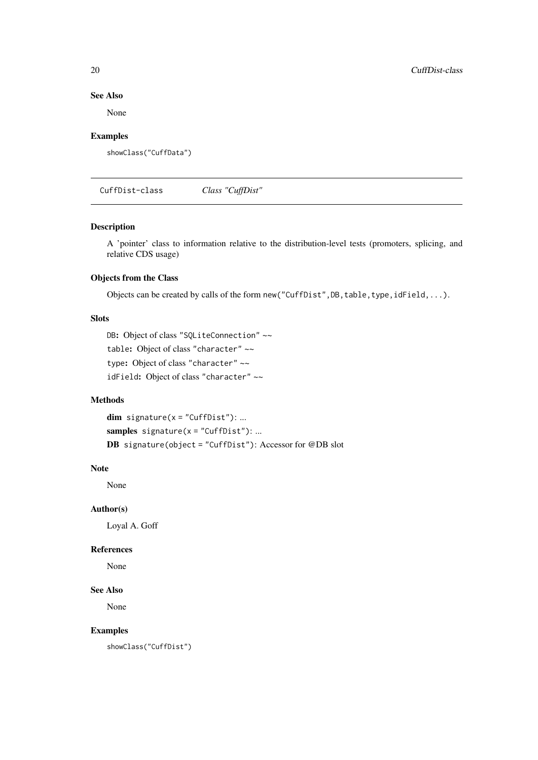### See Also

None

### Examples

```
showClass("CuffData")
```

---

## CuffDist-class    *Class "CuffDist"*

---

### Description

A 'pointer' class to information relative to the distribution-level tests (promoters, splicing, and relative CDS usage)

### Objects from the Class

Objects can be created by calls of the form `new("CuffDist",DB,table,type,idField,...)`.

### Slots

`DB`: Object of class `"SQLiteConnection"` ~~

`table`: Object of class `"character"` ~~

`type`: Object of class `"character"` ~~

`idField`: Object of class `"character"` ~~

### Methods

**dim** `signature(x = "CuffDist")`: ...

**samples** `signature(x = "CuffDist")`: ...

**DB** `signature(object = "CuffDist")`: Accessor for @DB slot

### Note

None

### Author(s)

Loyal A. Goff

### References

None

### See Also

None

### Examples

```
showClass("CuffDist")
```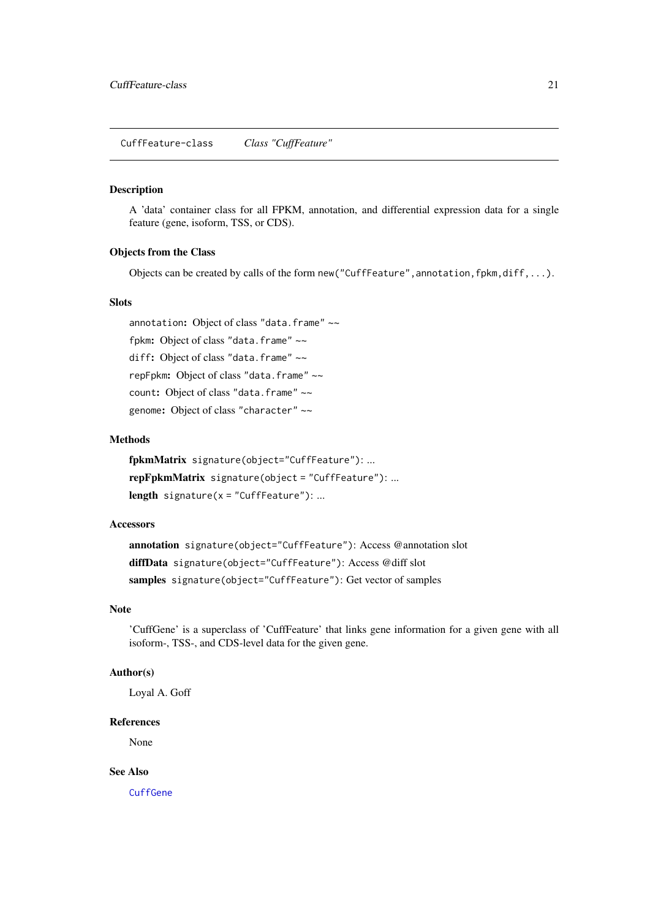CuffFeature-class    *Class "CuffFeature"*

## Description

A 'data' container class for all FPKM, annotation, and differential expression data for a single feature (gene, isoform, TSS, or CDS).

## Objects from the Class

Objects can be created by calls of the form `new("CuffFeature",annotation,fpkm,diff,...)`.

## Slots

`annotation`: Object of class `"data.frame"` ~~

`fpkm`: Object of class `"data.frame"` ~~

`diff`: Object of class `"data.frame"` ~~

`repFpkm`: Object of class `"data.frame"` ~~

`count`: Object of class `"data.frame"` ~~

`genome`: Object of class `"character"` ~~

## Methods

**fpkmMatrix** `signature(object="CuffFeature")`: ...

**repFpkmMatrix** `signature(object = "CuffFeature")`: ...

**length** `signature(x = "CuffFeature")`: ...

## Accessors

**annotation** `signature(object="CuffFeature")`: Access @annotation slot

**diffData** `signature(object="CuffFeature")`: Access @diff slot

**samples** `signature(object="CuffFeature")`: Get vector of samples

## Note

'CuffGene' is a superclass of 'CuffFeature' that links gene information for a given gene with all isoform-, TSS-, and CDS-level data for the given gene.

## Author(s)

Loyal A. Goff

## References

None

## See Also

`CuffGene`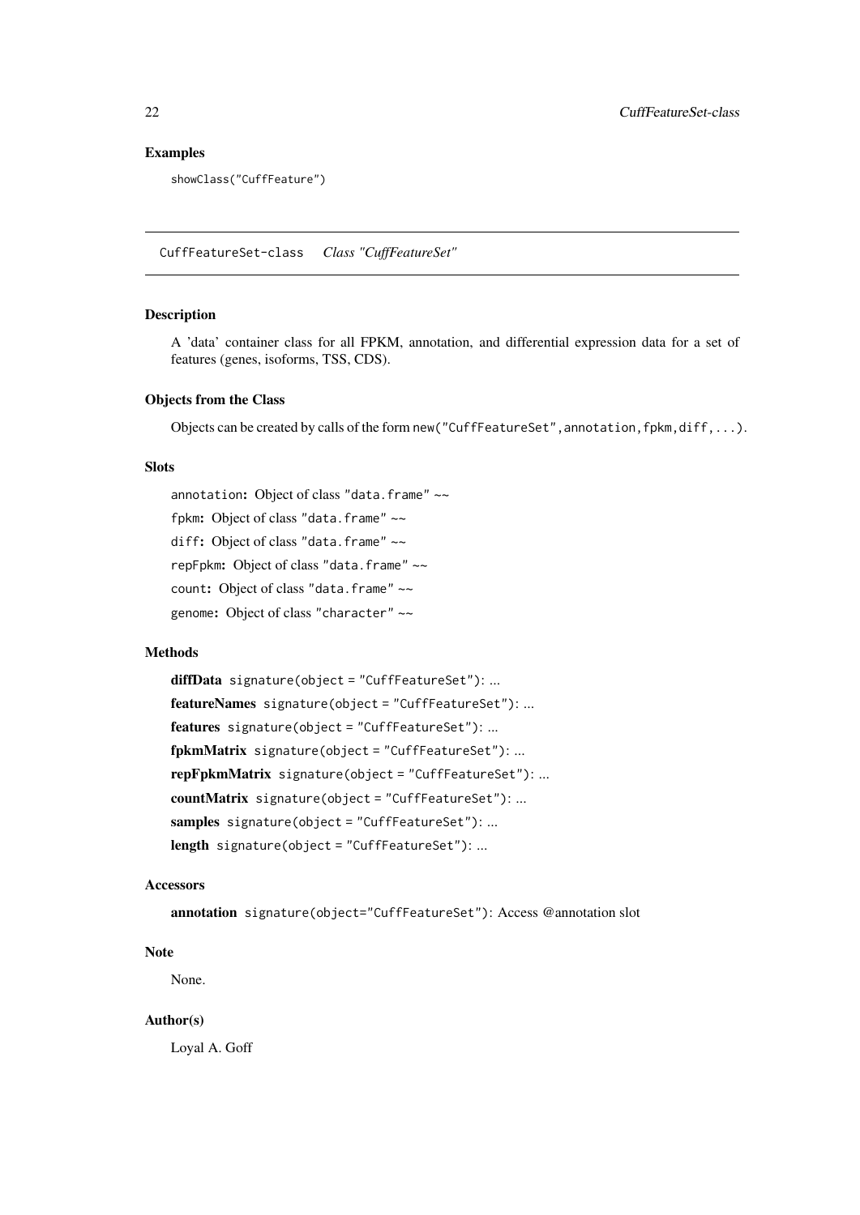## Examples

```
showClass("CuffFeature")
```

---

# CuffFeatureSet-class    *Class "CuffFeatureSet"*

---

## Description

A 'data' container class for all FPKM, annotation, and differential expression data for a set of features (genes, isoforms, TSS, CDS).

## Objects from the Class

Objects can be created by calls of the form `new("CuffFeatureSet",annotation,fpkm,diff,...)`.

## Slots

`annotation`**:** Object of class `"data.frame"` ~~

`fpkm`**:** Object of class `"data.frame"` ~~

`diff`**:** Object of class `"data.frame"` ~~

`repFpkm`**:** Object of class `"data.frame"` ~~

`count`**:** Object of class `"data.frame"` ~~

`genome`**:** Object of class `"character"` ~~

## Methods

**diffData** `signature(object = "CuffFeatureSet")`: ...

**featureNames** `signature(object = "CuffFeatureSet")`: ...

**features** `signature(object = "CuffFeatureSet")`: ...

**fpkmMatrix** `signature(object = "CuffFeatureSet")`: ...

**repFpkmMatrix** `signature(object = "CuffFeatureSet")`: ...

**countMatrix** `signature(object = "CuffFeatureSet")`: ...

**samples** `signature(object = "CuffFeatureSet")`: ...

**length** `signature(object = "CuffFeatureSet")`: ...

## Accessors

**annotation** `signature(object="CuffFeatureSet")`: Access @annotation slot

## Note

None.

## Author(s)

Loyal A. Goff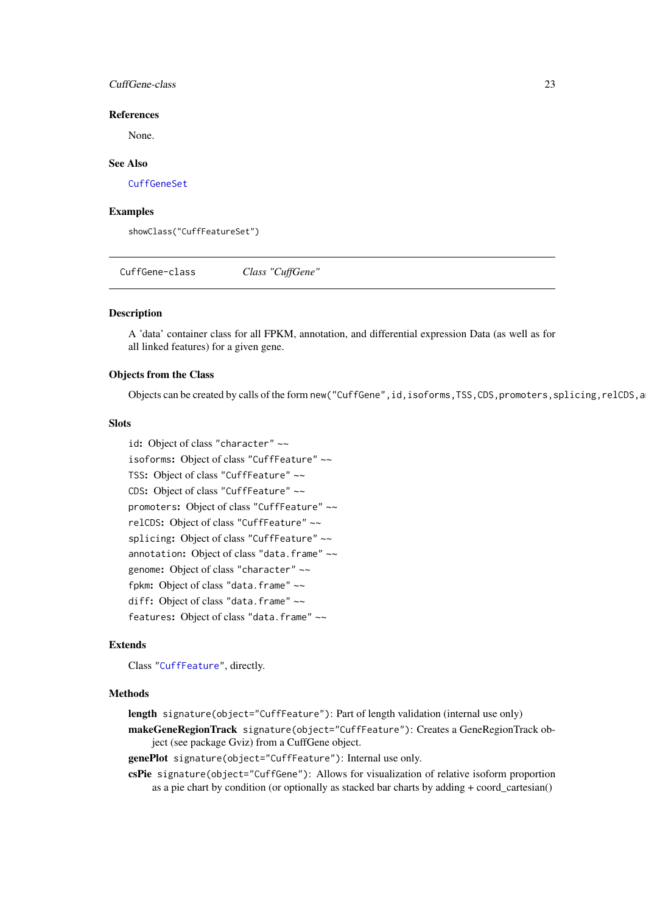### References

None.

### See Also

CuffGeneSet

### Examples

```
showClass("CuffFeatureSet")
```

---

CuffGene-class    *Class "CuffGene"*

---

### Description

A 'data' container class for all FPKM, annotation, and differential expression Data (as well as for all linked features) for a given gene.

### Objects from the Class

Objects can be created by calls of the form `new("CuffGene",id,isoforms,TSS,CDS,promoters,splicing,relCDS,a`

### Slots

`id`: Object of class `"character"` ~~

`isoforms`: Object of class `"CuffFeature"` ~~

`TSS`: Object of class `"CuffFeature"` ~~

`CDS`: Object of class `"CuffFeature"` ~~

`promoters`: Object of class `"CuffFeature"` ~~

`relCDS`: Object of class `"CuffFeature"` ~~

`splicing`: Object of class `"CuffFeature"` ~~

`annotation`: Object of class `"data.frame"` ~~

`genome`: Object of class `"character"` ~~

`fpkm`: Object of class `"data.frame"` ~~

`diff`: Object of class `"data.frame"` ~~

`features`: Object of class `"data.frame"` ~~

### Extends

Class `"CuffFeature"`, directly.

### Methods

**length** `signature(object="CuffFeature")`: Part of length validation (internal use only)

**makeGeneRegionTrack** `signature(object="CuffFeature")`: Creates a GeneRegionTrack object (see package Gviz) from a CuffGene object.

**genePlot** `signature(object="CuffFeature")`: Internal use only.

**csPie** `signature(object="CuffGene")`: Allows for visualization of relative isoform proportion as a pie chart by condition (or optionally as stacked bar charts by adding + coord_cartesian()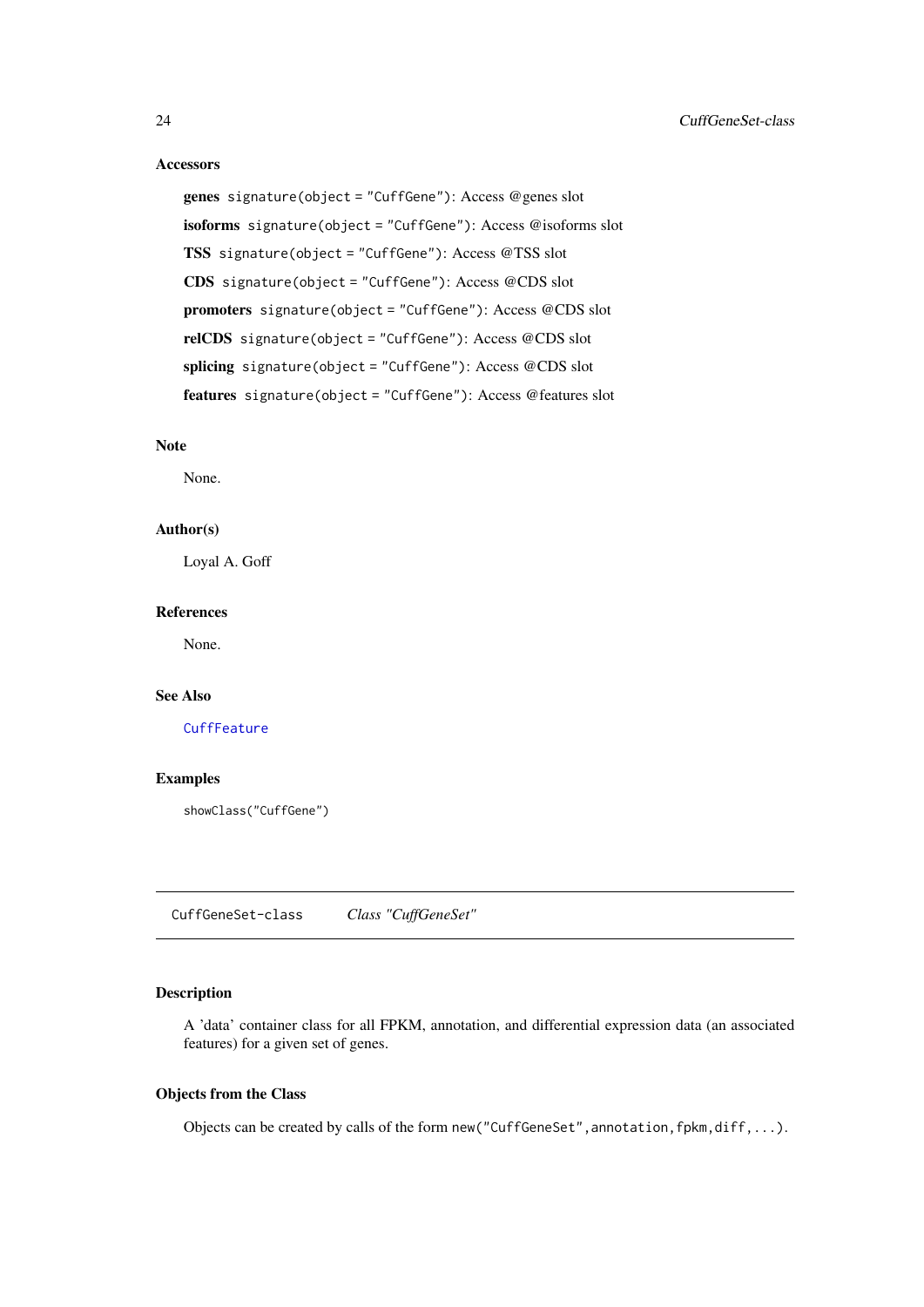### Accessors

**genes** `signature(object = "CuffGene")`: Access @genes slot

**isoforms** `signature(object = "CuffGene")`: Access @isoforms slot

**TSS** `signature(object = "CuffGene")`: Access @TSS slot

**CDS** `signature(object = "CuffGene")`: Access @CDS slot

**promoters** `signature(object = "CuffGene")`: Access @CDS slot

**relCDS** `signature(object = "CuffGene")`: Access @CDS slot

**splicing** `signature(object = "CuffGene")`: Access @CDS slot

**features** `signature(object = "CuffGene")`: Access @features slot

### Note

None.

### Author(s)

Loyal A. Goff

### References

None.

### See Also

`CuffFeature`

### Examples

```
showClass("CuffGene")
```

---

## CuffGeneSet-class    *Class "CuffGeneSet"*

---

### Description

A 'data' container class for all FPKM, annotation, and differential expression data (an associated features) for a given set of genes.

### Objects from the Class

Objects can be created by calls of the form `new("CuffGeneSet",annotation,fpkm,diff,...)`.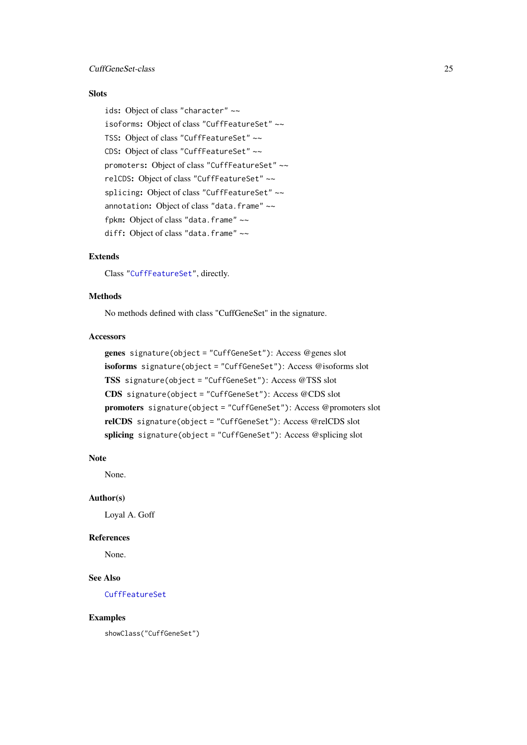## Slots

`ids`: Object of class `"character"` ~~

`isoforms`: Object of class `"CuffFeatureSet"` ~~

`TSS`: Object of class `"CuffFeatureSet"` ~~

`CDS`: Object of class `"CuffFeatureSet"` ~~

`promoters`: Object of class `"CuffFeatureSet"` ~~

`relCDS`: Object of class `"CuffFeatureSet"` ~~

`splicing`: Object of class `"CuffFeatureSet"` ~~

`annotation`: Object of class `"data.frame"` ~~

`fpkm`: Object of class `"data.frame"` ~~

`diff`: Object of class `"data.frame"` ~~

## Extends

Class `"CuffFeatureSet"`, directly.

## Methods

No methods defined with class "CuffGeneSet" in the signature.

## Accessors

**genes** `signature(object = "CuffGeneSet")`: Access @genes slot

**isoforms** `signature(object = "CuffGeneSet")`: Access @isoforms slot

**TSS** `signature(object = "CuffGeneSet")`: Access @TSS slot

**CDS** `signature(object = "CuffGeneSet")`: Access @CDS slot

**promoters** `signature(object = "CuffGeneSet")`: Access @promoters slot

**relCDS** `signature(object = "CuffGeneSet")`: Access @relCDS slot

**splicing** `signature(object = "CuffGeneSet")`: Access @splicing slot

## Note

None.

## Author(s)

Loyal A. Goff

## References

None.

## See Also

`CuffFeatureSet`

## Examples

```
showClass("CuffGeneSet")
```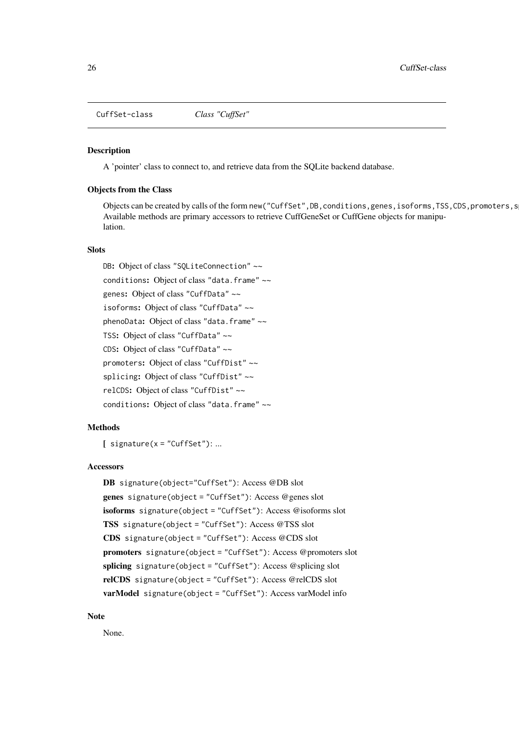CuffSet-class &nbsp;&nbsp;&nbsp;&nbsp;&nbsp;&nbsp; *Class "CuffSet"*

### Description

A 'pointer' class to connect to, and retrieve data from the SQLite backend database.

### Objects from the Class

Objects can be created by calls of the form `new("CuffSet",DB,conditions,genes,isoforms,TSS,CDS,promoters,s` Available methods are primary accessors to retrieve CuffGeneSet or CuffGene objects for manipulation.

### Slots

`DB`: Object of class `"SQLiteConnection"` ~~

`conditions`: Object of class `"data.frame"` ~~

`genes`: Object of class `"CuffData"` ~~

`isoforms`: Object of class `"CuffData"` ~~

`phenoData`: Object of class `"data.frame"` ~~

`TSS`: Object of class `"CuffData"` ~~

`CDS`: Object of class `"CuffData"` ~~

`promoters`: Object of class `"CuffDist"` ~~

`splicing`: Object of class `"CuffDist"` ~~

`relCDS`: Object of class `"CuffDist"` ~~

`conditions`: Object of class `"data.frame"` ~~

### Methods

**[** `signature(x = "CuffSet")`: ...

### Accessors

**DB** `signature(object="CuffSet")`: Access @DB slot

**genes** `signature(object = "CuffSet")`: Access @genes slot

**isoforms** `signature(object = "CuffSet")`: Access @isoforms slot

**TSS** `signature(object = "CuffSet")`: Access @TSS slot

**CDS** `signature(object = "CuffSet")`: Access @CDS slot

**promoters** `signature(object = "CuffSet")`: Access @promoters slot

**splicing** `signature(object = "CuffSet")`: Access @splicing slot

**relCDS** `signature(object = "CuffSet")`: Access @relCDS slot

**varModel** `signature(object = "CuffSet")`: Access varModel info

### Note

None.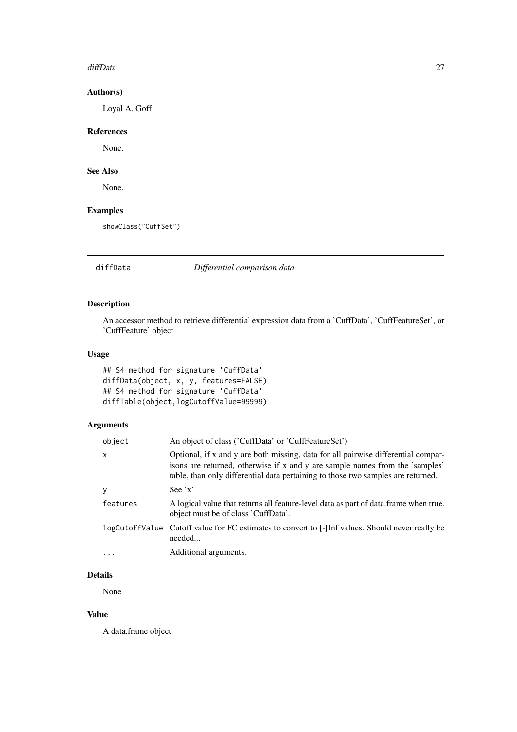### Author(s)

Loyal A. Goff

### References

None.

### See Also

None.

### Examples

```
showClass("CuffSet")
```

---

## diffData &nbsp;&nbsp;&nbsp;&nbsp; *Differential comparison data*

---

### Description

An accessor method to retrieve differential expression data from a 'CuffData', 'CuffFeatureSet', or 'CuffFeature' object

### Usage

```
## S4 method for signature 'CuffData'
diffData(object, x, y, features=FALSE)
## S4 method for signature 'CuffData'
diffTable(object,logCutoffValue=99999)
```

### Arguments

| | |
|---|---|
| `object` | An object of class ('CuffData' or 'CuffFeatureSet') |
| `x` | Optional, if x and y are both missing, data for all pairwise differential comparisons are returned, otherwise if x and y are sample names from the 'samples' table, than only differential data pertaining to those two samples are returned. |
| `y` | See 'x' |
| `features` | A logical value that returns all feature-level data as part of data.frame when true. object must be of class 'CuffData'. |
| `logCutoffValue` | Cutoff value for FC estimates to convert to [-]Inf values. Should never really be needed... |
| `...` | Additional arguments. |

### Details

None

### Value

A data.frame object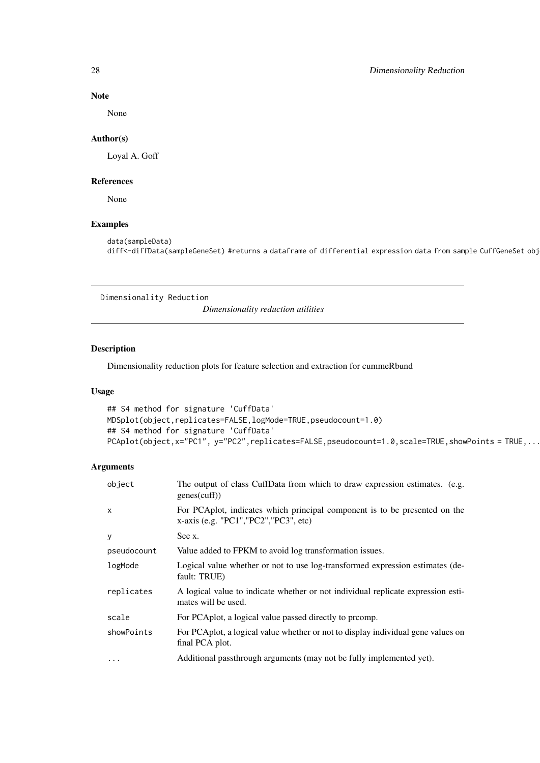## Note

None

## Author(s)

Loyal A. Goff

## References

None

## Examples

```
data(sampleData)
diff<-diffData(sampleGeneSet) #returns a dataframe of differential expression data from sample CuffGeneSet obj
```

---

# Dimensionality Reduction *Dimensionality reduction utilities*

---

## Description

Dimensionality reduction plots for feature selection and extraction for cummeRbund

## Usage

```
## S4 method for signature 'CuffData'
MDSplot(object,replicates=FALSE,logMode=TRUE,pseudocount=1.0)
## S4 method for signature 'CuffData'
PCAplot(object,x="PC1", y="PC2",replicates=FALSE,pseudocount=1.0,scale=TRUE,showPoints = TRUE,...
```

## Arguments

| | |
|---|---|
| `object` | The output of class CuffData from which to draw expression estimates. (e.g. genes(cuff)) |
| `x` | For PCAplot, indicates which principal component is to be presented on the x-axis (e.g. "PC1","PC2","PC3", etc) |
| `y` | See x. |
| `pseudocount` | Value added to FPKM to avoid log transformation issues. |
| `logMode` | Logical value whether or not to use log-transformed expression estimates (default: TRUE) |
| `replicates` | A logical value to indicate whether or not individual replicate expression estimates will be used. |
| `scale` | For PCAplot, a logical value passed directly to prcomp. |
| `showPoints` | For PCAplot, a logical value whether or not to display individual gene values on final PCA plot. |
| `...` | Additional passthrough arguments (may not be fully implemented yet). |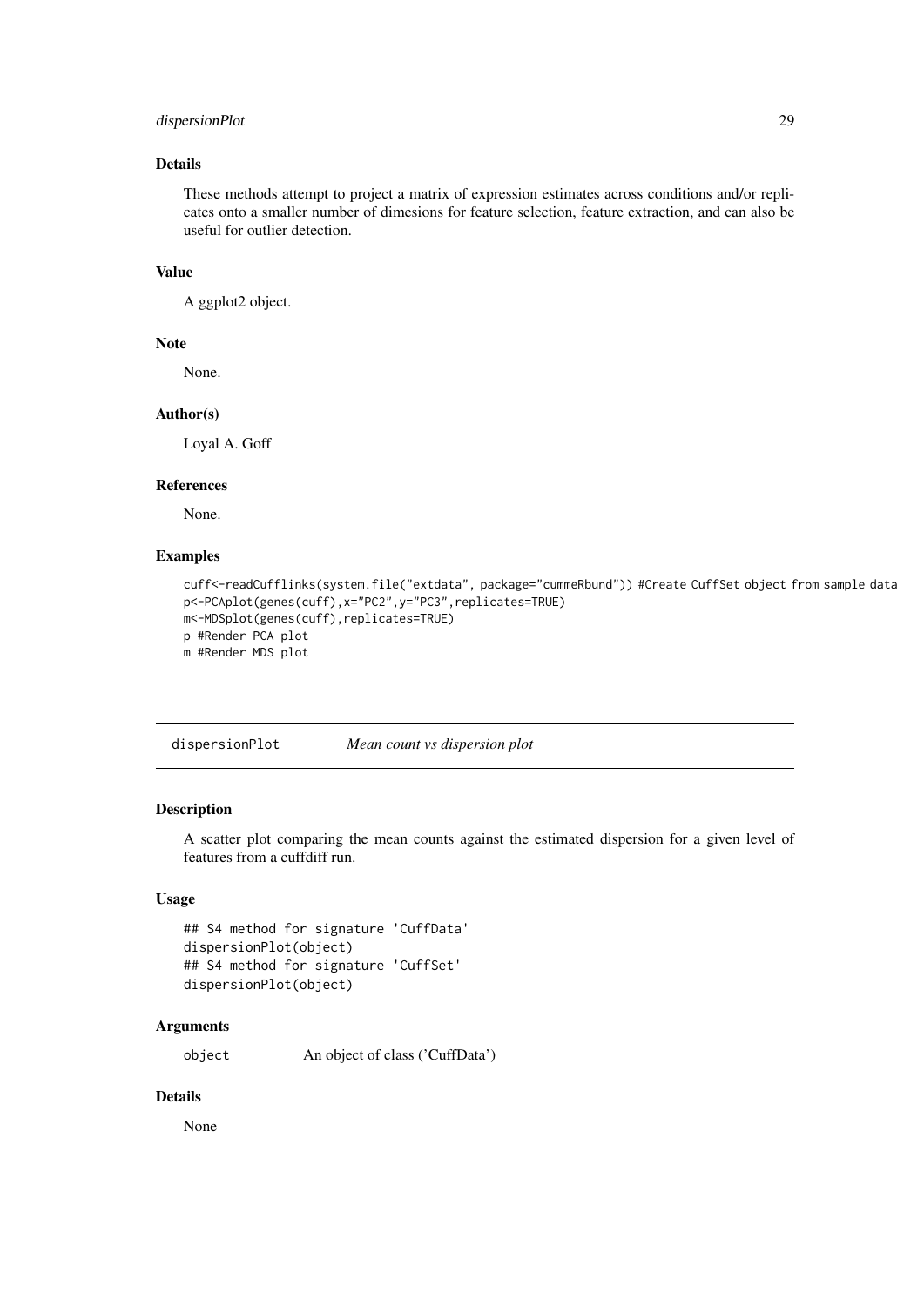### Details

These methods attempt to project a matrix of expression estimates across conditions and/or replicates onto a smaller number of dimesions for feature selection, feature extraction, and can also be useful for outlier detection.

### Value

A ggplot2 object.

### Note

None.

### Author(s)

Loyal A. Goff

### References

None.

### Examples

```
cuff<-readCufflinks(system.file("extdata", package="cummeRbund")) #Create CuffSet object from sample data
p<-PCAplot(genes(cuff),x="PC2",y="PC3",replicates=TRUE)
m<-MDSplot(genes(cuff),replicates=TRUE)
p #Render PCA plot
m #Render MDS plot
```

---

## dispersionPlot *Mean count vs dispersion plot*

### Description

A scatter plot comparing the mean counts against the estimated dispersion for a given level of features from a cuffdiff run.

### Usage

```
## S4 method for signature 'CuffData'
dispersionPlot(object)
## S4 method for signature 'CuffSet'
dispersionPlot(object)
```

### Arguments

| | |
|---|---|
| object | An object of class ('CuffData') |

### Details

None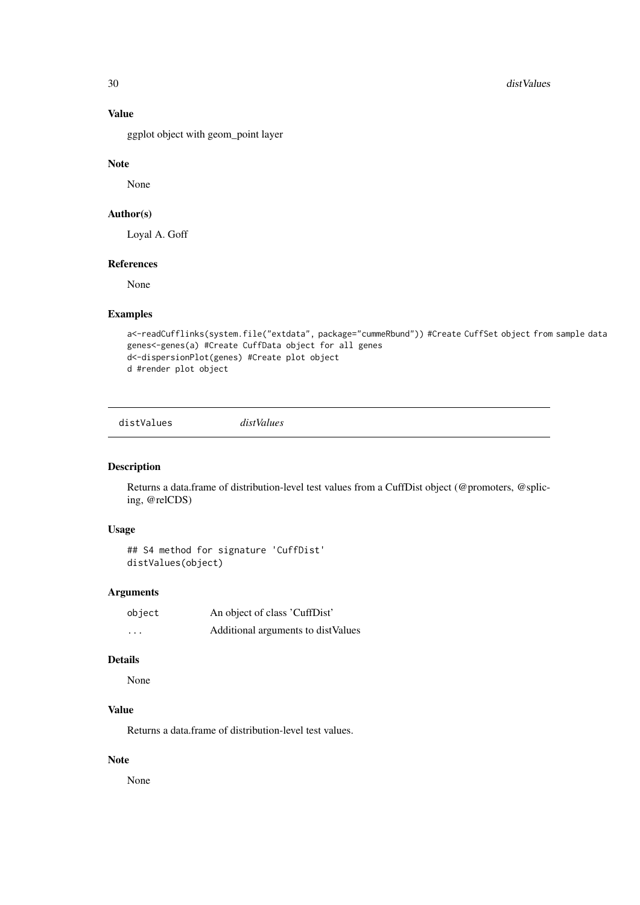### Value

ggplot object with geom_point layer

### Note

None

### Author(s)

Loyal A. Goff

### References

None

### Examples

```
a<-readCufflinks(system.file("extdata", package="cummeRbund")) #Create CuffSet object from sample data
genes<-genes(a) #Create CuffData object for all genes
d<-dispersionPlot(genes) #Create plot object
d #render plot object
```

---

## distValues *distValues*

---

### Description

Returns a data.frame of distribution-level test values from a CuffDist object (@promoters, @splicing, @relCDS)

### Usage

```
## S4 method for signature 'CuffDist'
distValues(object)
```

### Arguments

| | |
|---|---|
| object | An object of class 'CuffDist' |
| ... | Additional arguments to distValues |

### Details

None

### Value

Returns a data.frame of distribution-level test values.

### Note

None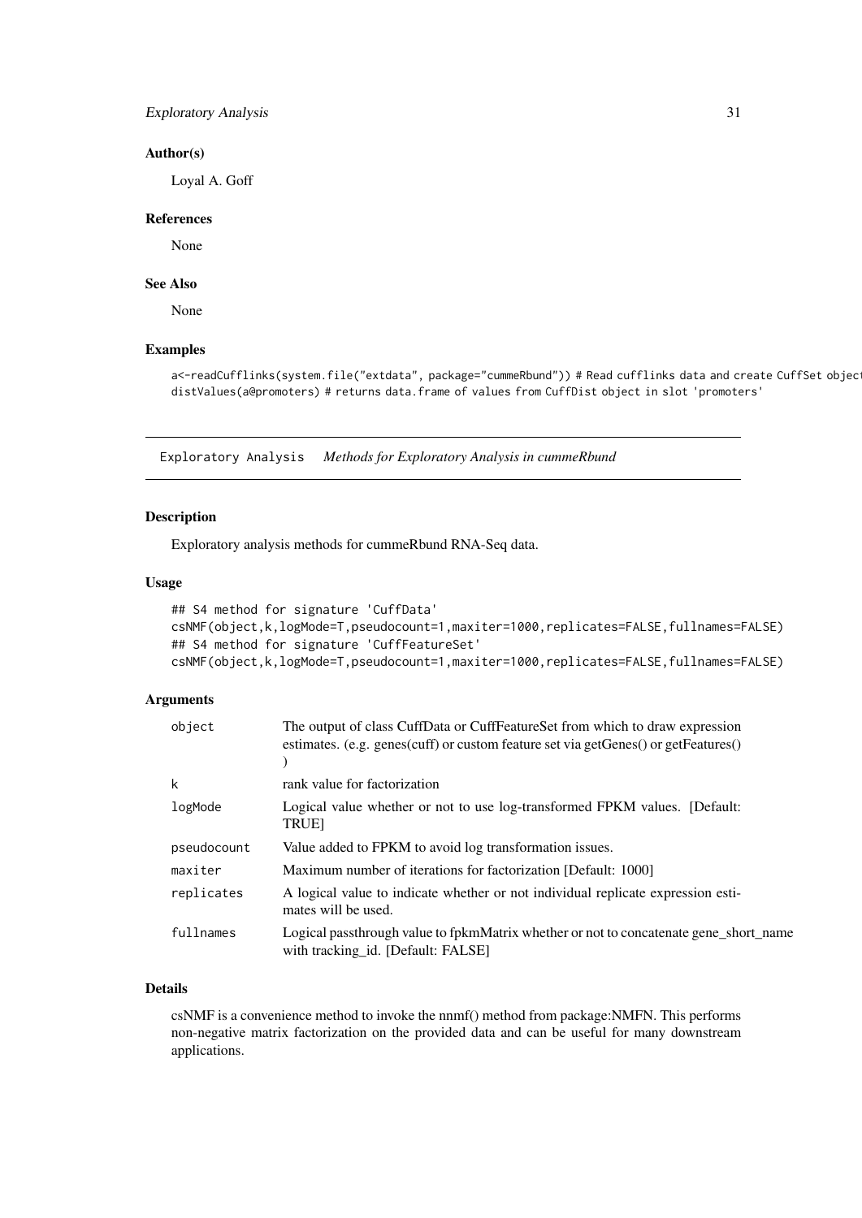### Author(s)

Loyal A. Goff

### References

None

### See Also

None

### Examples

```
a<-readCufflinks(system.file("extdata", package="cummeRbund")) # Read cufflinks data and create CuffSet object
distValues(a@promoters) # returns data.frame of values from CuffDist object in slot 'promoters'
```

---

## Exploratory Analysis    *Methods for Exploratory Analysis in cummeRbund*

---

### Description

Exploratory analysis methods for cummeRbund RNA-Seq data.

### Usage

```
## S4 method for signature 'CuffData'
csNMF(object,k,logMode=T,pseudocount=1,maxiter=1000,replicates=FALSE,fullnames=FALSE)
## S4 method for signature 'CuffFeatureSet'
csNMF(object,k,logMode=T,pseudocount=1,maxiter=1000,replicates=FALSE,fullnames=FALSE)
```

### Arguments

| | |
|---|---|
| `object` | The output of class CuffData or CuffFeatureSet from which to draw expression estimates. (e.g. genes(cuff) or custom feature set via getGenes() or getFeatures() ) |
| `k` | rank value for factorization |
| `logMode` | Logical value whether or not to use log-transformed FPKM values. [Default: TRUE] |
| `pseudocount` | Value added to FPKM to avoid log transformation issues. |
| `maxiter` | Maximum number of iterations for factorization [Default: 1000] |
| `replicates` | A logical value to indicate whether or not individual replicate expression estimates will be used. |
| `fullnames` | Logical passthrough value to fpkmMatrix whether or not to concatenate gene_short_name with tracking_id. [Default: FALSE] |

### Details

csNMF is a convenience method to invoke the nnmf() method from package:NMFN. This performs non-negative matrix factorization on the provided data and can be useful for many downstream applications.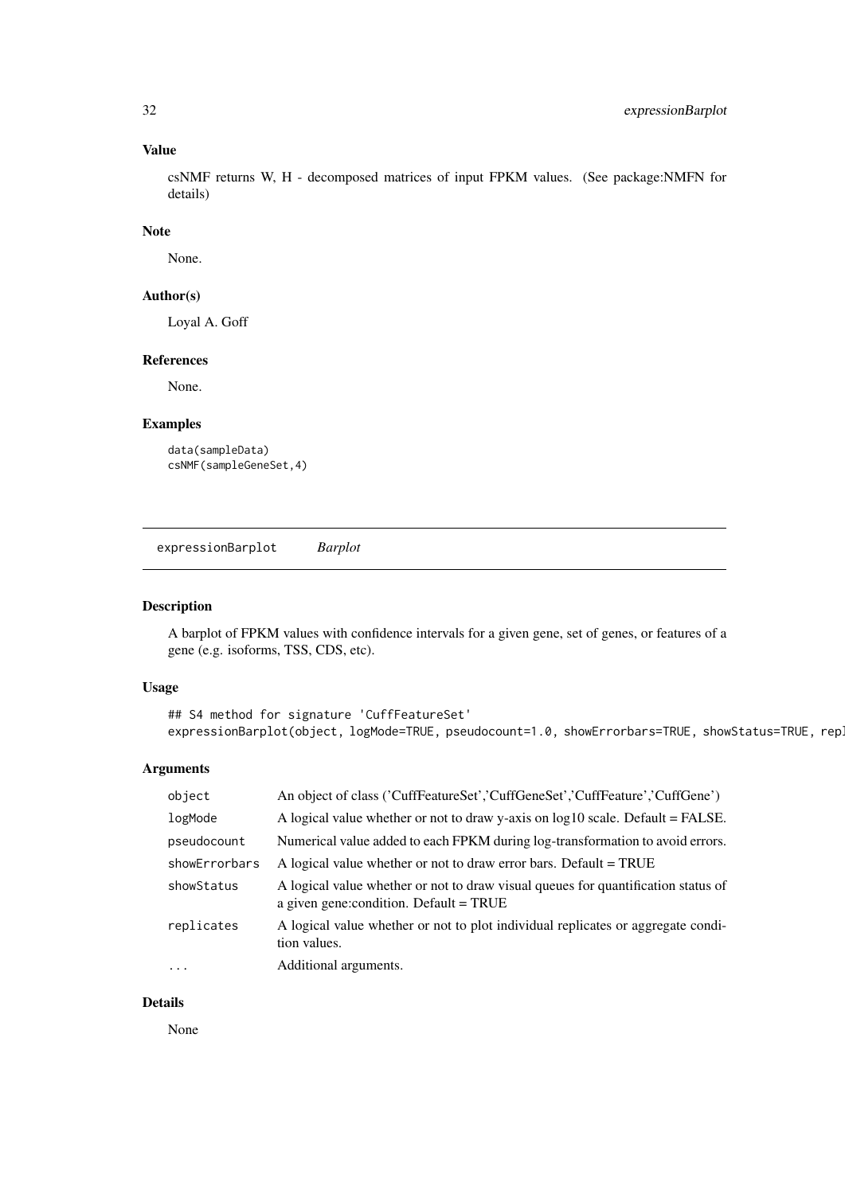## Value

csNMF returns W, H - decomposed matrices of input FPKM values. (See package:NMFN for details)

## Note

None.

## Author(s)

Loyal A. Goff

## References

None.

## Examples

```
data(sampleData)
csNMF(sampleGeneSet,4)
```

---

# expressionBarplot *Barplot*

---

## Description

A barplot of FPKM values with confidence intervals for a given gene, set of genes, or features of a gene (e.g. isoforms, TSS, CDS, etc).

## Usage

```
## S4 method for signature 'CuffFeatureSet'
expressionBarplot(object, logMode=TRUE, pseudocount=1.0, showErrorbars=TRUE, showStatus=TRUE, repl
```

## Arguments

| | |
|---|---|
| object | An object of class ('CuffFeatureSet','CuffGeneSet','CuffFeature','CuffGene') |
| logMode | A logical value whether or not to draw y-axis on log10 scale. Default = FALSE. |
| pseudocount | Numerical value added to each FPKM during log-transformation to avoid errors. |
| showErrorbars | A logical value whether or not to draw error bars. Default = TRUE |
| showStatus | A logical value whether or not to draw visual queues for quantification status of a given gene:condition. Default = TRUE |
| replicates | A logical value whether or not to plot individual replicates or aggregate condition values. |
| ... | Additional arguments. |

## Details

None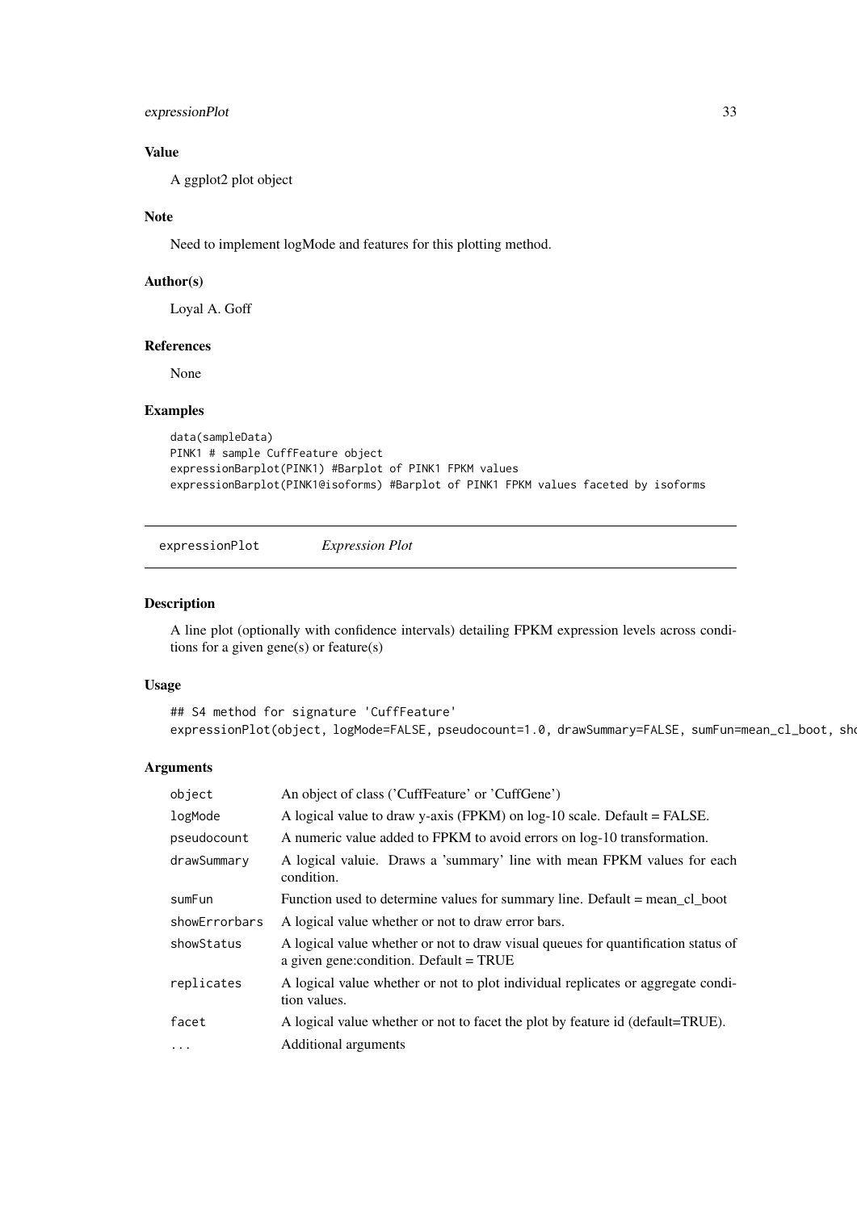### Value

A ggplot2 plot object

### Note

Need to implement logMode and features for this plotting method.

### Author(s)

Loyal A. Goff

### References

None

### Examples

```
data(sampleData)
PINK1 # sample CuffFeature object
expressionBarplot(PINK1) #Barplot of PINK1 FPKM values
expressionBarplot(PINK1@isoforms) #Barplot of PINK1 FPKM values faceted by isoforms
```

---

## expressionPlot *Expression Plot*

### Description

A line plot (optionally with confidence intervals) detailing FPKM expression levels across conditions for a given gene(s) or feature(s)

### Usage

```
## S4 method for signature 'CuffFeature'
expressionPlot(object, logMode=FALSE, pseudocount=1.0, drawSummary=FALSE, sumFun=mean_cl_boot, sho
```

### Arguments

| | |
|---|---|
| object | An object of class ('CuffFeature' or 'CuffGene') |
| logMode | A logical value to draw y-axis (FPKM) on log-10 scale. Default = FALSE. |
| pseudocount | A numeric value added to FPKM to avoid errors on log-10 transformation. |
| drawSummary | A logical valuie. Draws a 'summary' line with mean FPKM values for each condition. |
| sumFun | Function used to determine values for summary line. Default = mean_cl_boot |
| showErrorbars | A logical value whether or not to draw error bars. |
| showStatus | A logical value whether or not to draw visual queues for quantification status of a given gene:condition. Default = TRUE |
| replicates | A logical value whether or not to plot individual replicates or aggregate condition values. |
| facet | A logical value whether or not to facet the plot by feature id (default=TRUE). |
| ... | Additional arguments |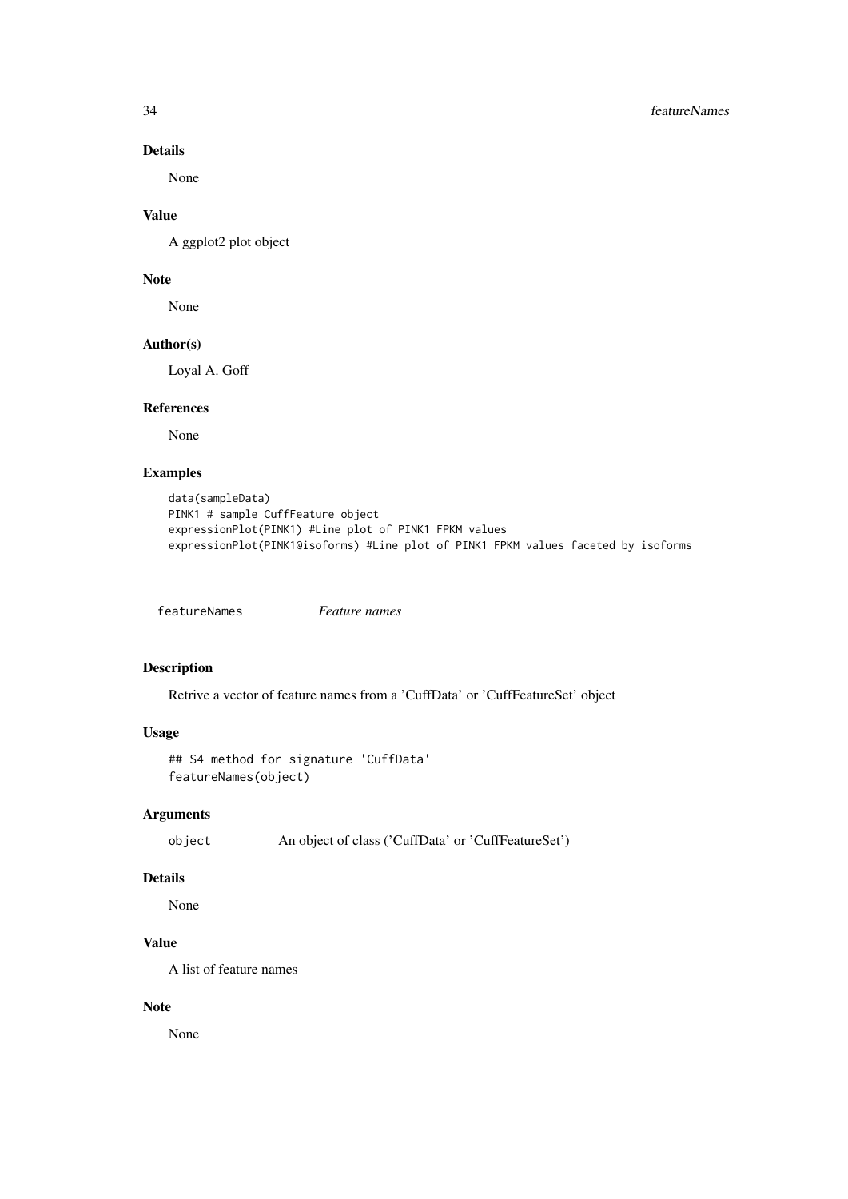### Details

None

### Value

A ggplot2 plot object

### Note

None

### Author(s)

Loyal A. Goff

### References

None

### Examples

```
data(sampleData)
PINK1 # sample CuffFeature object
expressionPlot(PINK1) #Line plot of PINK1 FPKM values
expressionPlot(PINK1@isoforms) #Line plot of PINK1 FPKM values faceted by isoforms
```

---

## featureNames *Feature names*

---

### Description

Retrive a vector of feature names from a 'CuffData' or 'CuffFeatureSet' object

### Usage

```
## S4 method for signature 'CuffData'
featureNames(object)
```

### Arguments

| | |
|---|---|
| `object` | An object of class ('CuffData' or 'CuffFeatureSet') |

### Details

None

### Value

A list of feature names

### Note

None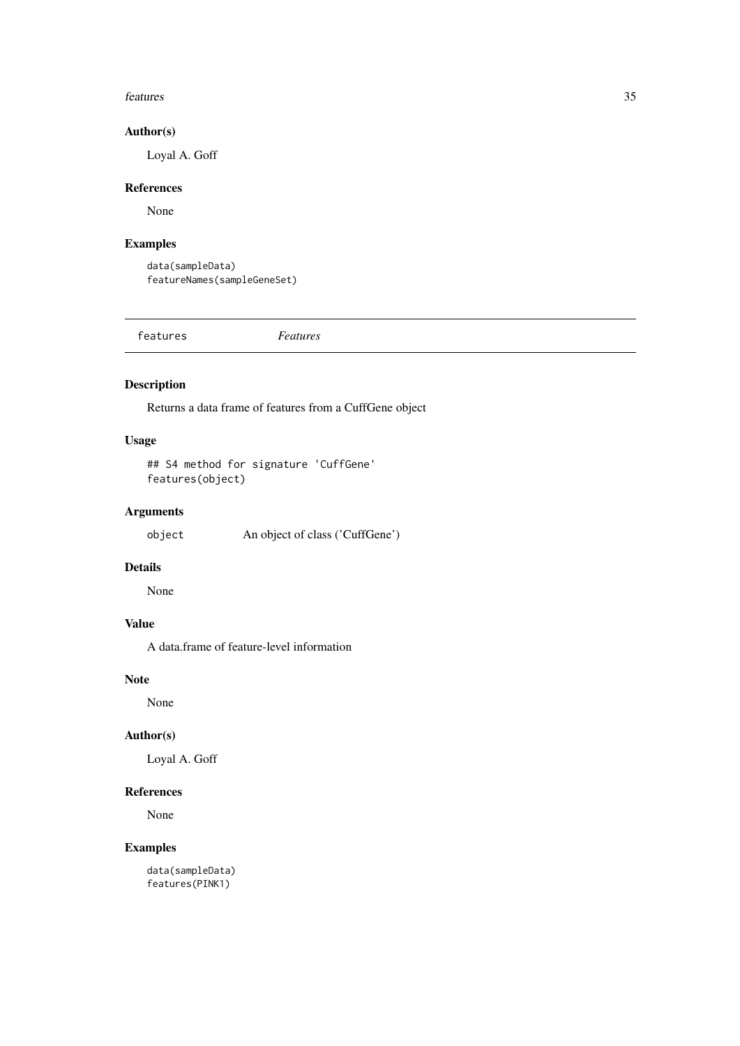### Author(s)

Loyal A. Goff

### References

None

### Examples

```
data(sampleData)
featureNames(sampleGeneSet)
```

---

## features *Features*

---

### Description

Returns a data frame of features from a CuffGene object

### Usage

```
## S4 method for signature 'CuffGene'
features(object)
```

### Arguments

| | |
|---|---|
| object | An object of class ('CuffGene') |

### Details

None

### Value

A data.frame of feature-level information

### Note

None

### Author(s)

Loyal A. Goff

### References

None

### Examples

```
data(sampleData)
features(PINK1)
```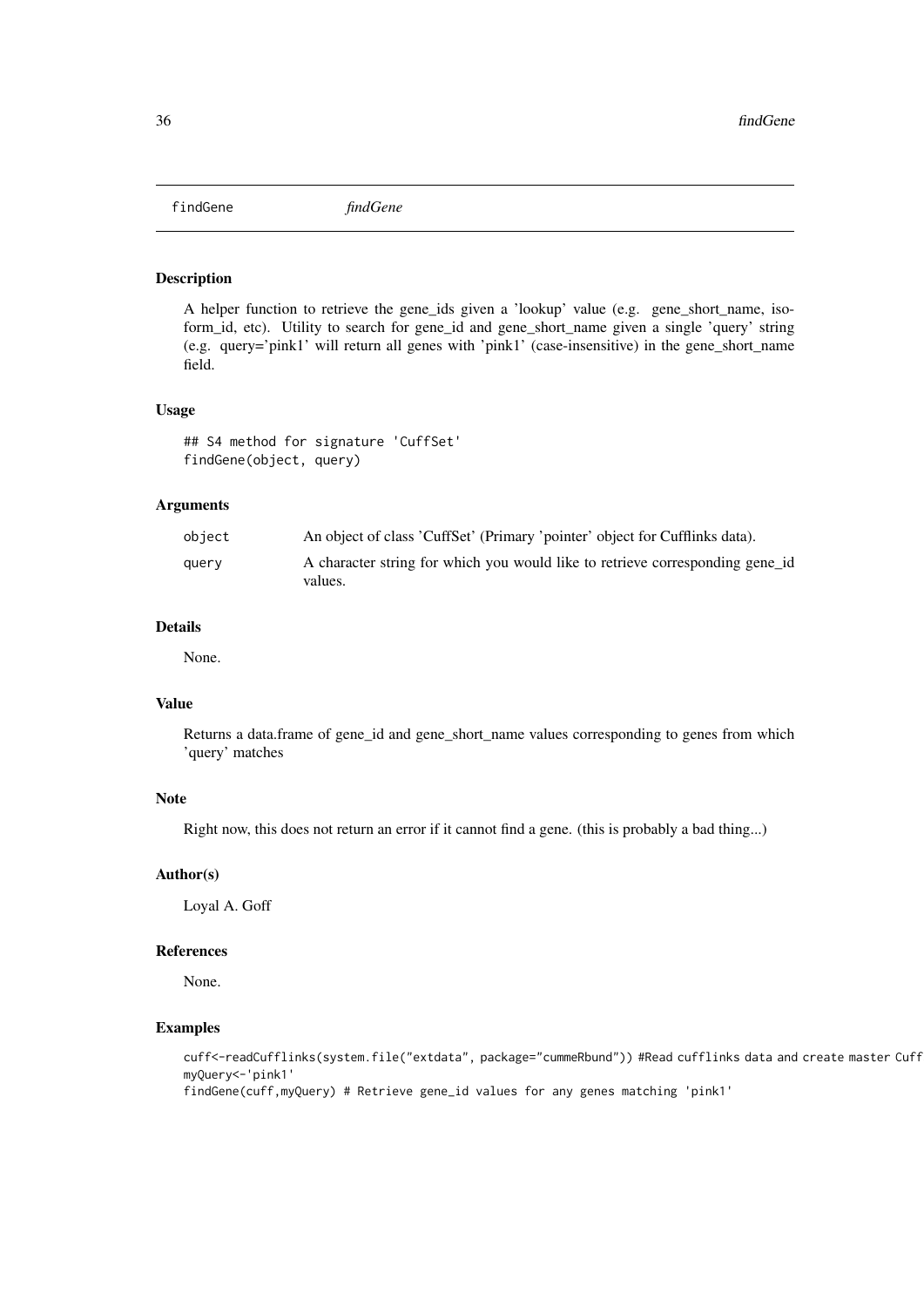## findGene *findGene*

### Description

A helper function to retrieve the gene_ids given a 'lookup' value (e.g. gene_short_name, isoform_id, etc). Utility to search for gene_id and gene_short_name given a single 'query' string (e.g. query='pink1' will return all genes with 'pink1' (case-insensitive) in the gene_short_name field.

### Usage

```
## S4 method for signature 'CuffSet'
findGene(object, query)
```

### Arguments

| | |
|---|---|
| object | An object of class 'CuffSet' (Primary 'pointer' object for Cufflinks data). |
| query | A character string for which you would like to retrieve corresponding gene_id values. |

### Details

None.

### Value

Returns a data.frame of gene_id and gene_short_name values corresponding to genes from which 'query' matches

### Note

Right now, this does not return an error if it cannot find a gene. (this is probably a bad thing...)

### Author(s)

Loyal A. Goff

### References

None.

### Examples

```
cuff<-readCufflinks(system.file("extdata", package="cummeRbund")) #Read cufflinks data and create master Cuff
myQuery<-'pink1'
findGene(cuff,myQuery) # Retrieve gene_id values for any genes matching 'pink1'
```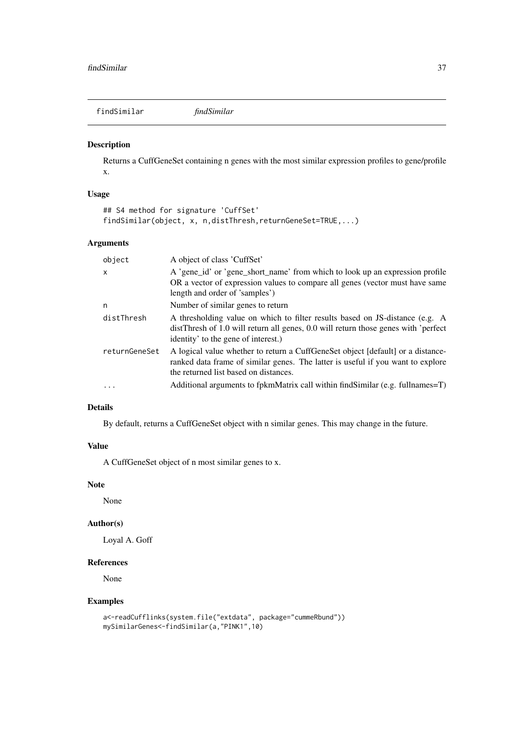findSimilar *findSimilar*

## Description

Returns a CuffGeneSet containing n genes with the most similar expression profiles to gene/profile x.

## Usage

```
## S4 method for signature 'CuffSet'
findSimilar(object, x, n,distThresh,returnGeneSet=TRUE,...)
```

## Arguments

| | |
|---|---|
| object | A object of class 'CuffSet' |
| x | A 'gene_id' or 'gene_short_name' from which to look up an expression profile OR a vector of expression values to compare all genes (vector must have same length and order of 'samples') |
| n | Number of similar genes to return |
| distThresh | A thresholding value on which to filter results based on JS-distance (e.g. A distThresh of 1.0 will return all genes, 0.0 will return those genes with 'perfect identity' to the gene of interest.) |
| returnGeneSet | A logical value whether to return a CuffGeneSet object [default] or a distance-ranked data frame of similar genes. The latter is useful if you want to explore the returned list based on distances. |
| ... | Additional arguments to fpkmMatrix call within findSimilar (e.g. fullnames=T) |

## Details

By default, returns a CuffGeneSet object with n similar genes. This may change in the future.

## Value

A CuffGeneSet object of n most similar genes to x.

## Note

None

## Author(s)

Loyal A. Goff

## References

None

## Examples

```
a<-readCufflinks(system.file("extdata", package="cummeRbund"))
mySimilarGenes<-findSimilar(a,"PINK1",10)
```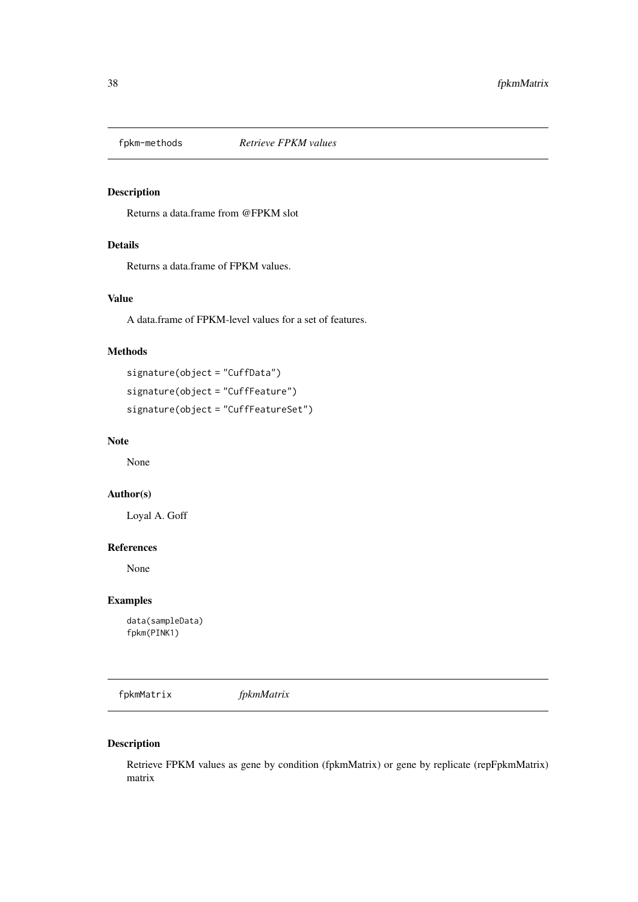## fpkm-methods *Retrieve FPKM values*

### Description

Returns a data.frame from @FPKM slot

### Details

Returns a data.frame of FPKM values.

### Value

A data.frame of FPKM-level values for a set of features.

### Methods

```
signature(object = "CuffData")
signature(object = "CuffFeature")
signature(object = "CuffFeatureSet")
```

### Note

None

### Author(s)

Loyal A. Goff

### References

None

### Examples

```
data(sampleData)
fpkm(PINK1)
```

## fpkmMatrix *fpkmMatrix*

### Description

Retrieve FPKM values as gene by condition (fpkmMatrix) or gene by replicate (repFpkmMatrix) matrix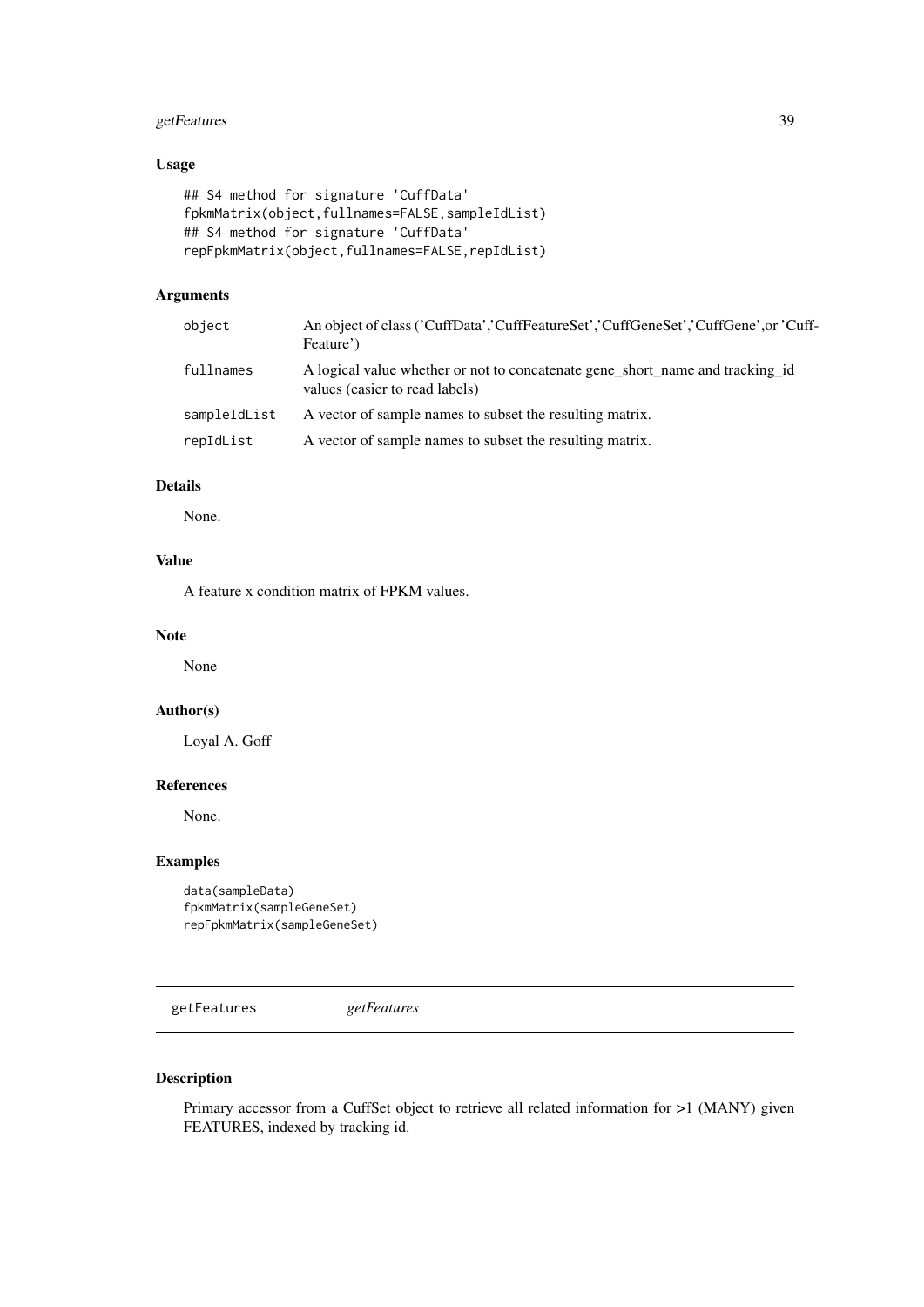### Usage

```
## S4 method for signature 'CuffData'
fpkmMatrix(object,fullnames=FALSE,sampleIdList)
## S4 method for signature 'CuffData'
repFpkmMatrix(object,fullnames=FALSE,repIdList)
```

### Arguments

| | |
|---|---|
| `object` | An object of class ('CuffData','CuffFeatureSet','CuffGeneSet','CuffGene',or 'CuffFeature') |
| `fullnames` | A logical value whether or not to concatenate gene_short_name and tracking_id values (easier to read labels) |
| `sampleIdList` | A vector of sample names to subset the resulting matrix. |
| `repIdList` | A vector of sample names to subset the resulting matrix. |

### Details

None.

### Value

A feature x condition matrix of FPKM values.

### Note

None

### Author(s)

Loyal A. Goff

### References

None.

### Examples

```
data(sampleData)
fpkmMatrix(sampleGeneSet)
repFpkmMatrix(sampleGeneSet)
```

## getFeatures *getFeatures*

### Description

Primary accessor from a CuffSet object to retrieve all related information for >1 (MANY) given FEATURES, indexed by tracking id.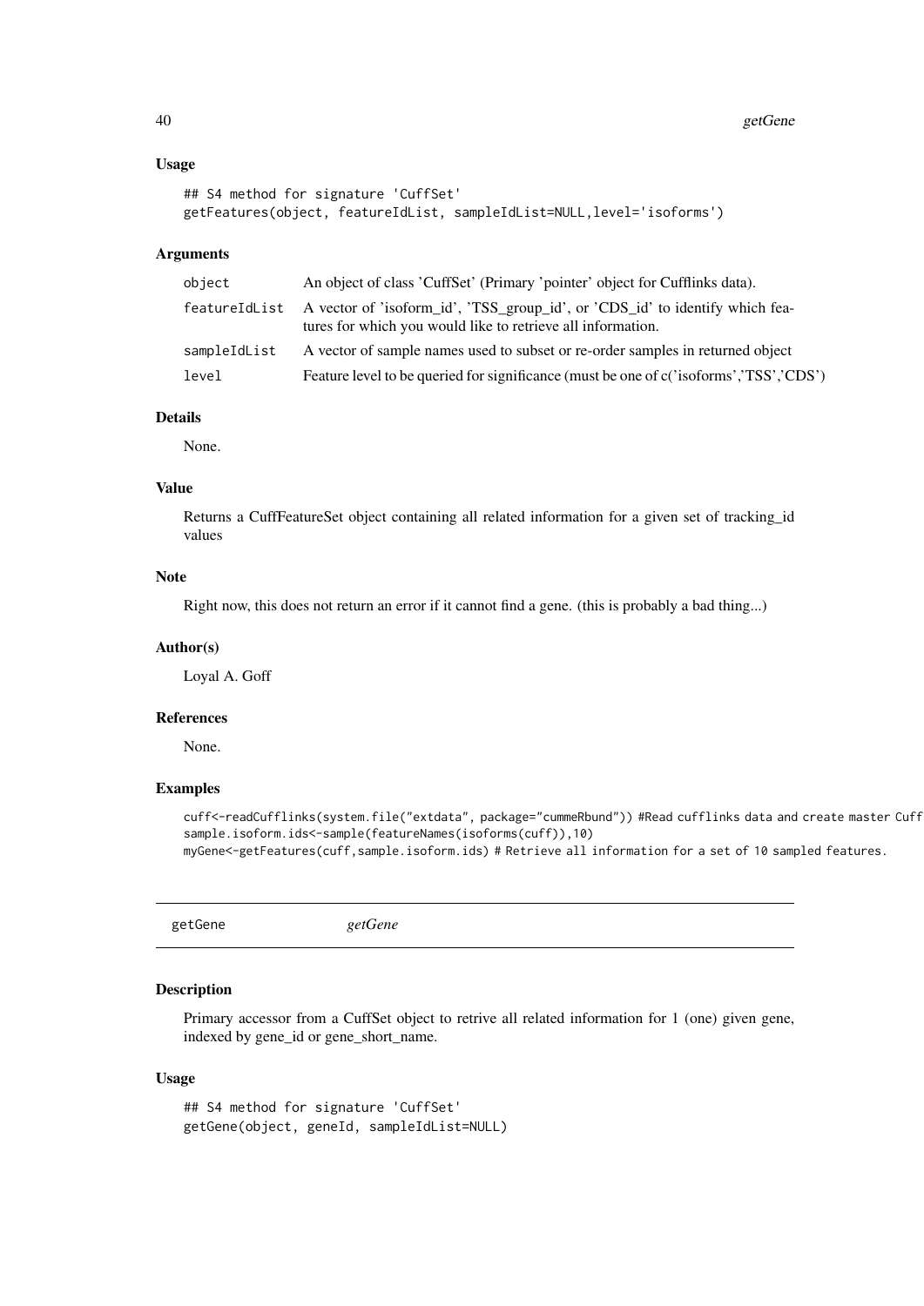## Usage

```
## S4 method for signature 'CuffSet'
getFeatures(object, featureIdList, sampleIdList=NULL,level='isoforms')
```

## Arguments

| | |
|---|---|
| object | An object of class 'CuffSet' (Primary 'pointer' object for Cufflinks data). |
| featureIdList | A vector of 'isoform_id', 'TSS_group_id', or 'CDS_id' to identify which features for which you would like to retrieve all information. |
| sampleIdList | A vector of sample names used to subset or re-order samples in returned object |
| level | Feature level to be queried for significance (must be one of c('isoforms','TSS','CDS') |

## Details

None.

## Value

Returns a CuffFeatureSet object containing all related information for a given set of tracking_id values

## Note

Right now, this does not return an error if it cannot find a gene. (this is probably a bad thing...)

## Author(s)

Loyal A. Goff

## References

None.

## Examples

```
cuff<-readCufflinks(system.file("extdata", package="cummeRbund")) #Read cufflinks data and create master Cuff
sample.isoform.ids<-sample(featureNames(isoforms(cuff)),10)
myGene<-getFeatures(cuff,sample.isoform.ids) # Retrieve all information for a set of 10 sampled features.
```

---

# getGene *getGene*

## Description

Primary accessor from a CuffSet object to retrive all related information for 1 (one) given gene, indexed by gene_id or gene_short_name.

## Usage

```
## S4 method for signature 'CuffSet'
getGene(object, geneId, sampleIdList=NULL)
```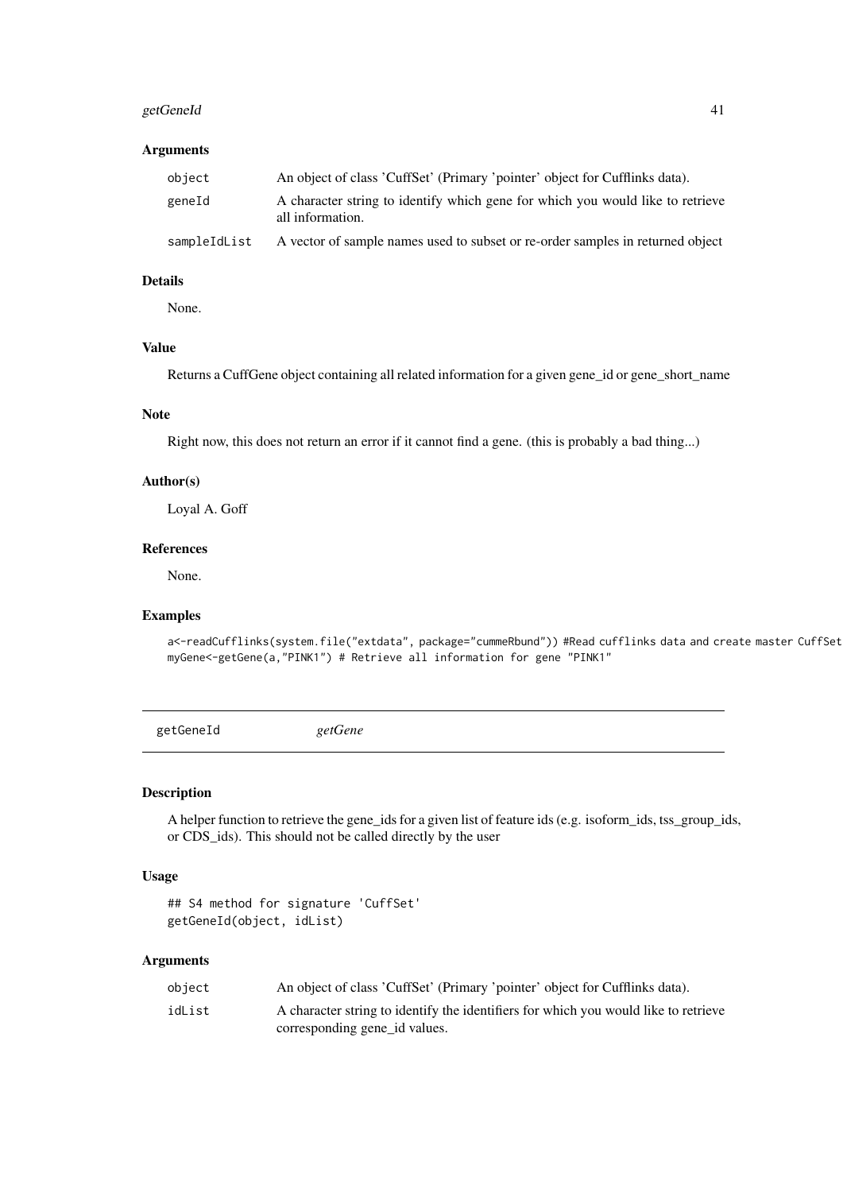### Arguments

| | |
|---|---|
| object | An object of class 'CuffSet' (Primary 'pointer' object for Cufflinks data). |
| geneId | A character string to identify which gene for which you would like to retrieve all information. |
| sampleIdList | A vector of sample names used to subset or re-order samples in returned object |

### Details

None.

### Value

Returns a CuffGene object containing all related information for a given gene_id or gene_short_name

### Note

Right now, this does not return an error if it cannot find a gene. (this is probably a bad thing...)

### Author(s)

Loyal A. Goff

### References

None.

### Examples

```
a<-readCufflinks(system.file("extdata", package="cummeRbund")) #Read cufflinks data and create master CuffSet
myGene<-getGene(a,"PINK1") # Retrieve all information for gene "PINK1"
```

---

## getGeneId *getGene*

---

### Description

A helper function to retrieve the gene_ids for a given list of feature ids (e.g. isoform_ids, tss_group_ids, or CDS_ids). This should not be called directly by the user

### Usage

```
## S4 method for signature 'CuffSet'
getGeneId(object, idList)
```

### Arguments

| | |
|---|---|
| object | An object of class 'CuffSet' (Primary 'pointer' object for Cufflinks data). |
| idList | A character string to identify the identifiers for which you would like to retrieve corresponding gene_id values. |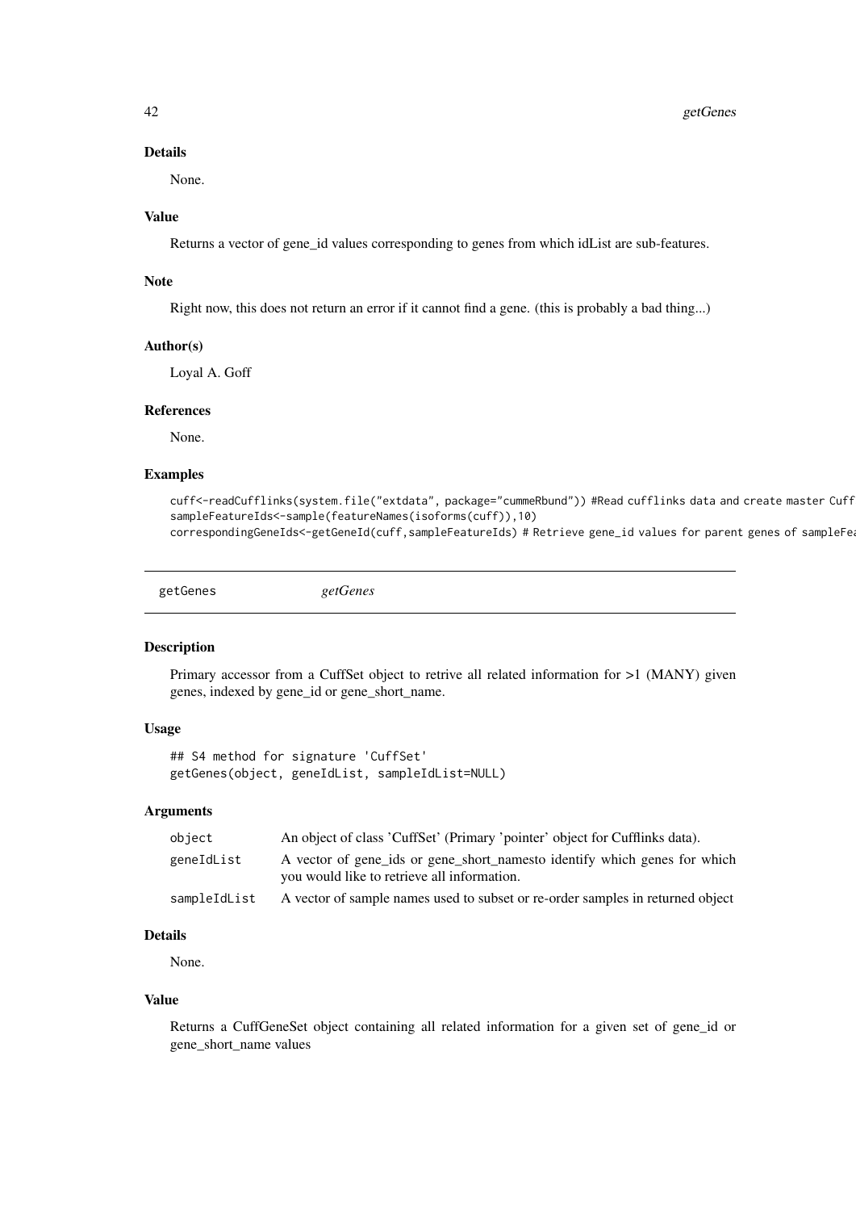### Details

None.

### Value

Returns a vector of gene_id values corresponding to genes from which idList are sub-features.

### Note

Right now, this does not return an error if it cannot find a gene. (this is probably a bad thing...)

### Author(s)

Loyal A. Goff

### References

None.

### Examples

```
cuff<-readCufflinks(system.file("extdata", package="cummeRbund")) #Read cufflinks data and create master Cuff
sampleFeatureIds<-sample(featureNames(isoforms(cuff)),10)
correspondingGeneIds<-getGeneId(cuff,sampleFeatureIds) # Retrieve gene_id values for parent genes of sampleFea
```

---

## getGenes *getGenes*

### Description

Primary accessor from a CuffSet object to retrive all related information for >1 (MANY) given genes, indexed by gene_id or gene_short_name.

### Usage

```
## S4 method for signature 'CuffSet'
getGenes(object, geneIdList, sampleIdList=NULL)
```

### Arguments

| | |
|---|---|
| object | An object of class 'CuffSet' (Primary 'pointer' object for Cufflinks data). |
| geneIdList | A vector of gene_ids or gene_short_namesto identify which genes for which you would like to retrieve all information. |
| sampleIdList | A vector of sample names used to subset or re-order samples in returned object |

### Details

None.

### Value

Returns a CuffGeneSet object containing all related information for a given set of gene_id or gene_short_name values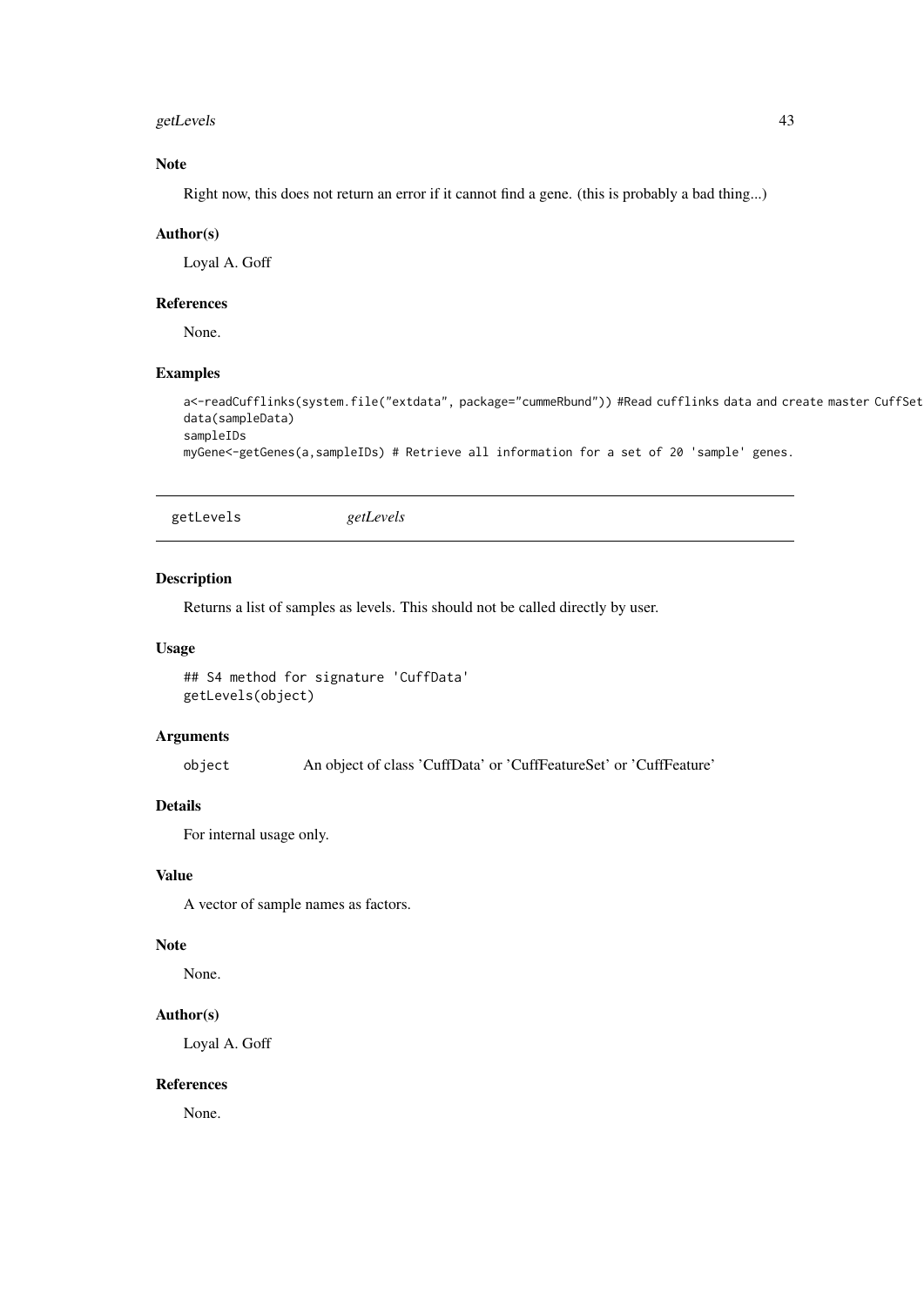### Note

Right now, this does not return an error if it cannot find a gene. (this is probably a bad thing...)

### Author(s)

Loyal A. Goff

### References

None.

### Examples

```
a<-readCufflinks(system.file("extdata", package="cummeRbund")) #Read cufflinks data and create master CuffSet
data(sampleData)
sampleIDs
myGene<-getGenes(a,sampleIDs) # Retrieve all information for a set of 20 'sample' genes.
```

---

## getLevels *getLevels*

---

### Description

Returns a list of samples as levels. This should not be called directly by user.

### Usage

```
## S4 method for signature 'CuffData'
getLevels(object)
```

### Arguments

| | |
|---|---|
| `object` | An object of class 'CuffData' or 'CuffFeatureSet' or 'CuffFeature' |

### Details

For internal usage only.

### Value

A vector of sample names as factors.

### Note

None.

### Author(s)

Loyal A. Goff

### References

None.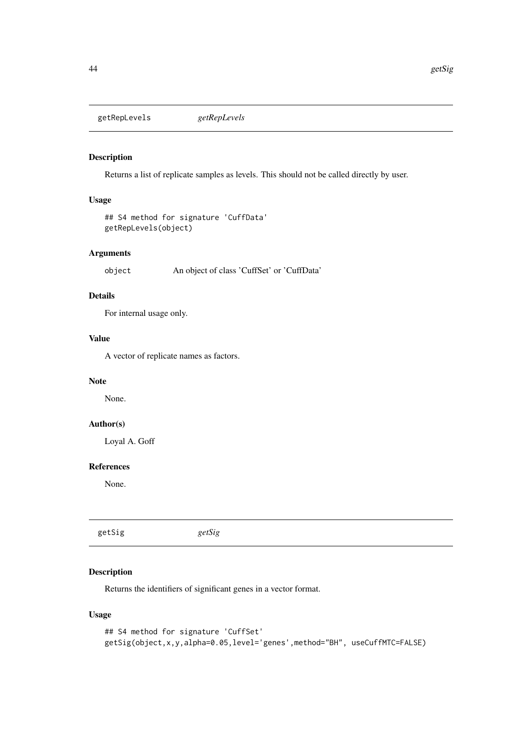## getRepLevels *getRepLevels*

### Description

Returns a list of replicate samples as levels. This should not be called directly by user.

### Usage

```
## S4 method for signature 'CuffData'
getRepLevels(object)
```

### Arguments

| | |
|---|---|
| object | An object of class 'CuffSet' or 'CuffData' |

### Details

For internal usage only.

### Value

A vector of replicate names as factors.

### Note

None.

### Author(s)

Loyal A. Goff

### References

None.

## getSig *getSig*

### Description

Returns the identifiers of significant genes in a vector format.

### Usage

```
## S4 method for signature 'CuffSet'
getSig(object,x,y,alpha=0.05,level='genes',method="BH", useCuffMTC=FALSE)
```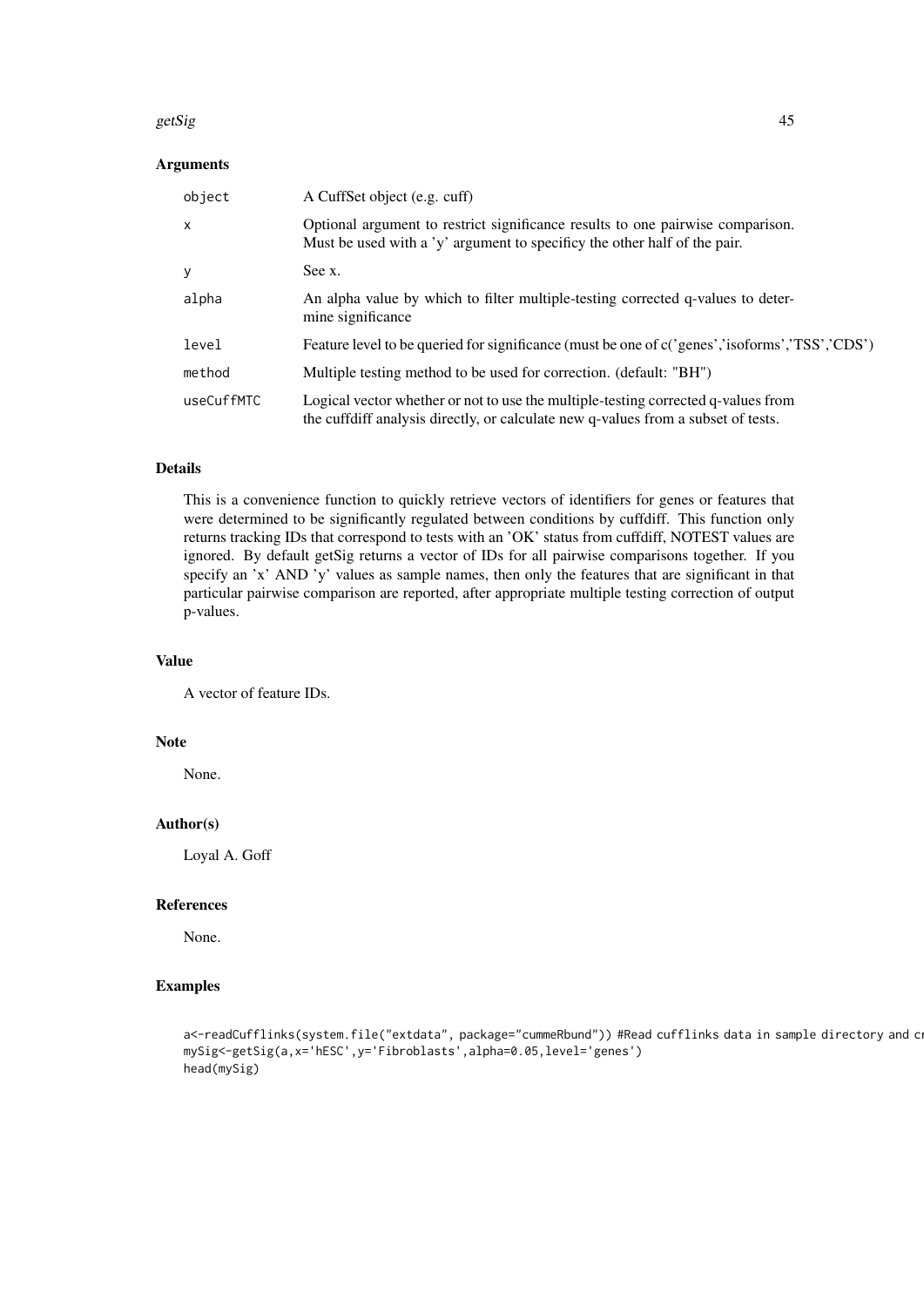### Arguments

| | |
|---|---|
| object | A CuffSet object (e.g. cuff) |
| x | Optional argument to restrict significance results to one pairwise comparison. Must be used with a 'y' argument to specificy the other half of the pair. |
| y | See x. |
| alpha | An alpha value by which to filter multiple-testing corrected q-values to determine significance |
| level | Feature level to be queried for significance (must be one of c('genes','isoforms','TSS','CDS') |
| method | Multiple testing method to be used for correction. (default: "BH") |
| useCuffMTC | Logical vector whether or not to use the multiple-testing corrected q-values from the cuffdiff analysis directly, or calculate new q-values from a subset of tests. |

### Details

This is a convenience function to quickly retrieve vectors of identifiers for genes or features that were determined to be significantly regulated between conditions by cuffdiff. This function only returns tracking IDs that correspond to tests with an 'OK' status from cuffdiff, NOTEST values are ignored. By default getSig returns a vector of IDs for all pairwise comparisons together. If you specify an 'x' AND 'y' values as sample names, then only the features that are significant in that particular pairwise comparison are reported, after appropriate multiple testing correction of output p-values.

### Value

A vector of feature IDs.

### Note

None.

### Author(s)

Loyal A. Goff

### References

None.

### Examples

```
a<-readCufflinks(system.file("extdata", package="cummeRbund")) #Read cufflinks data in sample directory and cr
mySig<-getSig(a,x='hESC',y='Fibroblasts',alpha=0.05,level='genes')
head(mySig)
```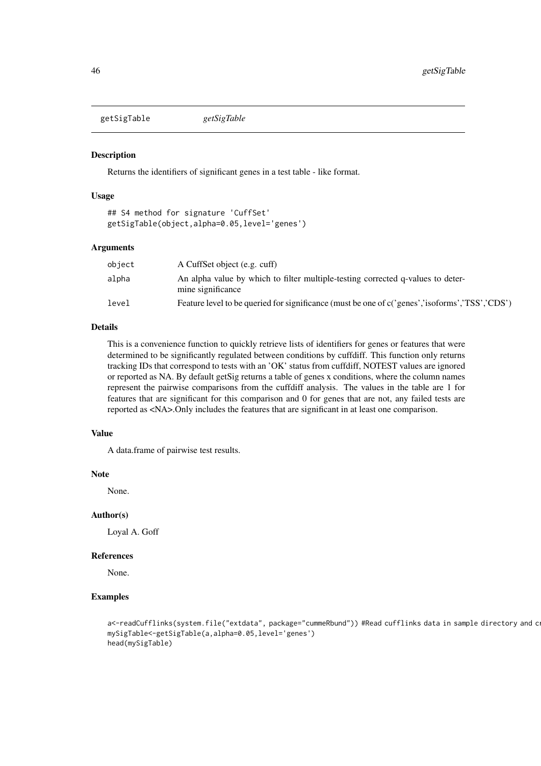getSigTable *getSigTable*

### Description

Returns the identifiers of significant genes in a test table - like format.

### Usage

```
## S4 method for signature 'CuffSet'
getSigTable(object,alpha=0.05,level='genes')
```

### Arguments

| | |
|---|---|
| object | A CuffSet object (e.g. cuff) |
| alpha | An alpha value by which to filter multiple-testing corrected q-values to determine significance |
| level | Feature level to be queried for significance (must be one of c('genes','isoforms','TSS','CDS') |

### Details

This is a convenience function to quickly retrieve lists of identifiers for genes or features that were determined to be significantly regulated between conditions by cuffdiff. This function only returns tracking IDs that correspond to tests with an 'OK' status from cuffdiff, NOTEST values are ignored or reported as NA. By default getSig returns a table of genes x conditions, where the column names represent the pairwise comparisons from the cuffdiff analysis. The values in the table are 1 for features that are significant for this comparison and 0 for genes that are not, any failed tests are reported as <NA>.Only includes the features that are significant in at least one comparison.

### Value

A data.frame of pairwise test results.

### Note

None.

### Author(s)

Loyal A. Goff

### References

None.

### Examples

```
a<-readCufflinks(system.file("extdata", package="cummeRbund")) #Read cufflinks data in sample directory and cr
mySigTable<-getSigTable(a,alpha=0.05,level='genes')
head(mySigTable)
```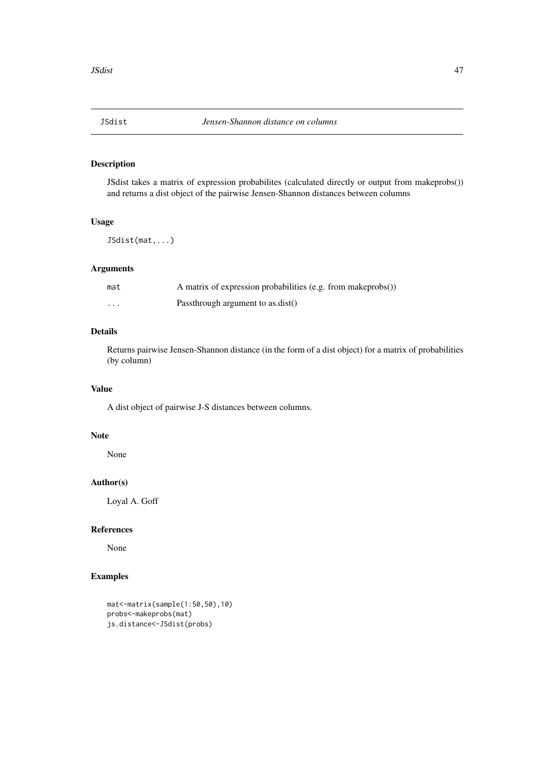## JSdist — *Jensen-Shannon distance on columns*

### Description

JSdist takes a matrix of expression probabilites (calculated directly or output from makeprobs()) and returns a dist object of the pairwise Jensen-Shannon distances between columns

### Usage

```
JSdist(mat,...)
```

### Arguments

| | |
|---|---|
| mat | A matrix of expression probabilities (e.g. from makeprobs()) |
| ... | Passthrough argument to as.dist() |

### Details

Returns pairwise Jensen-Shannon distance (in the form of a dist object) for a matrix of probabilities (by column)

### Value

A dist object of pairwise J-S distances between columns.

### Note

None

### Author(s)

Loyal A. Goff

### References

None

### Examples

```
mat<-matrix(sample(1:50,50),10)
probs<-makeprobs(mat)
js.distance<-JSdist(probs)
```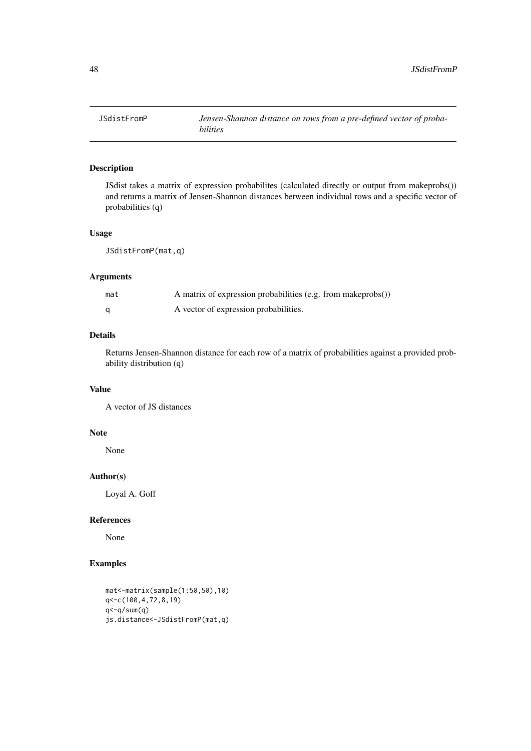JSdistFromP    *Jensen-Shannon distance on rows from a pre-defined vector of probabilities*

## Description

JSdist takes a matrix of expression probabilites (calculated directly or output from makeprobs()) and returns a matrix of Jensen-Shannon distances between individual rows and a specific vector of probabilities (q)

## Usage

```
JSdistFromP(mat,q)
```

## Arguments

| | |
|---|---|
| mat | A matrix of expression probabilities (e.g. from makeprobs()) |
| q | A vector of expression probabilities. |

## Details

Returns Jensen-Shannon distance for each row of a matrix of probabilities against a provided probability distribution (q)

## Value

A vector of JS distances

## Note

None

## Author(s)

Loyal A. Goff

## References

None

## Examples

```
mat<-matrix(sample(1:50,50),10)
q<-c(100,4,72,8,19)
q<-q/sum(q)
js.distance<-JSdistFromP(mat,q)
```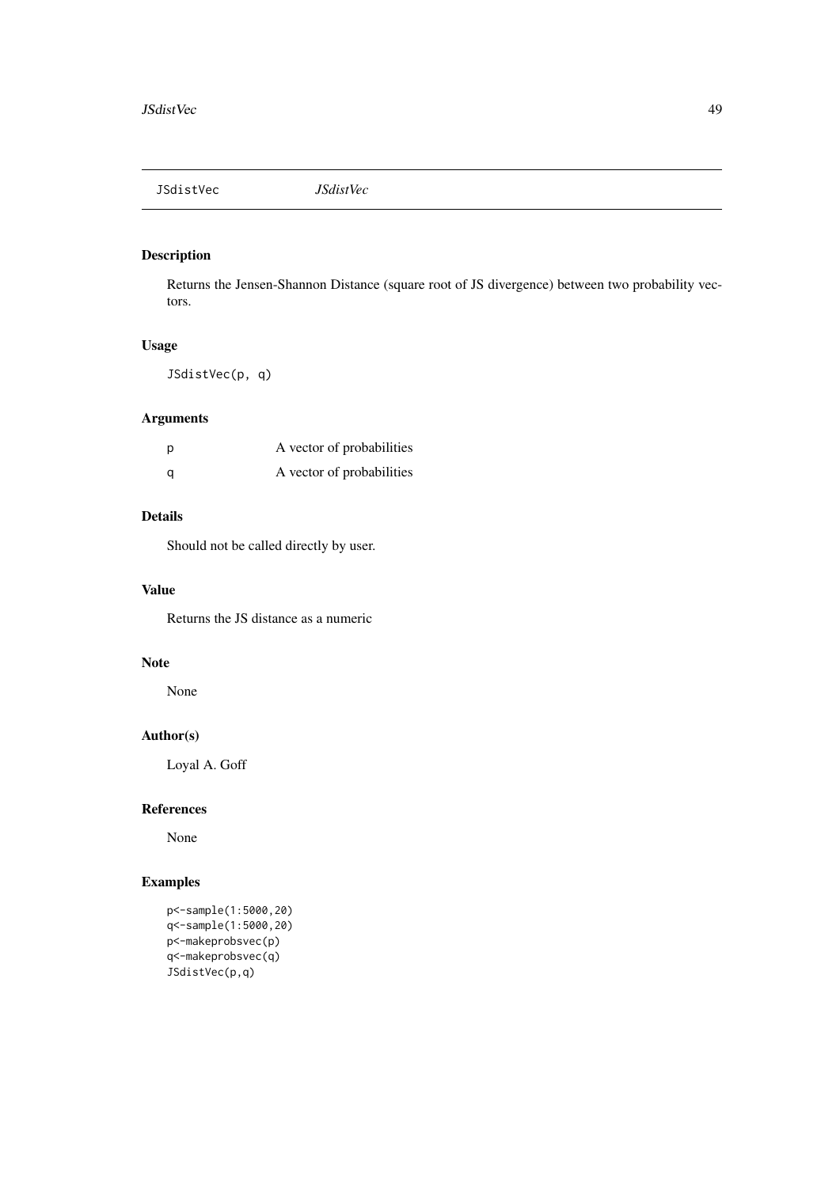# JSdistVec *JSdistVec*

## Description

Returns the Jensen-Shannon Distance (square root of JS divergence) between two probability vectors.

## Usage

```
JSdistVec(p, q)
```

## Arguments

| | |
|---|---|
| p | A vector of probabilities |
| q | A vector of probabilities |

## Details

Should not be called directly by user.

## Value

Returns the JS distance as a numeric

## Note

None

## Author(s)

Loyal A. Goff

## References

None

## Examples

```
p<-sample(1:5000,20)
q<-sample(1:5000,20)
p<-makeprobsvec(p)
q<-makeprobsvec(q)
JSdistVec(p,q)
```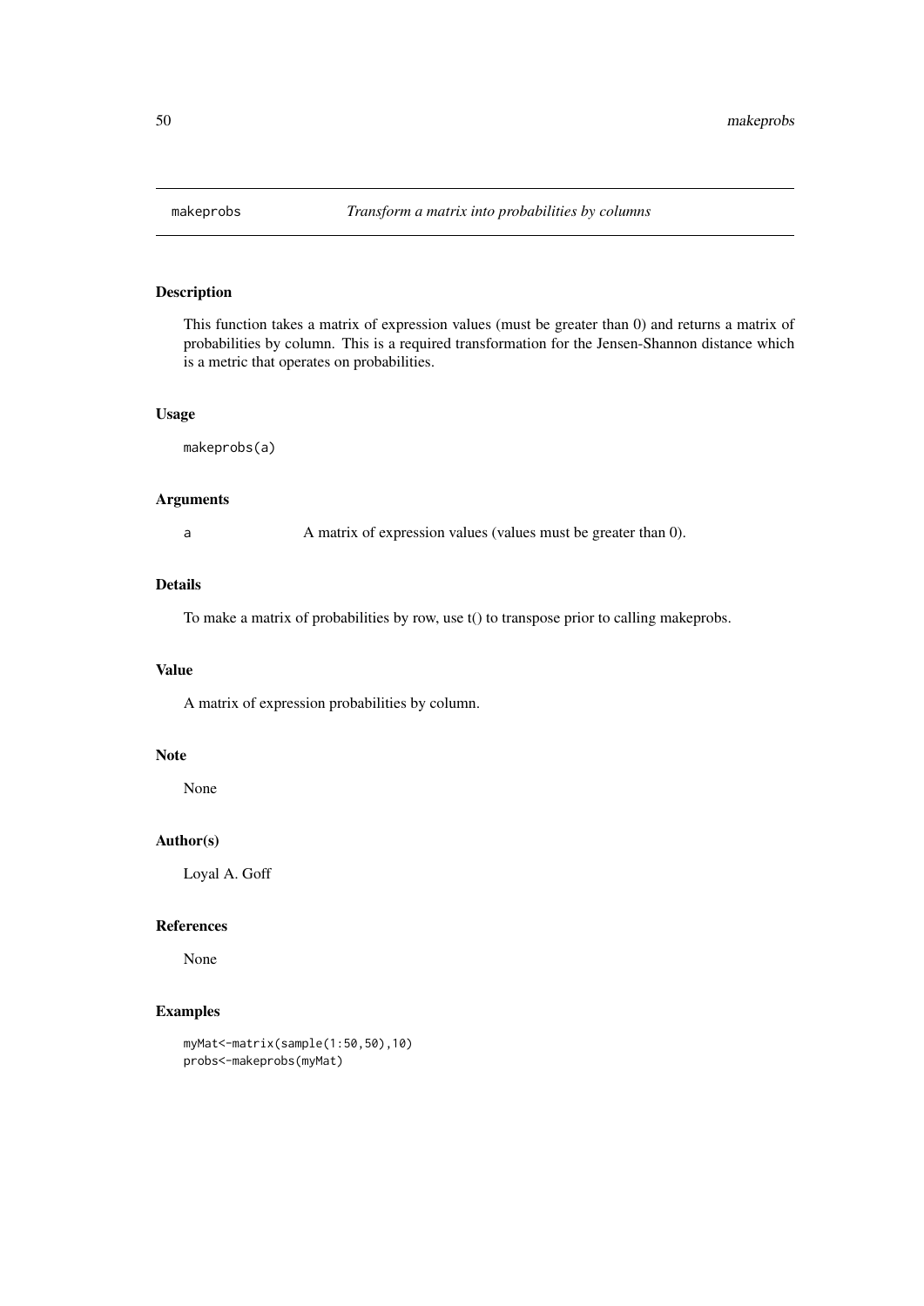# makeprobs

*Transform a matrix into probabilities by columns*

## Description

This function takes a matrix of expression values (must be greater than 0) and returns a matrix of probabilities by column. This is a required transformation for the Jensen-Shannon distance which is a metric that operates on probabilities.

## Usage

```
makeprobs(a)
```

## Arguments

| | |
|---|---|
| a | A matrix of expression values (values must be greater than 0). |

## Details

To make a matrix of probabilities by row, use t() to transpose prior to calling makeprobs.

## Value

A matrix of expression probabilities by column.

## Note

None

## Author(s)

Loyal A. Goff

## References

None

## Examples

```
myMat<-matrix(sample(1:50,50),10)
probs<-makeprobs(myMat)
```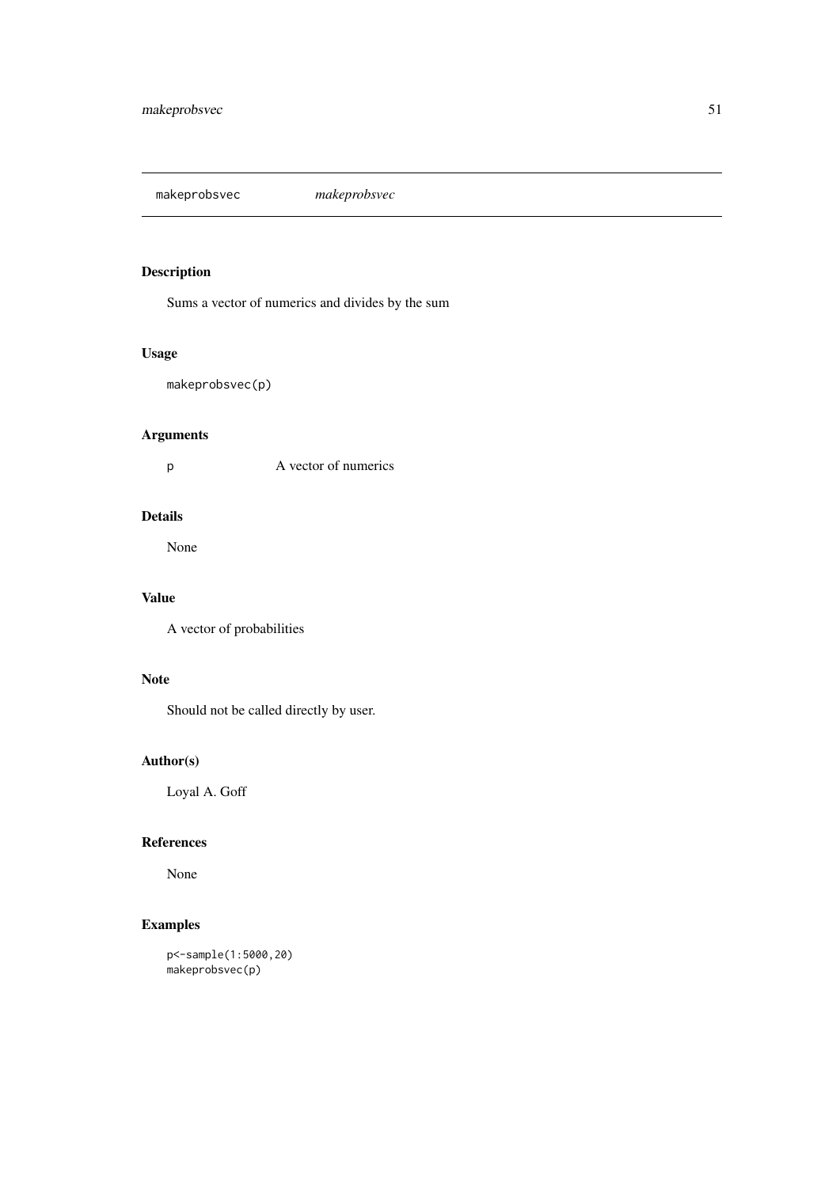makeprobsvec *makeprobsvec*

## Description

Sums a vector of numerics and divides by the sum

## Usage

```
makeprobsvec(p)
```

## Arguments

| | |
|---|---|
| p | A vector of numerics |

## Details

None

## Value

A vector of probabilities

## Note

Should not be called directly by user.

## Author(s)

Loyal A. Goff

## References

None

## Examples

```
p<-sample(1:5000,20)
makeprobsvec(p)
```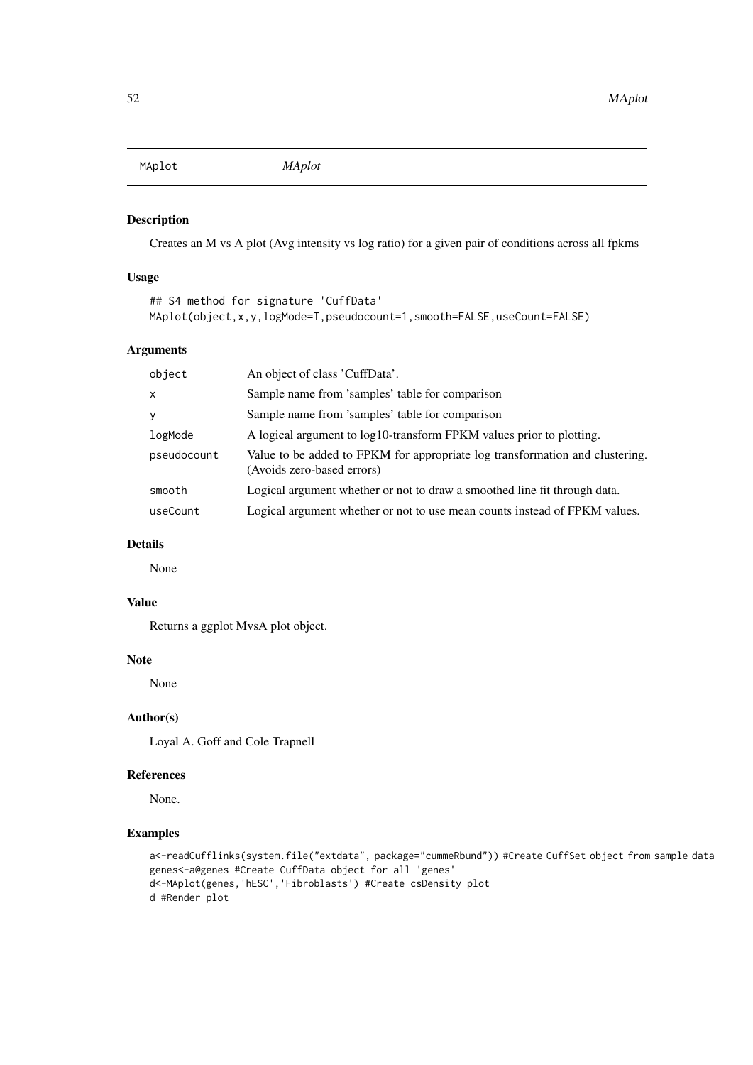MAplot *MAplot*

### Description

Creates an M vs A plot (Avg intensity vs log ratio) for a given pair of conditions across all fpkms

### Usage

```
## S4 method for signature 'CuffData'
MAplot(object,x,y,logMode=T,pseudocount=1,smooth=FALSE,useCount=FALSE)
```

### Arguments

| | |
|---|---|
| object | An object of class 'CuffData'. |
| x | Sample name from 'samples' table for comparison |
| y | Sample name from 'samples' table for comparison |
| logMode | A logical argument to log10-transform FPKM values prior to plotting. |
| pseudocount | Value to be added to FPKM for appropriate log transformation and clustering. (Avoids zero-based errors) |
| smooth | Logical argument whether or not to draw a smoothed line fit through data. |
| useCount | Logical argument whether or not to use mean counts instead of FPKM values. |

### Details

None

### Value

Returns a ggplot MvsA plot object.

### Note

None

### Author(s)

Loyal A. Goff and Cole Trapnell

### References

None.

### Examples

```
a<-readCufflinks(system.file("extdata", package="cummeRbund")) #Create CuffSet object from sample data
genes<-a@genes #Create CuffData object for all 'genes'
d<-MAplot(genes,'hESC','Fibroblasts') #Create csDensity plot
d #Render plot
```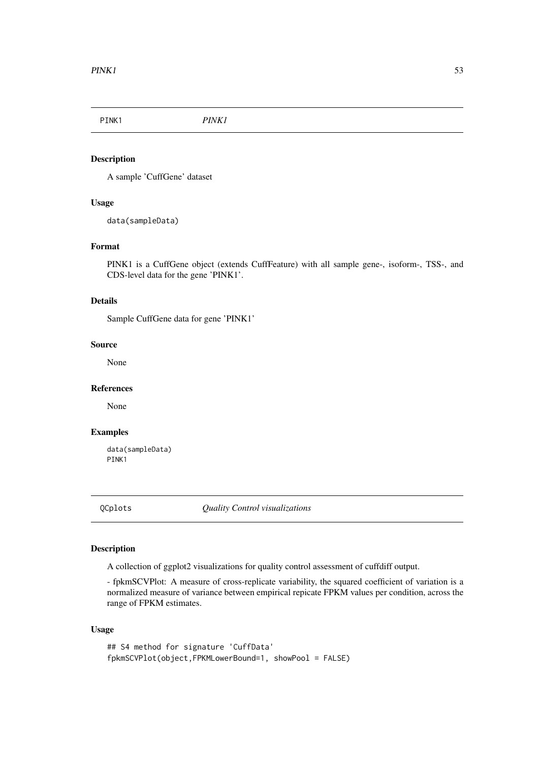## PINK1 — *PINK1*

### Description

A sample 'CuffGene' dataset

### Usage

```
data(sampleData)
```

### Format

PINK1 is a CuffGene object (extends CuffFeature) with all sample gene-, isoform-, TSS-, and CDS-level data for the gene 'PINK1'.

### Details

Sample CuffGene data for gene 'PINK1'

### Source

None

### References

None

### Examples

```
data(sampleData)
PINK1
```

## QCplots — *Quality Control visualizations*

### Description

A collection of ggplot2 visualizations for quality control assessment of cuffdiff output.

- fpkmSCVPlot: A measure of cross-replicate variability, the squared coefficient of variation is a normalized measure of variance between empirical repicate FPKM values per condition, across the range of FPKM estimates.

### Usage

```
## S4 method for signature 'CuffData'
fpkmSCVPlot(object,FPKMLowerBound=1, showPool = FALSE)
```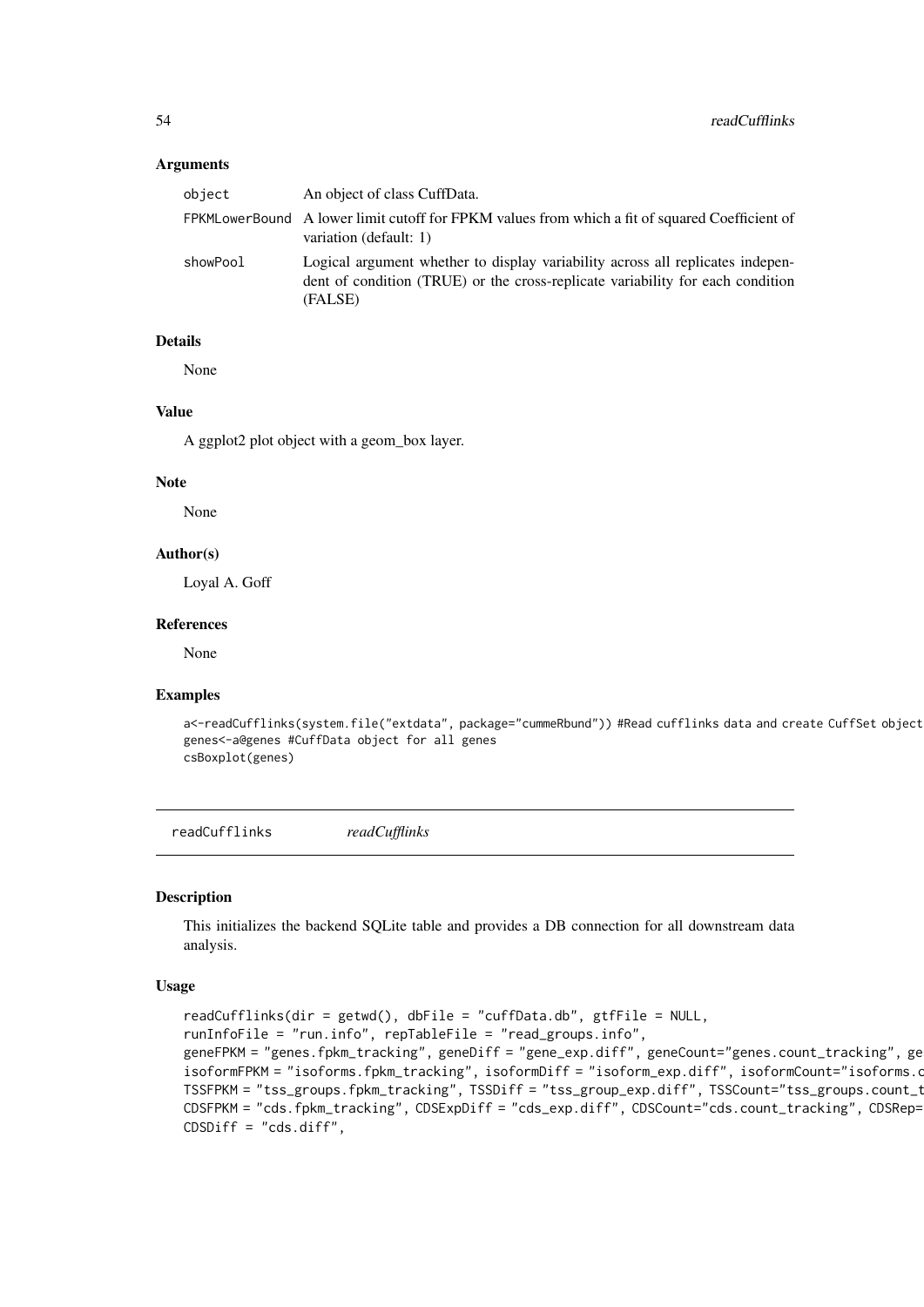### Arguments

| | |
|---|---|
| object | An object of class CuffData. |
| FPKMLowerBound | A lower limit cutoff for FPKM values from which a fit of squared Coefficient of variation (default: 1) |
| showPool | Logical argument whether to display variability across all replicates independent of condition (TRUE) or the cross-replicate variability for each condition (FALSE) |

### Details

None

### Value

A ggplot2 plot object with a geom_box layer.

### Note

None

### Author(s)

Loyal A. Goff

### References

None

### Examples

```
a<-readCufflinks(system.file("extdata", package="cummeRbund")) #Read cufflinks data and create CuffSet object
genes<-a@genes #CuffData object for all genes
csBoxplot(genes)
```

---

## readCufflinks *readCufflinks*

### Description

This initializes the backend SQLite table and provides a DB connection for all downstream data analysis.

### Usage

```
readCufflinks(dir = getwd(), dbFile = "cuffData.db", gtfFile = NULL,
runInfoFile = "run.info", repTableFile = "read_groups.info",
geneFPKM = "genes.fpkm_tracking", geneDiff = "gene_exp.diff", geneCount="genes.count_tracking", ge
isoformFPKM = "isoforms.fpkm_tracking", isoformDiff = "isoform_exp.diff", isoformCount="isoforms.c
TSSFPKM = "tss_groups.fpkm_tracking", TSSDiff = "tss_group_exp.diff", TSSCount="tss_groups.count_t
CDSFPKM = "cds.fpkm_tracking", CDSExpDiff = "cds_exp.diff", CDSCount="cds.count_tracking", CDSRep=
CDSDiff = "cds.diff",
```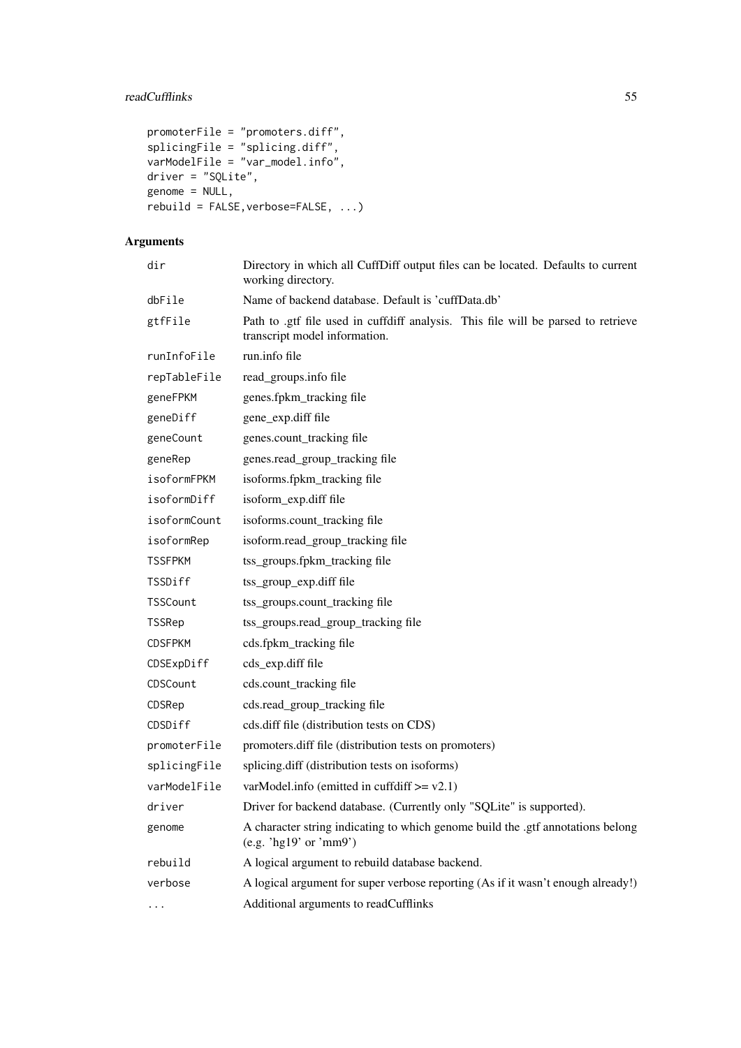```
promoterFile = "promoters.diff",
splicingFile = "splicing.diff",
varModelFile = "var_model.info",
driver = "SQLite",
genome = NULL,
rebuild = FALSE,verbose=FALSE, ...)
```

## Arguments

| | |
|---|---|
| `dir` | Directory in which all CuffDiff output files can be located. Defaults to current working directory. |
| `dbFile` | Name of backend database. Default is 'cuffData.db' |
| `gtfFile` | Path to .gtf file used in cuffdiff analysis. This file will be parsed to retrieve transcript model information. |
| `runInfoFile` | run.info file |
| `repTableFile` | read_groups.info file |
| `geneFPKM` | genes.fpkm_tracking file |
| `geneDiff` | gene_exp.diff file |
| `geneCount` | genes.count_tracking file |
| `geneRep` | genes.read_group_tracking file |
| `isoformFPKM` | isoforms.fpkm_tracking file |
| `isoformDiff` | isoform_exp.diff file |
| `isoformCount` | isoforms.count_tracking file |
| `isoformRep` | isoform.read_group_tracking file |
| `TSSFPKM` | tss_groups.fpkm_tracking file |
| `TSSDiff` | tss_group_exp.diff file |
| `TSSCount` | tss_groups.count_tracking file |
| `TSSRep` | tss_groups.read_group_tracking file |
| `CDSFPKM` | cds.fpkm_tracking file |
| `CDSExpDiff` | cds_exp.diff file |
| `CDSCount` | cds.count_tracking file |
| `CDSRep` | cds.read_group_tracking file |
| `CDSDiff` | cds.diff file (distribution tests on CDS) |
| `promoterFile` | promoters.diff file (distribution tests on promoters) |
| `splicingFile` | splicing.diff (distribution tests on isoforms) |
| `varModelFile` | varModel.info (emitted in cuffdiff >= v2.1) |
| `driver` | Driver for backend database. (Currently only "SQLite" is supported). |
| `genome` | A character string indicating to which genome build the .gtf annotations belong (e.g. 'hg19' or 'mm9') |
| `rebuild` | A logical argument to rebuild database backend. |
| `verbose` | A logical argument for super verbose reporting (As if it wasn't enough already!) |
| `...` | Additional arguments to readCufflinks |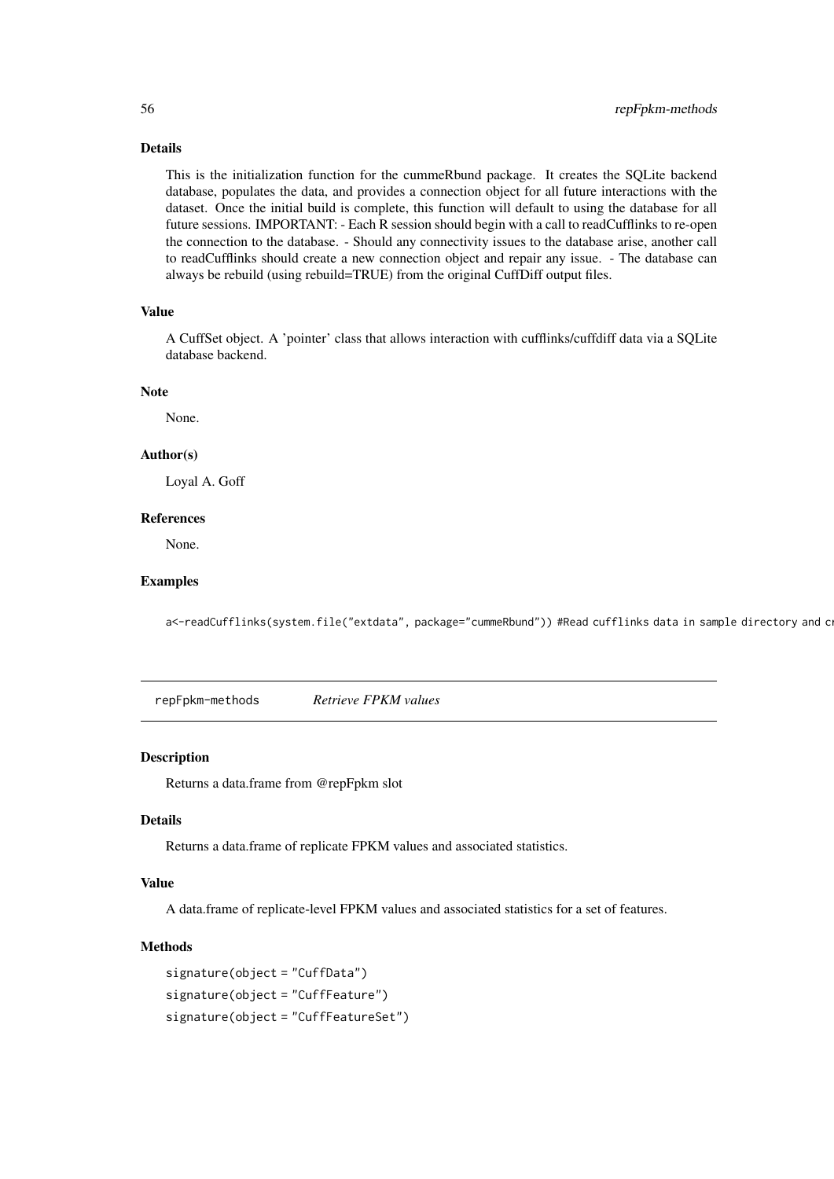### Details

This is the initialization function for the cummeRbund package. It creates the SQLite backend database, populates the data, and provides a connection object for all future interactions with the dataset. Once the initial build is complete, this function will default to using the database for all future sessions. IMPORTANT: - Each R session should begin with a call to readCufflinks to re-open the connection to the database. - Should any connectivity issues to the database arise, another call to readCufflinks should create a new connection object and repair any issue. - The database can always be rebuild (using rebuild=TRUE) from the original CuffDiff output files.

### Value

A CuffSet object. A 'pointer' class that allows interaction with cufflinks/cuffdiff data via a SQLite database backend.

### Note

None.

### Author(s)

Loyal A. Goff

### References

None.

### Examples

```
a<-readCufflinks(system.file("extdata", package="cummeRbund")) #Read cufflinks data in sample directory and cr
```

## repFpkm-methods &nbsp;&nbsp;&nbsp; *Retrieve FPKM values*

### Description

Returns a data.frame from @repFpkm slot

### Details

Returns a data.frame of replicate FPKM values and associated statistics.

### Value

A data.frame of replicate-level FPKM values and associated statistics for a set of features.

### Methods

```
signature(object = "CuffData")
signature(object = "CuffFeature")
signature(object = "CuffFeatureSet")
```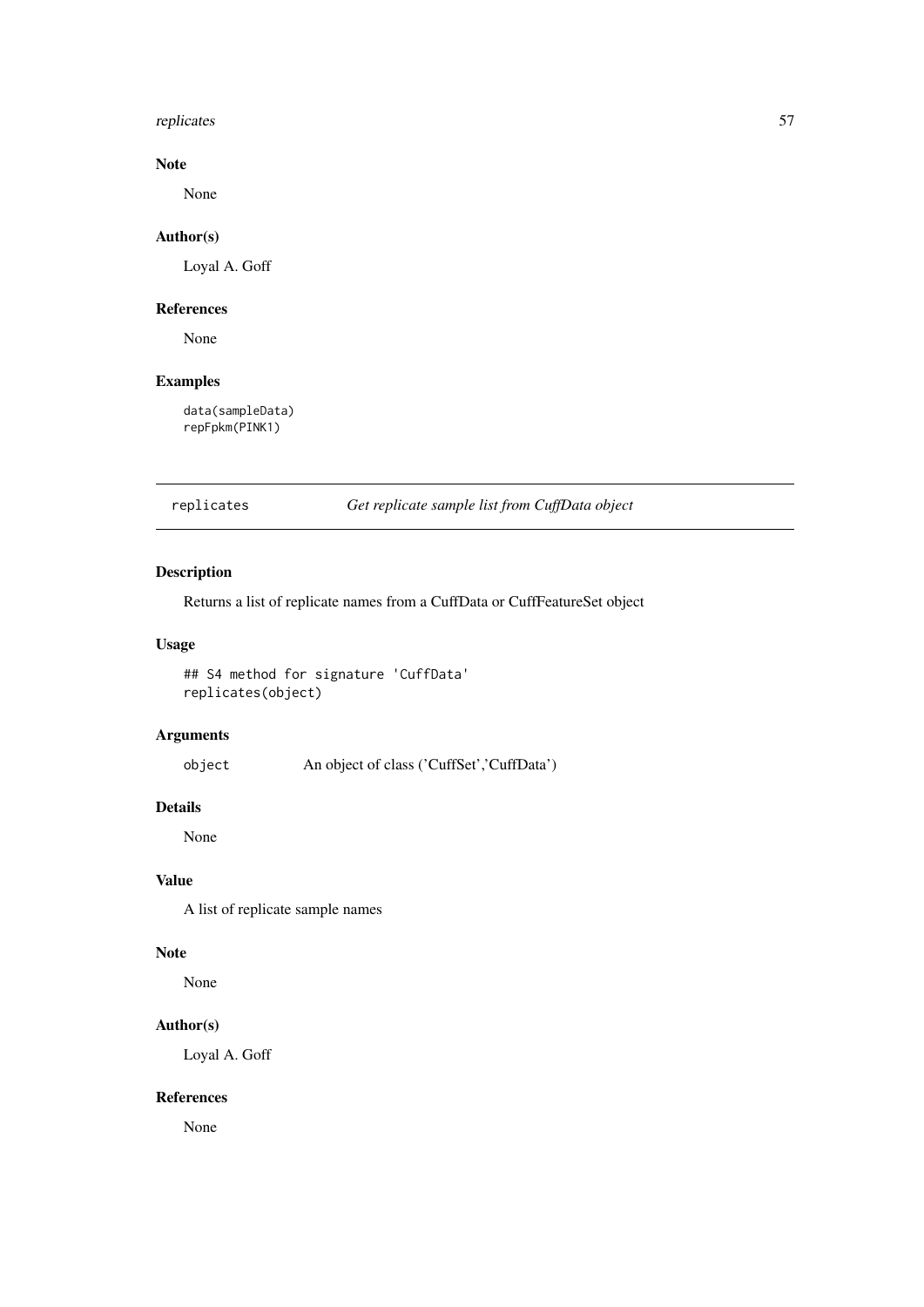### Note

None

### Author(s)

Loyal A. Goff

### References

None

### Examples

```
data(sampleData)
repFpkm(PINK1)
```

---

## replicates *Get replicate sample list from CuffData object*

---

### Description

Returns a list of replicate names from a CuffData or CuffFeatureSet object

### Usage

```
## S4 method for signature 'CuffData'
replicates(object)
```

### Arguments

| | |
|---|---|
| object | An object of class ('CuffSet','CuffData') |

### Details

None

### Value

A list of replicate sample names

### Note

None

### Author(s)

Loyal A. Goff

### References

None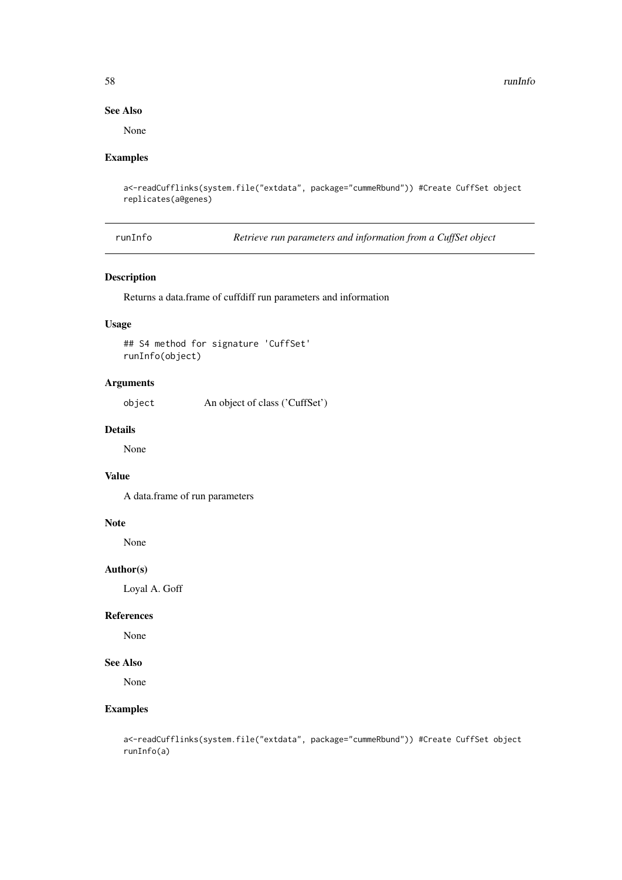### See Also

None

### Examples

```
a<-readCufflinks(system.file("extdata", package="cummeRbund")) #Create CuffSet object
replicates(a@genes)
```

---

## runInfo *Retrieve run parameters and information from a CuffSet object*

### Description

Returns a data.frame of cuffdiff run parameters and information

### Usage

```
## S4 method for signature 'CuffSet'
runInfo(object)
```

### Arguments

| | |
|---|---|
| object | An object of class ('CuffSet') |

### Details

None

### Value

A data.frame of run parameters

### Note

None

### Author(s)

Loyal A. Goff

### References

None

### See Also

None

### Examples

```
a<-readCufflinks(system.file("extdata", package="cummeRbund")) #Create CuffSet object
runInfo(a)
```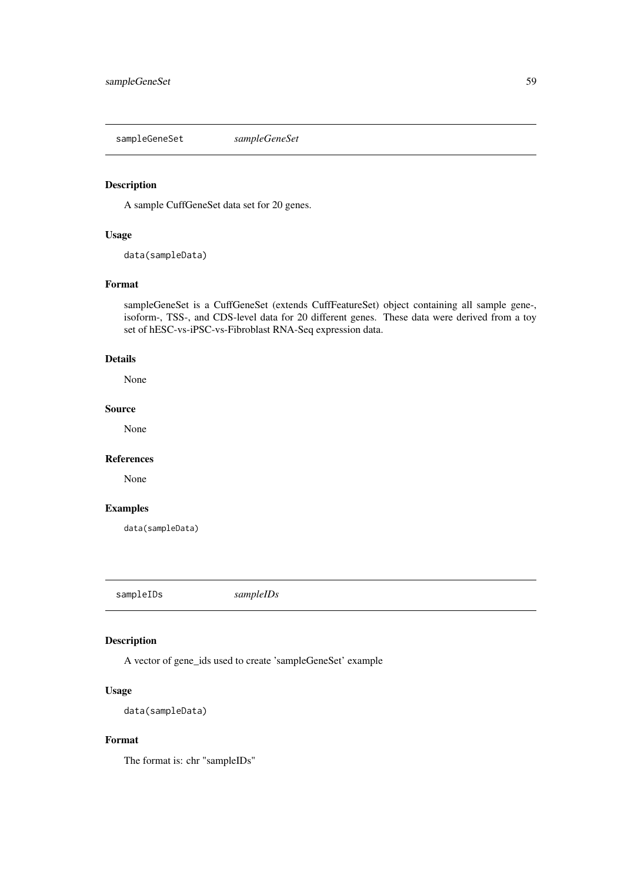## sampleGeneSet *sampleGeneSet*

### Description

A sample CuffGeneSet data set for 20 genes.

### Usage

```
data(sampleData)
```

### Format

sampleGeneSet is a CuffGeneSet (extends CuffFeatureSet) object containing all sample gene-, isoform-, TSS-, and CDS-level data for 20 different genes. These data were derived from a toy set of hESC-vs-iPSC-vs-Fibroblast RNA-Seq expression data.

### Details

None

### Source

None

### References

None

### Examples

```
data(sampleData)
```

## sampleIDs *sampleIDs*

### Description

A vector of gene_ids used to create 'sampleGeneSet' example

### Usage

```
data(sampleData)
```

### Format

The format is: chr "sampleIDs"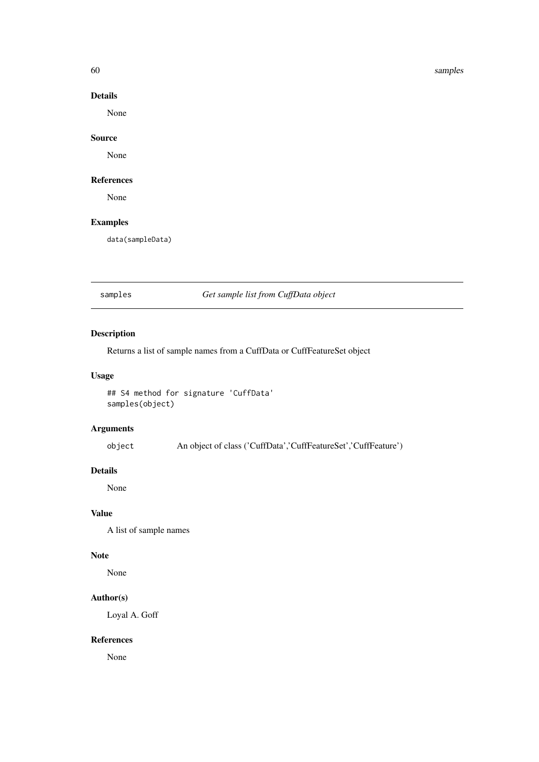### Details

None

### Source

None

### References

None

### Examples

```
data(sampleData)
```

---

## samples — *Get sample list from CuffData object*

---

### Description

Returns a list of sample names from a CuffData or CuffFeatureSet object

### Usage

```
## S4 method for signature 'CuffData'
samples(object)
```

### Arguments

| | |
|---|---|
| object | An object of class ('CuffData','CuffFeatureSet','CuffFeature') |

### Details

None

### Value

A list of sample names

### Note

None

### Author(s)

Loyal A. Goff

### References

None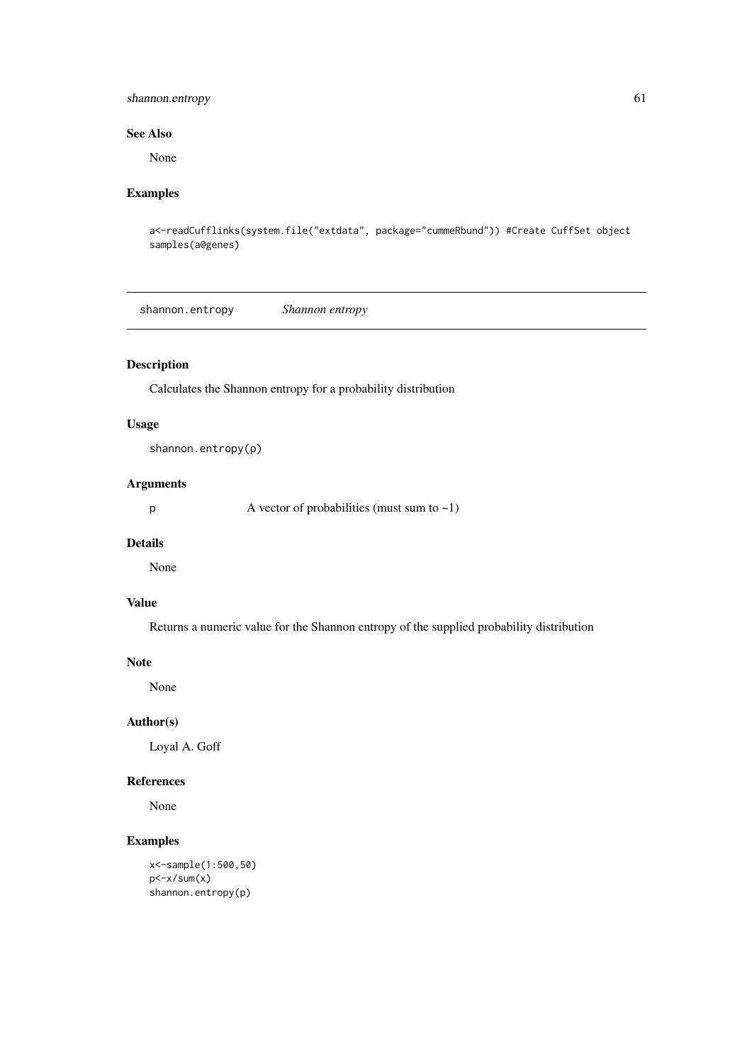### See Also

None

### Examples

```
a<-readCufflinks(system.file("extdata", package="cummeRbund")) #Create CuffSet object
samples(a@genes)
```

---

## shannon.entropy *Shannon entropy*

---

### Description

Calculates the Shannon entropy for a probability distribution

### Usage

```
shannon.entropy(p)
```

### Arguments

| | |
|---|---|
| p | A vector of probabilities (must sum to ~1) |

### Details

None

### Value

Returns a numeric value for the Shannon entropy of the supplied probability distribution

### Note

None

### Author(s)

Loyal A. Goff

### References

None

### Examples

```
x<-sample(1:500,50)
p<-x/sum(x)
shannon.entropy(p)
```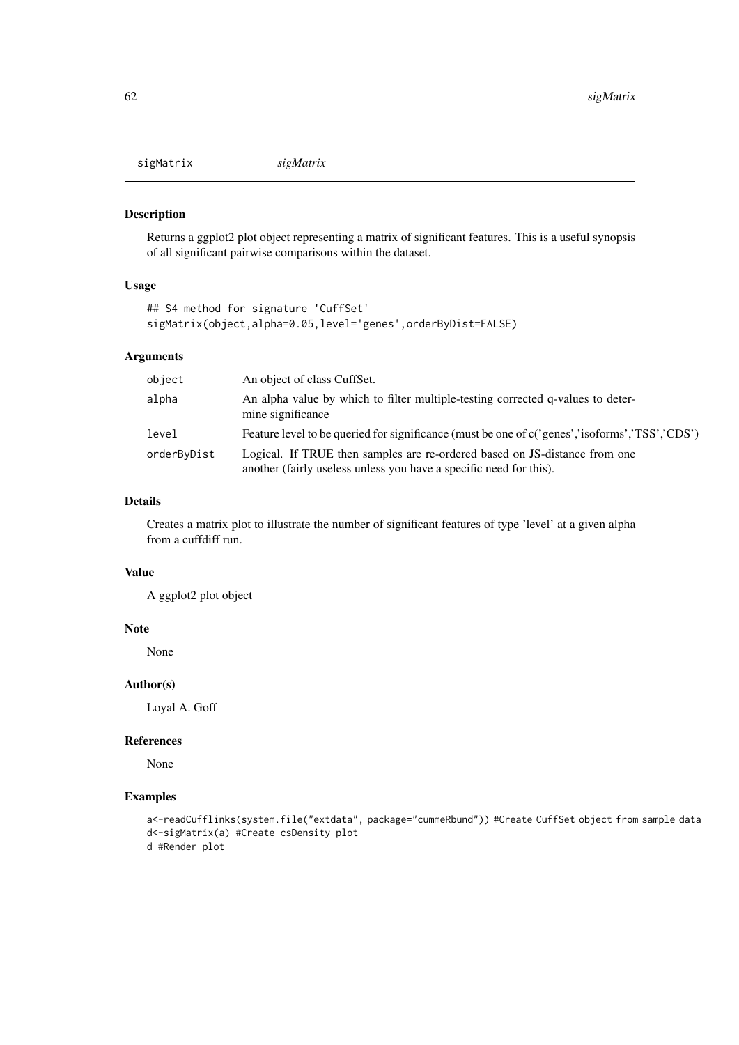sigMatrix *sigMatrix*

## Description

Returns a ggplot2 plot object representing a matrix of significant features. This is a useful synopsis of all significant pairwise comparisons within the dataset.

## Usage

```
## S4 method for signature 'CuffSet'
sigMatrix(object,alpha=0.05,level='genes',orderByDist=FALSE)
```

## Arguments

| | |
|---|---|
| `object` | An object of class CuffSet. |
| `alpha` | An alpha value by which to filter multiple-testing corrected q-values to determine significance |
| `level` | Feature level to be queried for significance (must be one of c('genes','isoforms','TSS','CDS') |
| `orderByDist` | Logical. If TRUE then samples are re-ordered based on JS-distance from one another (fairly useless unless you have a specific need for this). |

## Details

Creates a matrix plot to illustrate the number of significant features of type 'level' at a given alpha from a cuffdiff run.

## Value

A ggplot2 plot object

## Note

None

## Author(s)

Loyal A. Goff

## References

None

## Examples

```
a<-readCufflinks(system.file("extdata", package="cummeRbund")) #Create CuffSet object from sample data
d<-sigMatrix(a) #Create csDensity plot
d #Render plot
```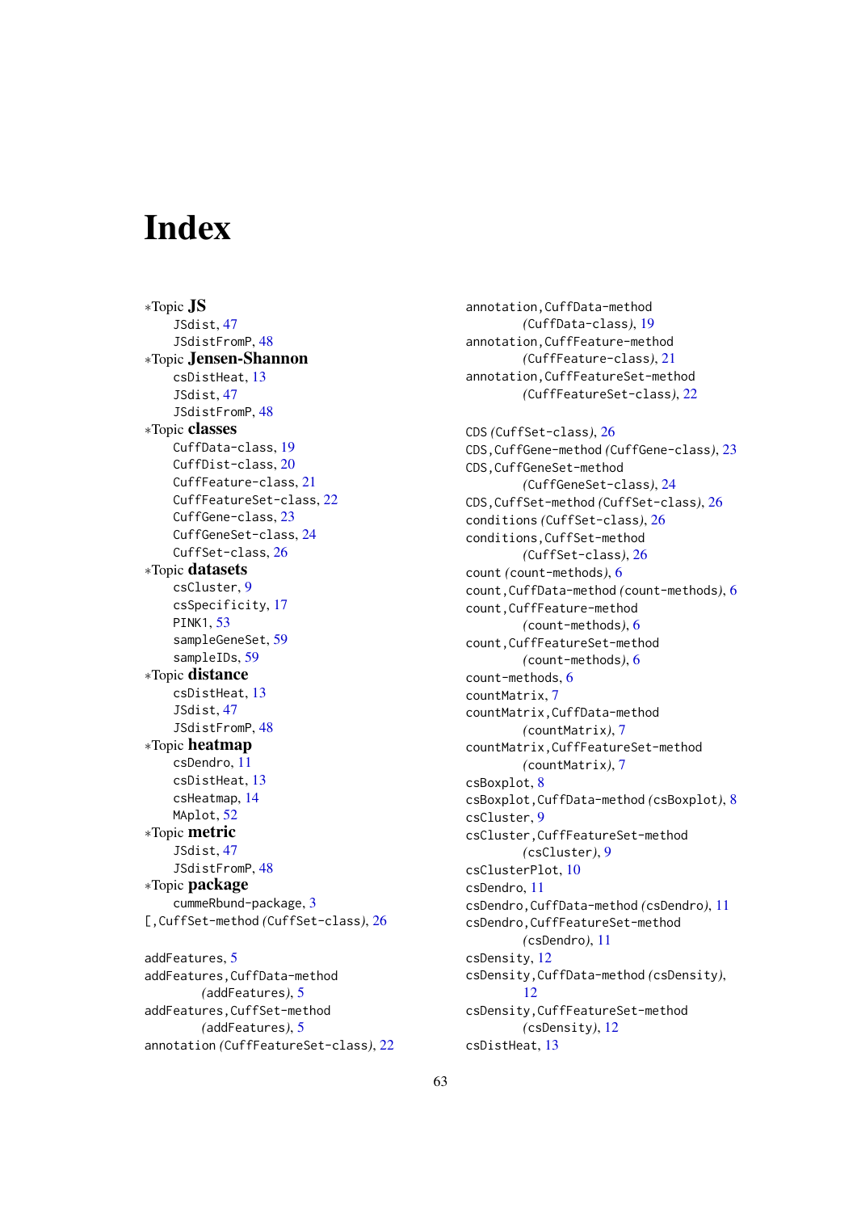# Index

∗Topic **JS**
- JSdist, 47
- JSdistFromP, 48

∗Topic **Jensen-Shannon**
- csDistHeat, 13
- JSdist, 47
- JSdistFromP, 48

∗Topic **classes**
- CuffData-class, 19
- CuffDist-class, 20
- CuffFeature-class, 21
- CuffFeatureSet-class, 22
- CuffGene-class, 23
- CuffGeneSet-class, 24
- CuffSet-class, 26

∗Topic **datasets**
- csCluster, 9
- csSpecificity, 17
- PINK1, 53
- sampleGeneSet, 59
- sampleIDs, 59

∗Topic **distance**
- csDistHeat, 13
- JSdist, 47
- JSdistFromP, 48

∗Topic **heatmap**
- csDendro, 11
- csDistHeat, 13
- csHeatmap, 14
- MAplot, 52

∗Topic **metric**
- JSdist, 47
- JSdistFromP, 48

∗Topic **package**
- cummeRbund-package, 3

[,CuffSet-method *(CuffSet-class)*, 26

addFeatures, 5
addFeatures,CuffData-method *(addFeatures)*, 5
addFeatures,CuffSet-method *(addFeatures)*, 5
annotation *(CuffFeatureSet-class)*, 22
annotation,CuffData-method *(CuffData-class)*, 19
annotation,CuffFeature-method *(CuffFeature-class)*, 21
annotation,CuffFeatureSet-method *(CuffFeatureSet-class)*, 22

CDS *(CuffSet-class)*, 26
CDS,CuffGene-method *(CuffGene-class)*, 23
CDS,CuffGeneSet-method *(CuffGeneSet-class)*, 24
CDS,CuffSet-method *(CuffSet-class)*, 26
conditions *(CuffSet-class)*, 26
conditions,CuffSet-method *(CuffSet-class)*, 26
count *(count-methods)*, 6
count,CuffData-method *(count-methods)*, 6
count,CuffFeature-method *(count-methods)*, 6
count,CuffFeatureSet-method *(count-methods)*, 6
count-methods, 6
countMatrix, 7
countMatrix,CuffData-method *(countMatrix)*, 7
countMatrix,CuffFeatureSet-method *(countMatrix)*, 7
csBoxplot, 8
csBoxplot,CuffData-method *(csBoxplot)*, 8
csCluster, 9
csCluster,CuffFeatureSet-method *(csCluster)*, 9
csClusterPlot, 10
csDendro, 11
csDendro,CuffData-method *(csDendro)*, 11
csDendro,CuffFeatureSet-method *(csDendro)*, 11
csDensity, 12
csDensity,CuffData-method *(csDensity)*, 12
csDensity,CuffFeatureSet-method *(csDensity)*, 12
csDistHeat, 13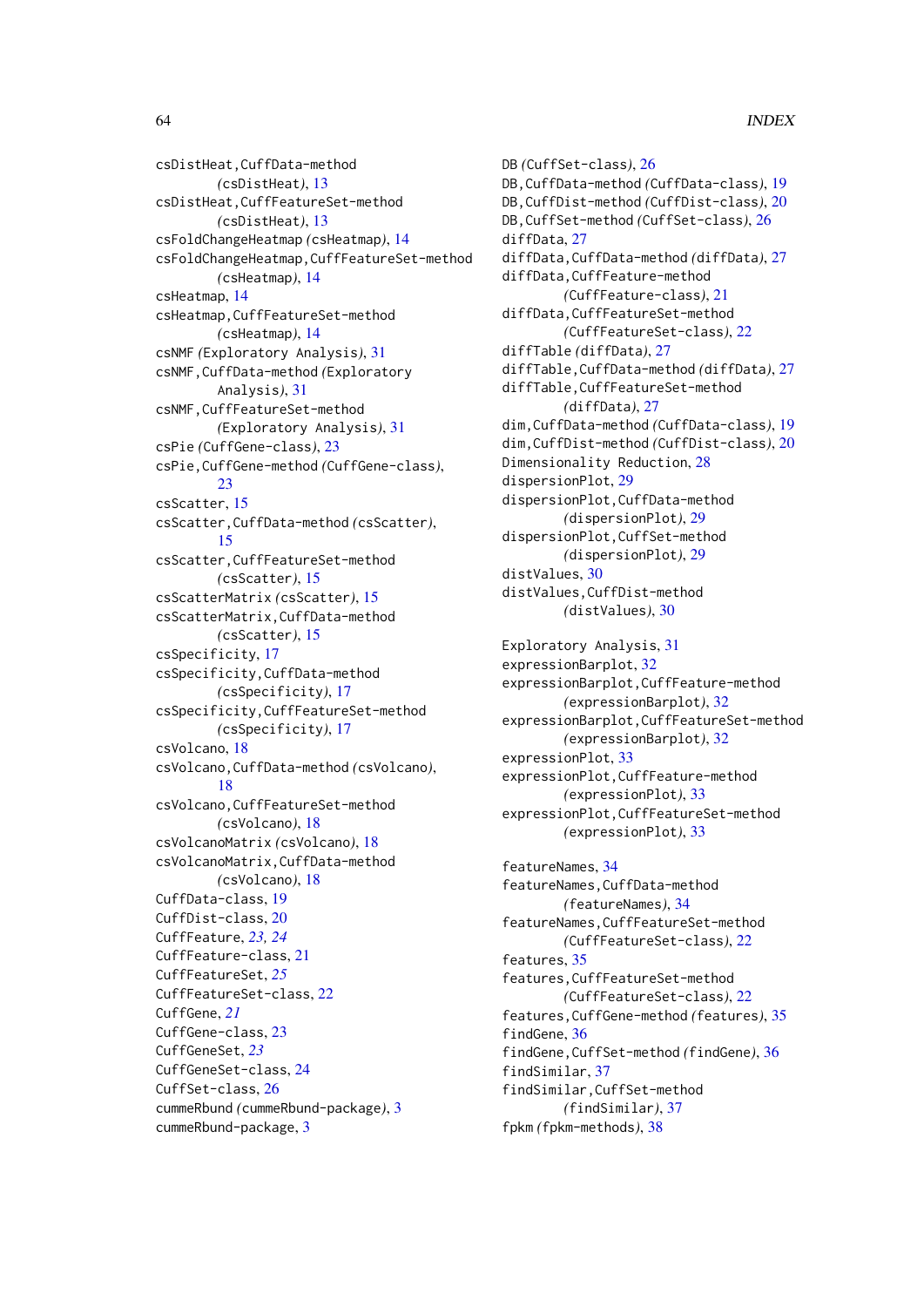csDistHeat,CuffData-method (csDistHeat), 13
csDistHeat,CuffFeatureSet-method (csDistHeat), 13
csFoldChangeHeatmap (csHeatmap), 14
csFoldChangeHeatmap,CuffFeatureSet-method (csHeatmap), 14
csHeatmap, 14
csHeatmap,CuffFeatureSet-method (csHeatmap), 14
csNMF (Exploratory Analysis), 31
csNMF,CuffData-method (Exploratory Analysis), 31
csNMF,CuffFeatureSet-method (Exploratory Analysis), 31
csPie (CuffGene-class), 23
csPie,CuffGene-method (CuffGene-class), 23
csScatter, 15
csScatter,CuffData-method (csScatter), 15
csScatter,CuffFeatureSet-method (csScatter), 15
csScatterMatrix (csScatter), 15
csScatterMatrix,CuffData-method (csScatter), 15
csSpecificity, 17
csSpecificity,CuffData-method (csSpecificity), 17
csSpecificity,CuffFeatureSet-method (csSpecificity), 17
csVolcano, 18
csVolcano,CuffData-method (csVolcano), 18
csVolcano,CuffFeatureSet-method (csVolcano), 18
csVolcanoMatrix (csVolcano), 18
csVolcanoMatrix,CuffData-method (csVolcano), 18
CuffData-class, 19
CuffDist-class, 20
CuffFeature, *23, 24*
CuffFeature-class, 21
CuffFeatureSet, *25*
CuffFeatureSet-class, 22
CuffGene, *21*
CuffGene-class, 23
CuffGeneSet, *23*
CuffGeneSet-class, 24
CuffSet-class, 26
cummeRbund (cummeRbund-package), 3
cummeRbund-package, 3

DB (CuffSet-class), 26
DB,CuffData-method (CuffData-class), 19
DB,CuffDist-method (CuffDist-class), 20
DB,CuffSet-method (CuffSet-class), 26
diffData, 27
diffData,CuffData-method (diffData), 27
diffData,CuffFeature-method (CuffFeature-class), 21
diffData,CuffFeatureSet-method (CuffFeatureSet-class), 22
diffTable (diffData), 27
diffTable,CuffData-method (diffData), 27
diffTable,CuffFeatureSet-method (diffData), 27
dim,CuffData-method (CuffData-class), 19
dim,CuffDist-method (CuffDist-class), 20
Dimensionality Reduction, 28
dispersionPlot, 29
dispersionPlot,CuffData-method (dispersionPlot), 29
dispersionPlot,CuffSet-method (dispersionPlot), 29
distValues, 30
distValues,CuffDist-method (distValues), 30

Exploratory Analysis, 31
expressionBarplot, 32
expressionBarplot,CuffFeature-method (expressionBarplot), 32
expressionBarplot,CuffFeatureSet-method (expressionBarplot), 32
expressionPlot, 33
expressionPlot,CuffFeature-method (expressionPlot), 33
expressionPlot,CuffFeatureSet-method (expressionPlot), 33

featureNames, 34
featureNames,CuffData-method (featureNames), 34
featureNames,CuffFeatureSet-method (CuffFeatureSet-class), 22
features, 35
features,CuffFeatureSet-method (CuffFeatureSet-class), 22
features,CuffGene-method (features), 35
findGene, 36
findGene,CuffSet-method (findGene), 36
findSimilar, 37
findSimilar,CuffSet-method (findSimilar), 37
fpkm (fpkm-methods), 38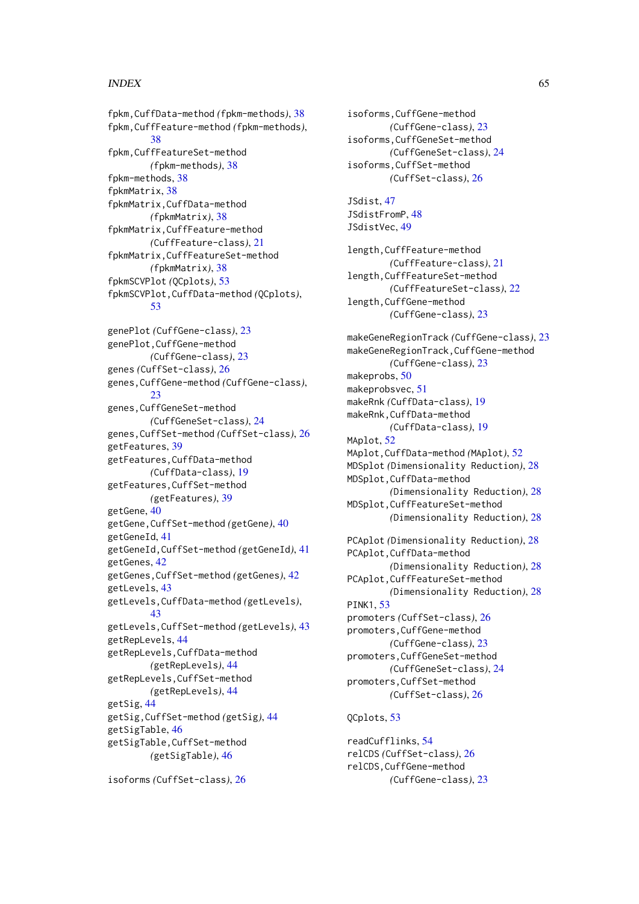fpkm,CuffData-method *(fpkm-methods)*, 38
fpkm,CuffFeature-method *(fpkm-methods)*, 38
fpkm,CuffFeatureSet-method *(fpkm-methods)*, 38
fpkm-methods, 38
fpkmMatrix, 38
fpkmMatrix,CuffData-method *(fpkmMatrix)*, 38
fpkmMatrix,CuffFeature-method *(CuffFeature-class)*, 21
fpkmMatrix,CuffFeatureSet-method *(fpkmMatrix)*, 38
fpkmSCVPlot *(QCplots)*, 53
fpkmSCVPlot,CuffData-method *(QCplots)*, 53

genePlot *(CuffGene-class)*, 23
genePlot,CuffGene-method *(CuffGene-class)*, 23
genes *(CuffSet-class)*, 26
genes,CuffGene-method *(CuffGene-class)*, 23
genes,CuffGeneSet-method *(CuffGeneSet-class)*, 24
genes,CuffSet-method *(CuffSet-class)*, 26
getFeatures, 39
getFeatures,CuffData-method *(CuffData-class)*, 19
getFeatures,CuffSet-method *(getFeatures)*, 39
getGene, 40
getGene,CuffSet-method *(getGene)*, 40
getGeneId, 41
getGeneId,CuffSet-method *(getGeneId)*, 41
getGenes, 42
getGenes,CuffSet-method *(getGenes)*, 42
getLevels, 43
getLevels,CuffData-method *(getLevels)*, 43
getLevels,CuffSet-method *(getLevels)*, 43
getRepLevels, 44
getRepLevels,CuffData-method *(getRepLevels)*, 44
getRepLevels,CuffSet-method *(getRepLevels)*, 44
getSig, 44
getSig,CuffSet-method *(getSig)*, 44
getSigTable, 46
getSigTable,CuffSet-method *(getSigTable)*, 46

isoforms *(CuffSet-class)*, 26
isoforms,CuffGene-method *(CuffGene-class)*, 23
isoforms,CuffGeneSet-method *(CuffGeneSet-class)*, 24
isoforms,CuffSet-method *(CuffSet-class)*, 26

JSdist, 47
JSdistFromP, 48
JSdistVec, 49

length,CuffFeature-method *(CuffFeature-class)*, 21
length,CuffFeatureSet-method *(CuffFeatureSet-class)*, 22
length,CuffGene-method *(CuffGene-class)*, 23

makeGeneRegionTrack *(CuffGene-class)*, 23
makeGeneRegionTrack,CuffGene-method *(CuffGene-class)*, 23
makeprobs, 50
makeprobsvec, 51
makeRnk *(CuffData-class)*, 19
makeRnk,CuffData-method *(CuffData-class)*, 19
MAplot, 52
MAplot,CuffData-method *(MAplot)*, 52
MDSplot *(Dimensionality Reduction)*, 28
MDSplot,CuffData-method *(Dimensionality Reduction)*, 28
MDSplot,CuffFeatureSet-method *(Dimensionality Reduction)*, 28

PCAplot *(Dimensionality Reduction)*, 28
PCAplot,CuffData-method *(Dimensionality Reduction)*, 28
PCAplot,CuffFeatureSet-method *(Dimensionality Reduction)*, 28
PINK1, 53
promoters *(CuffSet-class)*, 26
promoters,CuffGene-method *(CuffGene-class)*, 23
promoters,CuffGeneSet-method *(CuffGeneSet-class)*, 24
promoters,CuffSet-method *(CuffSet-class)*, 26

QCplots, 53

readCufflinks, 54
relCDS *(CuffSet-class)*, 26
relCDS,CuffGene-method *(CuffGene-class)*, 23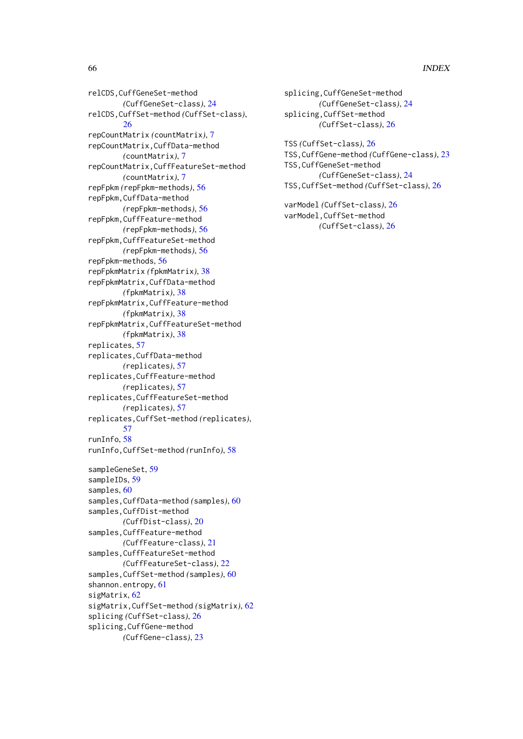relCDS,CuffGeneSet-method (CuffGeneSet-class), 24
relCDS,CuffSet-method (CuffSet-class), 26
repCountMatrix (countMatrix), 7
repCountMatrix,CuffData-method (countMatrix), 7
repCountMatrix,CuffFeatureSet-method (countMatrix), 7
repFpkm (repFpkm-methods), 56
repFpkm,CuffData-method (repFpkm-methods), 56
repFpkm,CuffFeature-method (repFpkm-methods), 56
repFpkm,CuffFeatureSet-method (repFpkm-methods), 56
repFpkm-methods, 56
repFpkmMatrix (fpkmMatrix), 38
repFpkmMatrix,CuffData-method (fpkmMatrix), 38
repFpkmMatrix,CuffFeature-method (fpkmMatrix), 38
repFpkmMatrix,CuffFeatureSet-method (fpkmMatrix), 38
replicates, 57
replicates,CuffData-method (replicates), 57
replicates,CuffFeature-method (replicates), 57
replicates,CuffFeatureSet-method (replicates), 57
replicates,CuffSet-method (replicates), 57
runInfo, 58
runInfo,CuffSet-method (runInfo), 58

sampleGeneSet, 59
sampleIDs, 59
samples, 60
samples,CuffData-method (samples), 60
samples,CuffDist-method (CuffDist-class), 20
samples,CuffFeature-method (CuffFeature-class), 21
samples,CuffFeatureSet-method (CuffFeatureSet-class), 22
samples,CuffSet-method (samples), 60
shannon.entropy, 61
sigMatrix, 62
sigMatrix,CuffSet-method (sigMatrix), 62
splicing (CuffSet-class), 26
splicing,CuffGene-method (CuffGene-class), 23
splicing,CuffGeneSet-method (CuffGeneSet-class), 24
splicing,CuffSet-method (CuffSet-class), 26

TSS (CuffSet-class), 26
TSS,CuffGene-method (CuffGene-class), 23
TSS,CuffGeneSet-method (CuffGeneSet-class), 24
TSS,CuffSet-method (CuffSet-class), 26

varModel (CuffSet-class), 26
varModel,CuffSet-method (CuffSet-class), 26